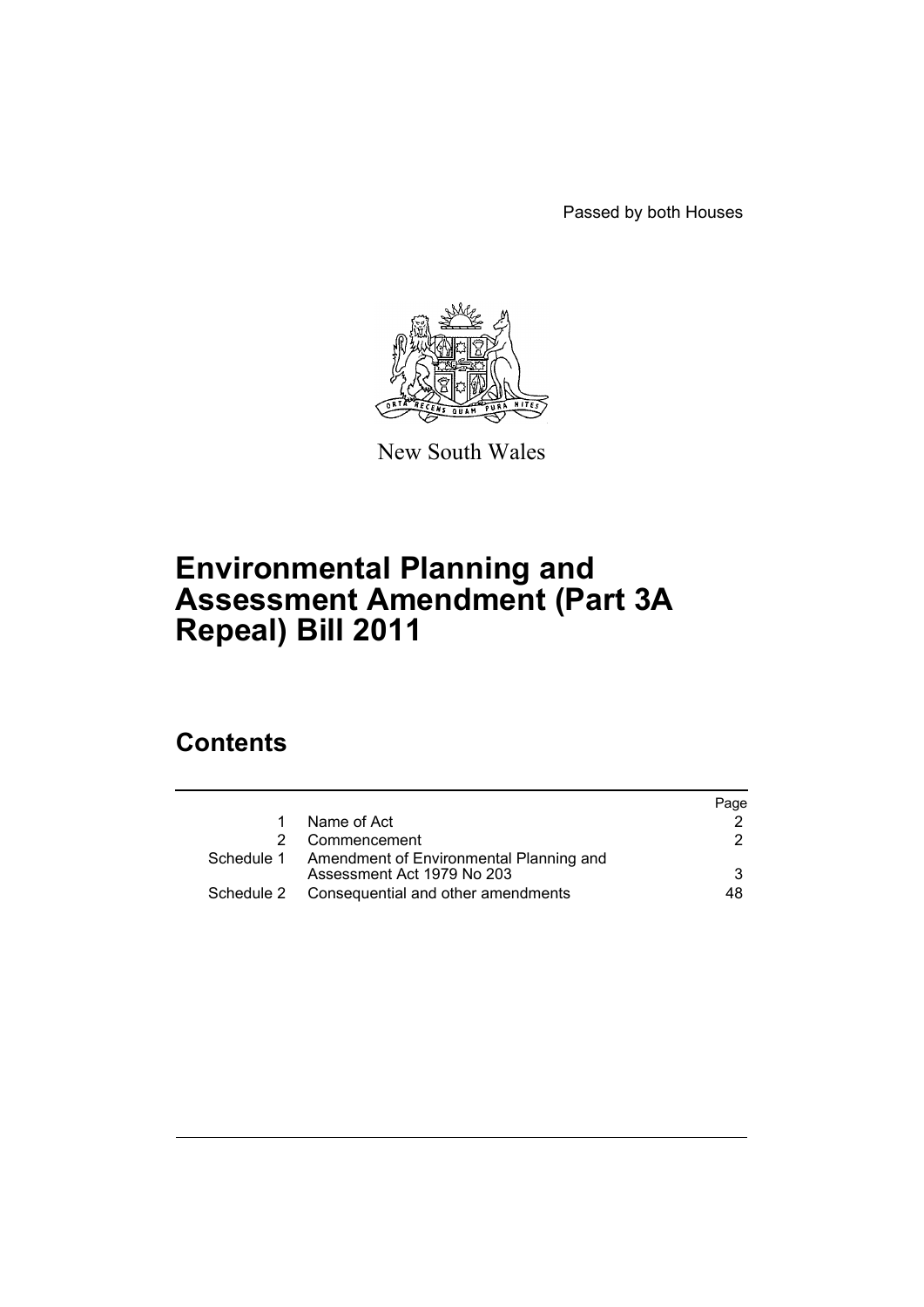Passed by both Houses

New South Wales

# Environmental Planning and Assessment Amendment (Part 3A Repeal) Bill 2011

## Contents

| | | Page |
|---|---|---|
| 1 | Name of Act | 2 |
| 2 | Commencement | 2 |
| Schedule 1 | Amendment of Environmental Planning and Assessment Act 1979 No 203 | 3 |
| Schedule 2 | Consequential and other amendments | 48 |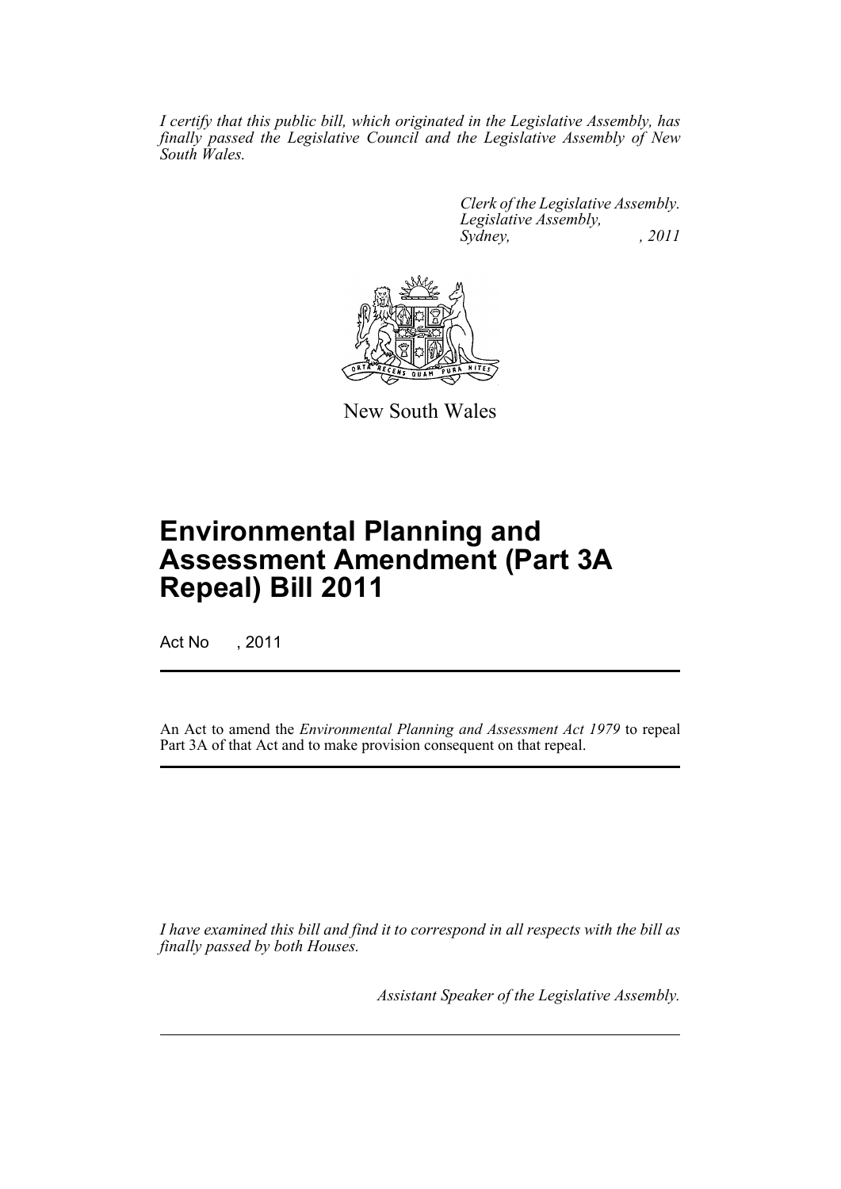*I certify that this public bill, which originated in the Legislative Assembly, has finally passed the Legislative Council and the Legislative Assembly of New South Wales.*

*Clerk of the Legislative Assembly.*
*Legislative Assembly,*
*Sydney, , 2011*

New South Wales

# Environmental Planning and Assessment Amendment (Part 3A Repeal) Bill 2011

Act No , 2011

An Act to amend the *Environmental Planning and Assessment Act 1979* to repeal Part 3A of that Act and to make provision consequent on that repeal.

*I have examined this bill and find it to correspond in all respects with the bill as finally passed by both Houses.*

*Assistant Speaker of the Legislative Assembly.*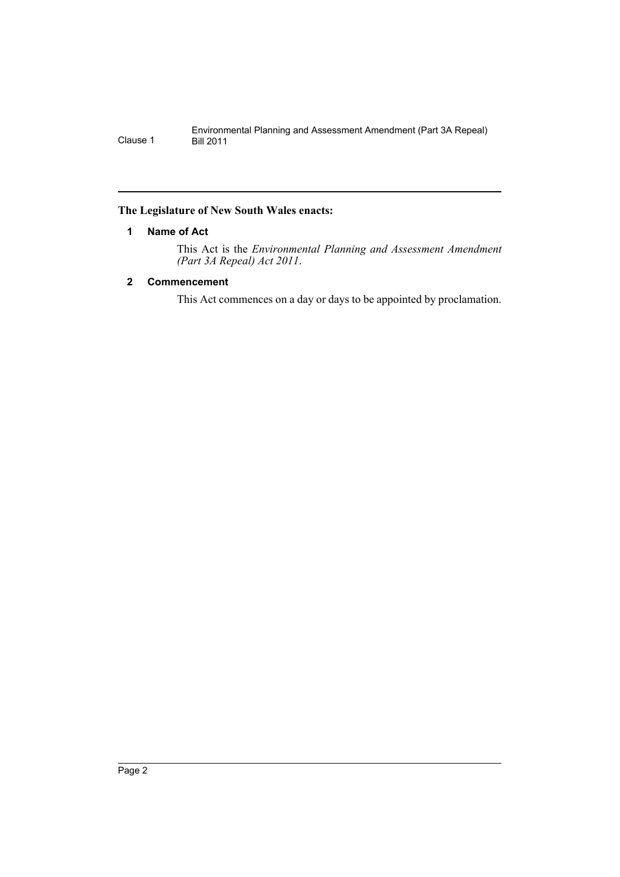**The Legislature of New South Wales enacts:**

## 1 Name of Act

This Act is the *Environmental Planning and Assessment Amendment (Part 3A Repeal) Act 2011*.

## 2 Commencement

This Act commences on a day or days to be appointed by proclamation.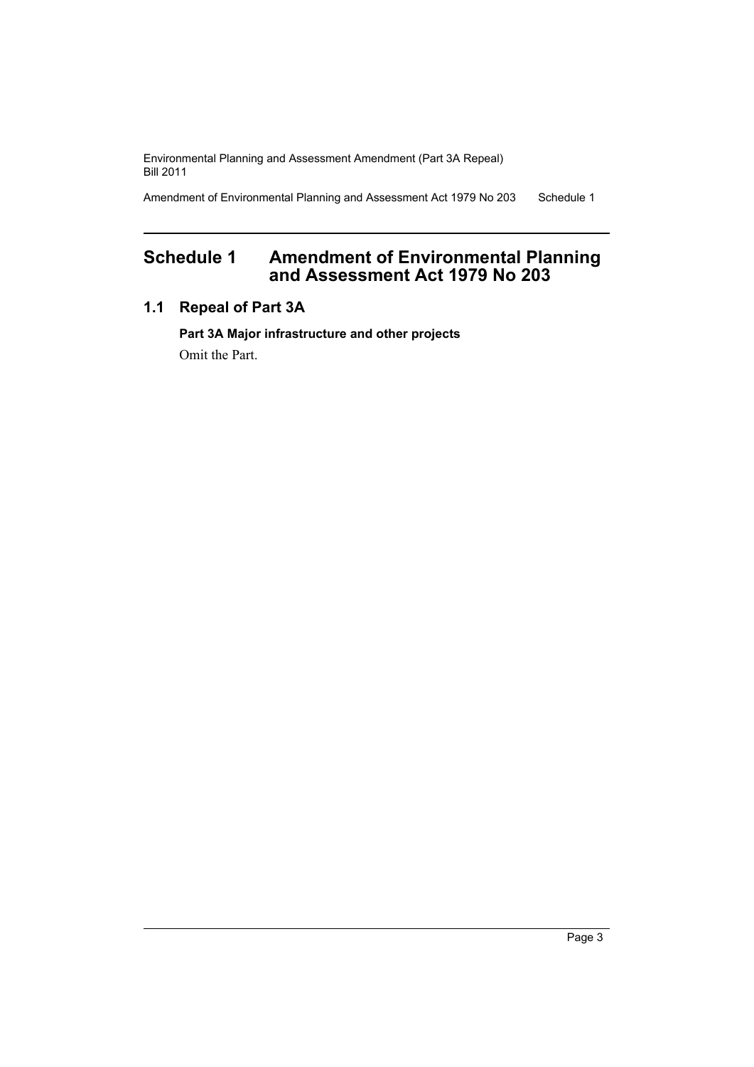# Schedule 1 Amendment of Environmental Planning and Assessment Act 1979 No 203

## 1.1 Repeal of Part 3A

**Part 3A Major infrastructure and other projects**

Omit the Part.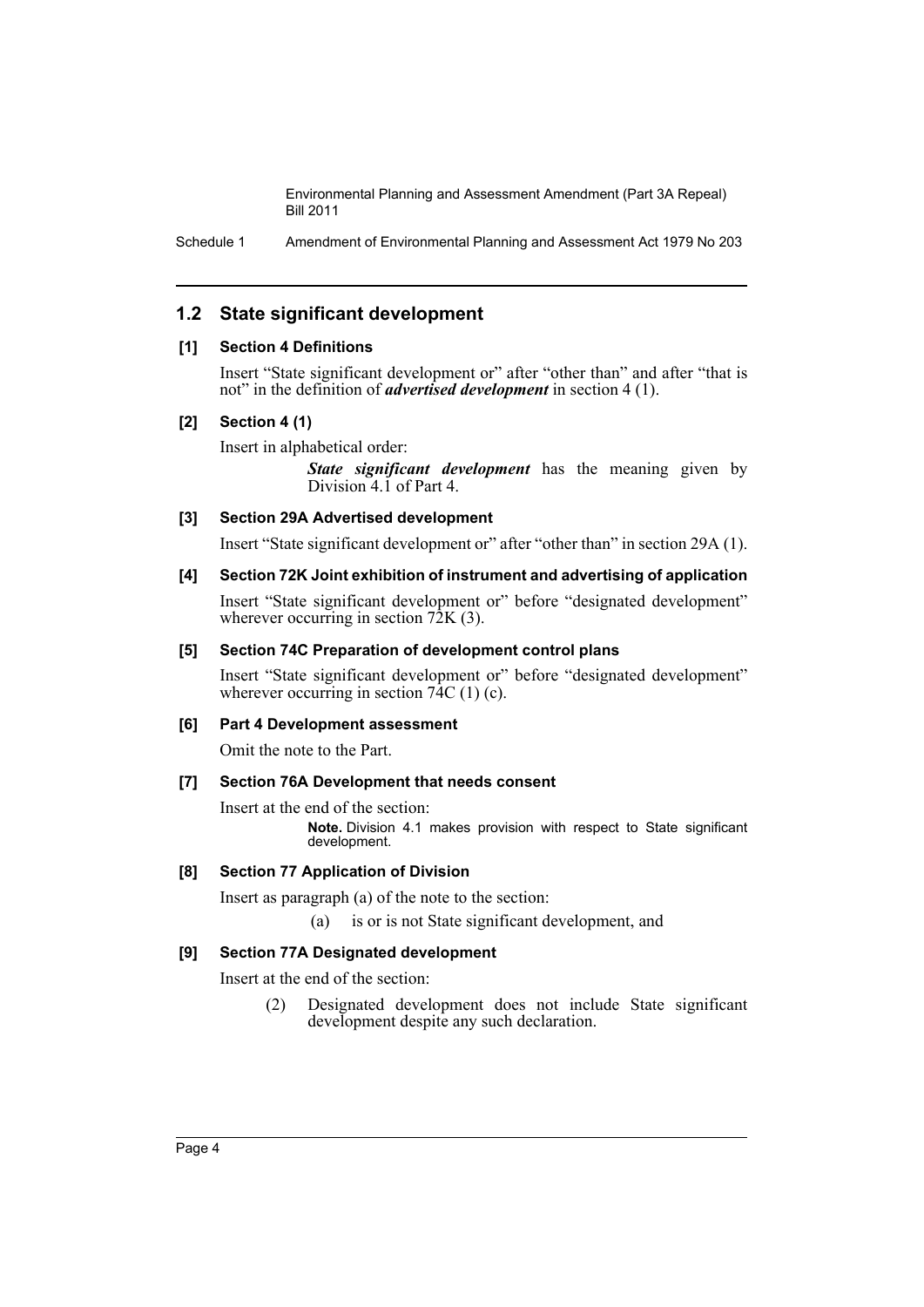## 1.2 State significant development

### [1] Section 4 Definitions

Insert "State significant development or" after "other than" and after "that is not" in the definition of ***advertised development*** in section 4 (1).

### [2] Section 4 (1)

Insert in alphabetical order:

> ***State significant development*** has the meaning given by Division 4.1 of Part 4.

### [3] Section 29A Advertised development

Insert "State significant development or" after "other than" in section 29A (1).

### [4] Section 72K Joint exhibition of instrument and advertising of application

Insert "State significant development or" before "designated development" wherever occurring in section 72K (3).

### [5] Section 74C Preparation of development control plans

Insert "State significant development or" before "designated development" wherever occurring in section 74C (1) (c).

### [6] Part 4 Development assessment

Omit the note to the Part.

### [7] Section 76A Development that needs consent

Insert at the end of the section:

> **Note.** Division 4.1 makes provision with respect to State significant development.

### [8] Section 77 Application of Division

Insert as paragraph (a) of the note to the section:

> (a) is or is not State significant development, and

### [9] Section 77A Designated development

Insert at the end of the section:

> (2) Designated development does not include State significant development despite any such declaration.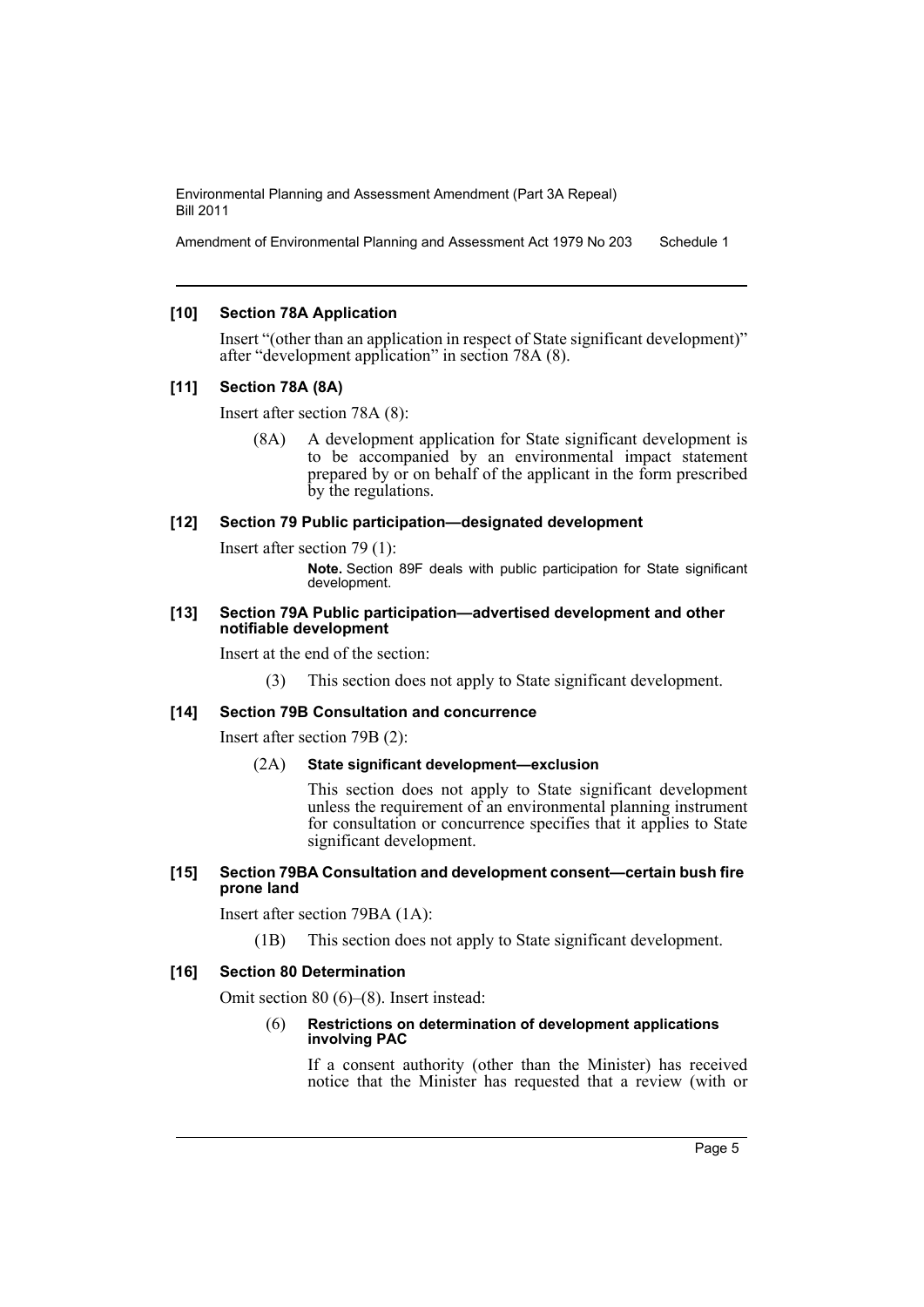### [10] Section 78A Application

Insert "(other than an application in respect of State significant development)" after "development application" in section 78A (8).

### [11] Section 78A (8A)

Insert after section 78A (8):

(8A) A development application for State significant development is to be accompanied by an environmental impact statement prepared by or on behalf of the applicant in the form prescribed by the regulations.

### [12] Section 79 Public participation—designated development

Insert after section 79 (1):

**Note.** Section 89F deals with public participation for State significant development.

### [13] Section 79A Public participation—advertised development and other notifiable development

Insert at the end of the section:

(3) This section does not apply to State significant development.

### [14] Section 79B Consultation and concurrence

Insert after section 79B (2):

(2A) **State significant development—exclusion**

This section does not apply to State significant development unless the requirement of an environmental planning instrument for consultation or concurrence specifies that it applies to State significant development.

### [15] Section 79BA Consultation and development consent—certain bush fire prone land

Insert after section 79BA (1A):

(1B) This section does not apply to State significant development.

### [16] Section 80 Determination

Omit section 80 (6)–(8). Insert instead:

(6) **Restrictions on determination of development applications involving PAC**

If a consent authority (other than the Minister) has received notice that the Minister has requested that a review (with or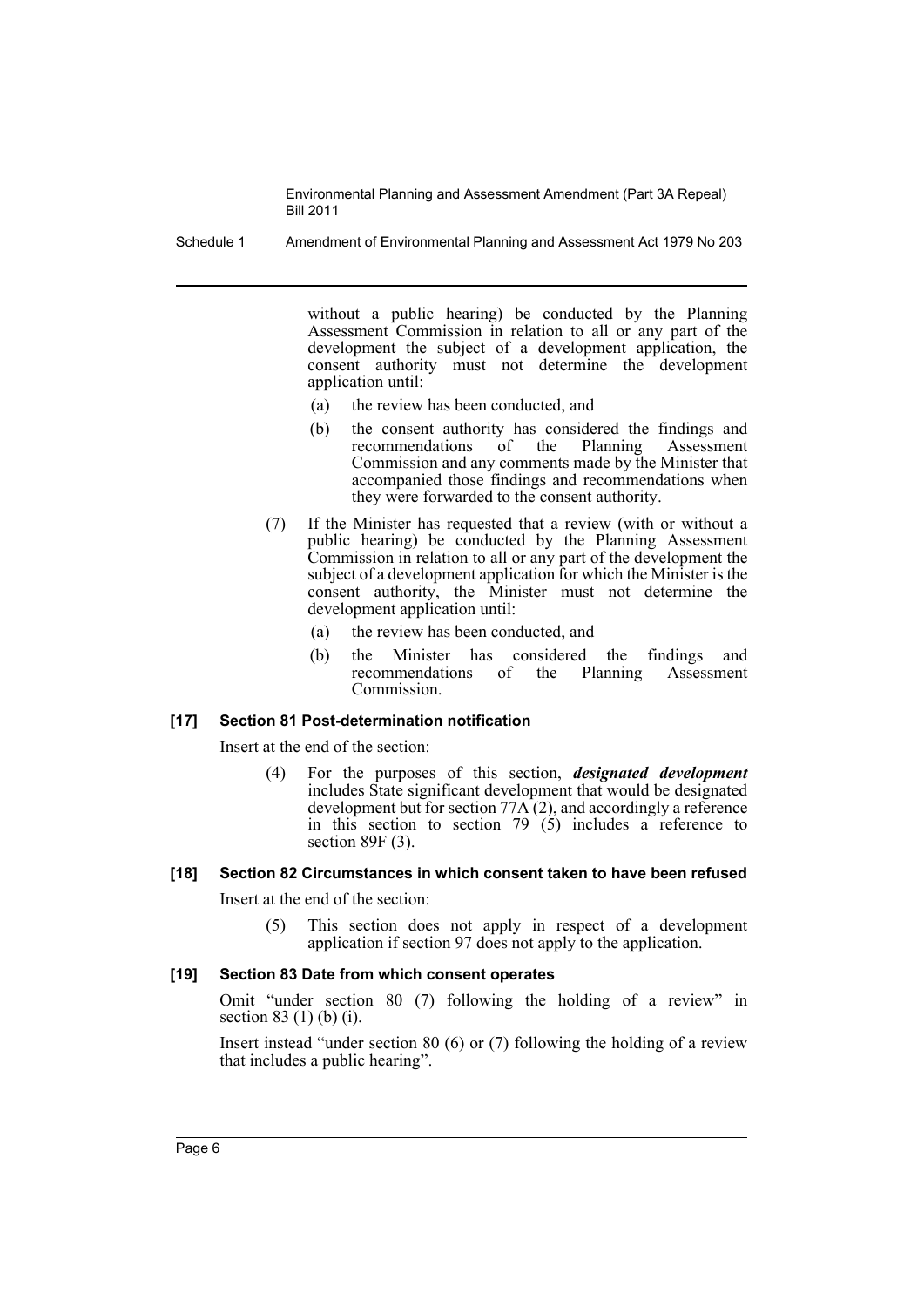without a public hearing) be conducted by the Planning Assessment Commission in relation to all or any part of the development the subject of a development application, the consent authority must not determine the development application until:

(a) the review has been conducted, and

(b) the consent authority has considered the findings and recommendations of the Planning Assessment Commission and any comments made by the Minister that accompanied those findings and recommendations when they were forwarded to the consent authority.

(7) If the Minister has requested that a review (with or without a public hearing) be conducted by the Planning Assessment Commission in relation to all or any part of the development the subject of a development application for which the Minister is the consent authority, the Minister must not determine the development application until:

(a) the review has been conducted, and

(b) the Minister has considered the findings and recommendations of the Planning Assessment Commission.

#### [17] Section 81 Post-determination notification

Insert at the end of the section:

(4) For the purposes of this section, ***designated development*** includes State significant development that would be designated development but for section 77A (2), and accordingly a reference in this section to section 79 (5) includes a reference to section 89F (3).

#### [18] Section 82 Circumstances in which consent taken to have been refused

Insert at the end of the section:

(5) This section does not apply in respect of a development application if section 97 does not apply to the application.

#### [19] Section 83 Date from which consent operates

Omit "under section 80 (7) following the holding of a review" in section 83 (1) (b) (i).

Insert instead "under section 80 (6) or (7) following the holding of a review that includes a public hearing".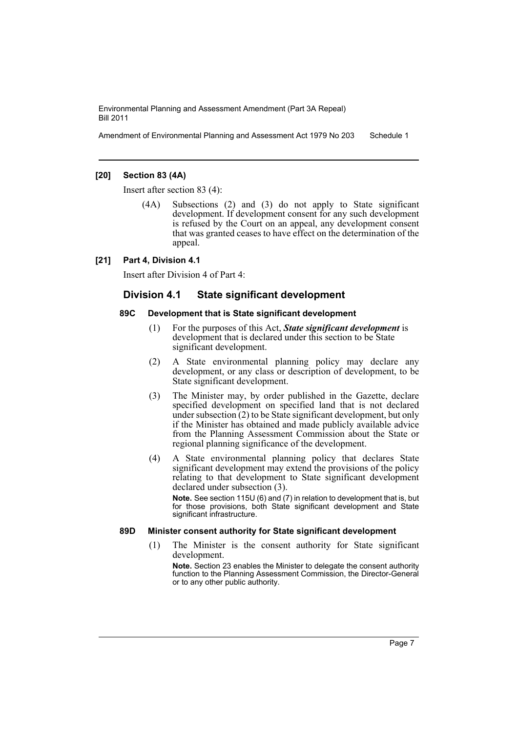**[20] Section 83 (4A)**

Insert after section 83 (4):

> (4A) Subsections (2) and (3) do not apply to State significant development. If development consent for any such development is refused by the Court on an appeal, any development consent that was granted ceases to have effect on the determination of the appeal.

**[21] Part 4, Division 4.1**

Insert after Division 4 of Part 4:

## Division 4.1 State significant development

### 89C Development that is State significant development

(1) For the purposes of this Act, ***State significant development*** is development that is declared under this section to be State significant development.

(2) A State environmental planning policy may declare any development, or any class or description of development, to be State significant development.

(3) The Minister may, by order published in the Gazette, declare specified development on specified land that is not declared under subsection (2) to be State significant development, but only if the Minister has obtained and made publicly available advice from the Planning Assessment Commission about the State or regional planning significance of the development.

(4) A State environmental planning policy that declares State significant development may extend the provisions of the policy relating to that development to State significant development declared under subsection (3).

**Note.** See section 115U (6) and (7) in relation to development that is, but for those provisions, both State significant development and State significant infrastructure.

### 89D Minister consent authority for State significant development

(1) The Minister is the consent authority for State significant development.

**Note.** Section 23 enables the Minister to delegate the consent authority function to the Planning Assessment Commission, the Director-General or to any other public authority.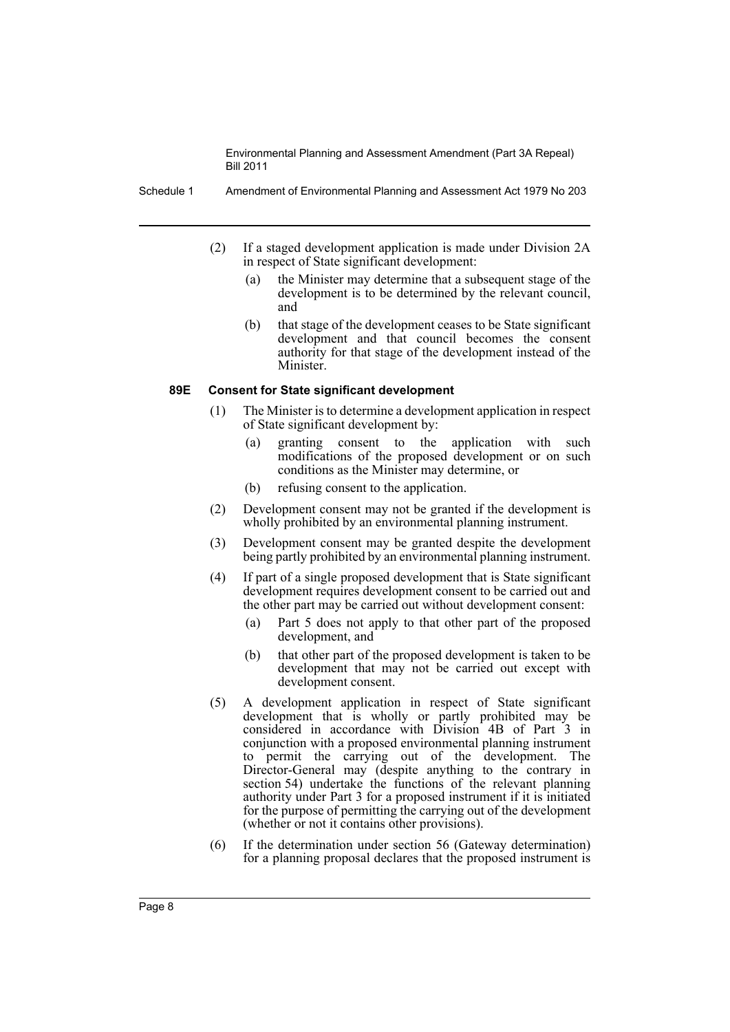(2) If a staged development application is made under Division 2A in respect of State significant development:

 (a) the Minister may determine that a subsequent stage of the development is to be determined by the relevant council, and

 (b) that stage of the development ceases to be State significant development and that council becomes the consent authority for that stage of the development instead of the Minister.

**89E Consent for State significant development**

(1) The Minister is to determine a development application in respect of State significant development by:

 (a) granting consent to the application with such modifications of the proposed development or on such conditions as the Minister may determine, or

 (b) refusing consent to the application.

(2) Development consent may not be granted if the development is wholly prohibited by an environmental planning instrument.

(3) Development consent may be granted despite the development being partly prohibited by an environmental planning instrument.

(4) If part of a single proposed development that is State significant development requires development consent to be carried out and the other part may be carried out without development consent:

 (a) Part 5 does not apply to that other part of the proposed development, and

 (b) that other part of the proposed development is taken to be development that may not be carried out except with development consent.

(5) A development application in respect of State significant development that is wholly or partly prohibited may be considered in accordance with Division 4B of Part 3 in conjunction with a proposed environmental planning instrument to permit the carrying out of the development. The Director-General may (despite anything to the contrary in section 54) undertake the functions of the relevant planning authority under Part 3 for a proposed instrument if it is initiated for the purpose of permitting the carrying out of the development (whether or not it contains other provisions).

(6) If the determination under section 56 (Gateway determination) for a planning proposal declares that the proposed instrument is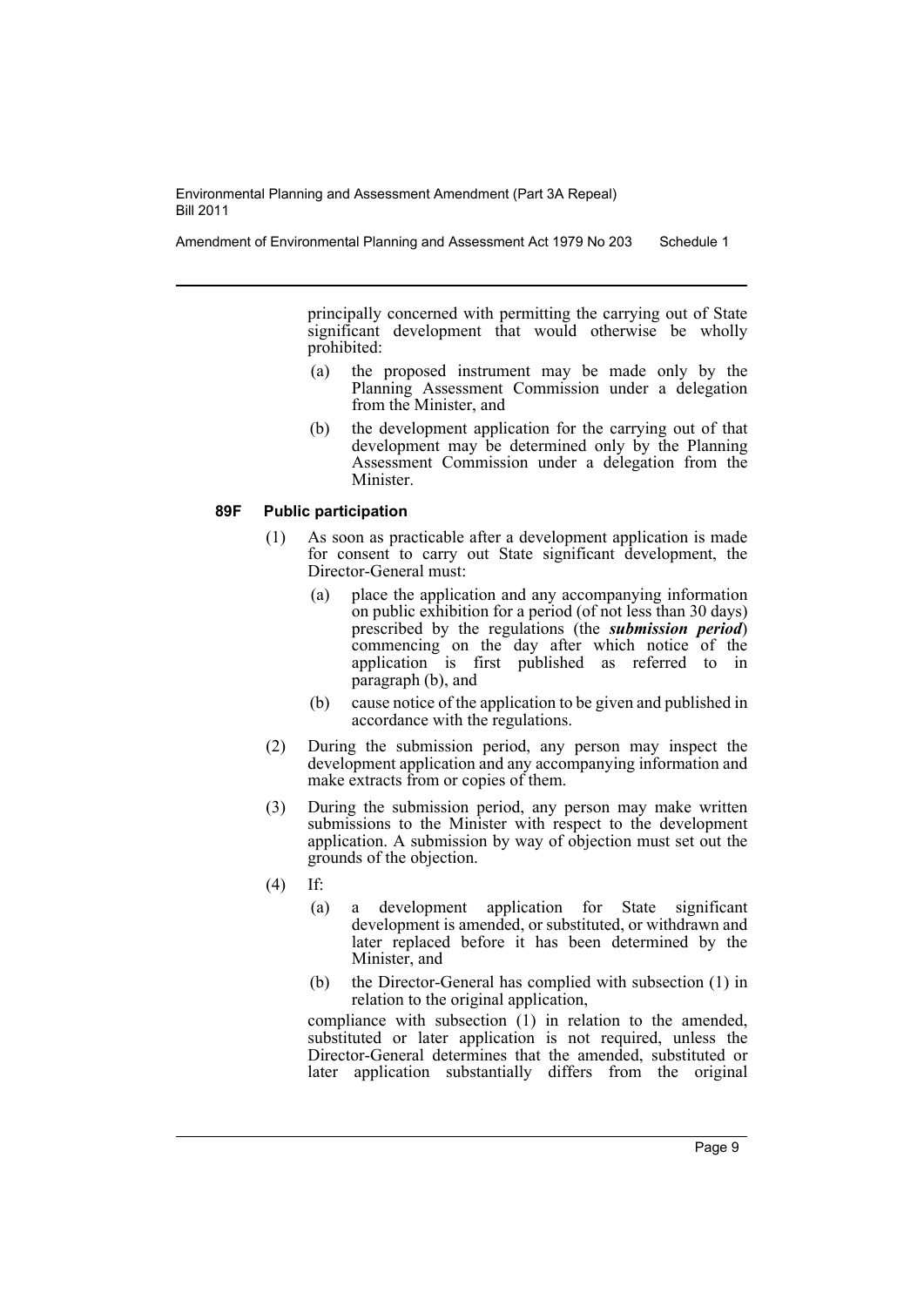principally concerned with permitting the carrying out of State significant development that would otherwise be wholly prohibited:

(a) the proposed instrument may be made only by the Planning Assessment Commission under a delegation from the Minister, and

(b) the development application for the carrying out of that development may be determined only by the Planning Assessment Commission under a delegation from the Minister.

#### 89F Public participation

(1) As soon as practicable after a development application is made for consent to carry out State significant development, the Director-General must:

(a) place the application and any accompanying information on public exhibition for a period (of not less than 30 days) prescribed by the regulations (the ***submission period***) commencing on the day after which notice of the application is first published as referred to in paragraph (b), and

(b) cause notice of the application to be given and published in accordance with the regulations.

(2) During the submission period, any person may inspect the development application and any accompanying information and make extracts from or copies of them.

(3) During the submission period, any person may make written submissions to the Minister with respect to the development application. A submission by way of objection must set out the grounds of the objection.

(4) If:

(a) a development application for State significant development is amended, or substituted, or withdrawn and later replaced before it has been determined by the Minister, and

(b) the Director-General has complied with subsection (1) in relation to the original application,

compliance with subsection (1) in relation to the amended, substituted or later application is not required, unless the Director-General determines that the amended, substituted or later application substantially differs from the original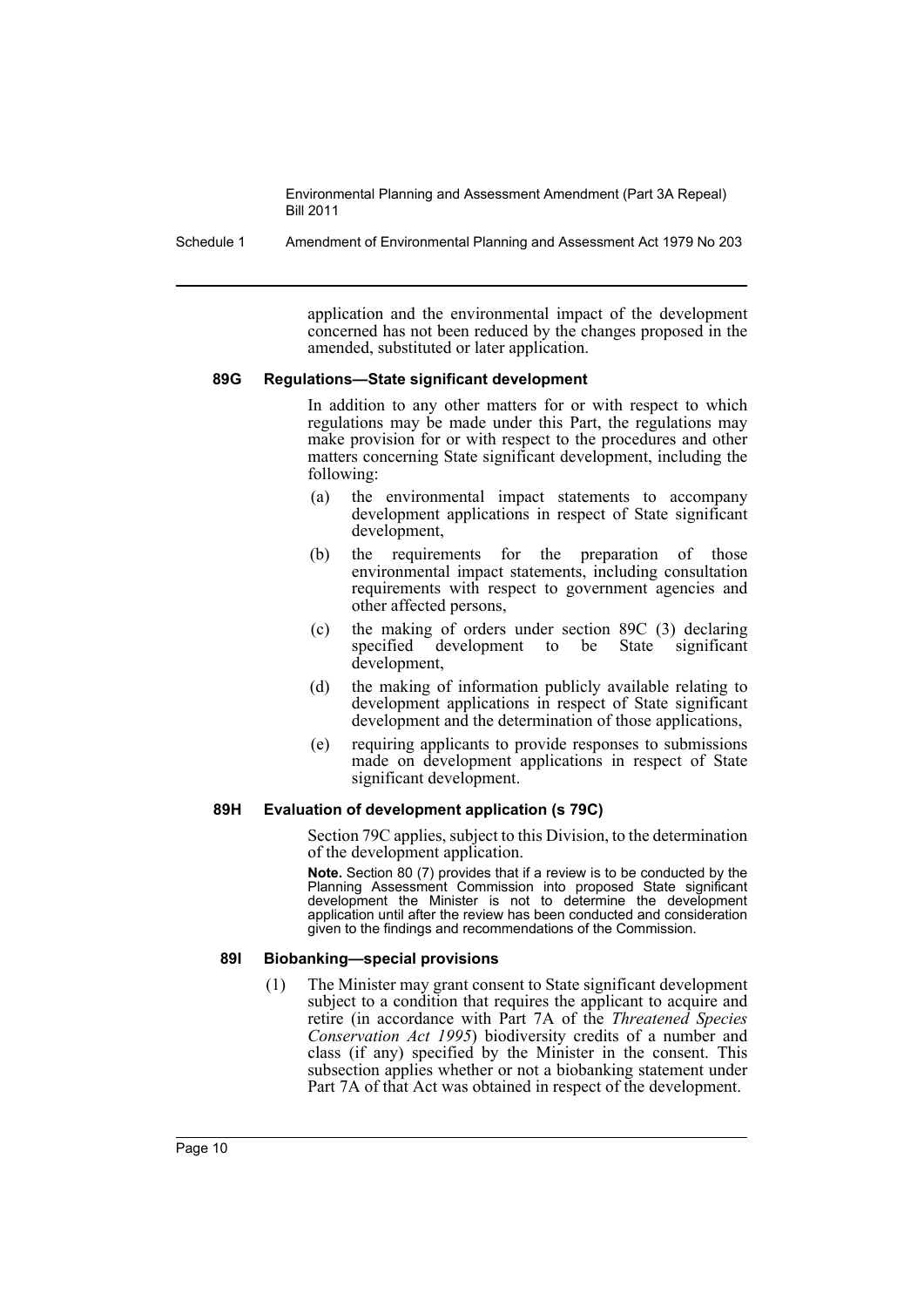application and the environmental impact of the development concerned has not been reduced by the changes proposed in the amended, substituted or later application.

**89G Regulations—State significant development**

In addition to any other matters for or with respect to which regulations may be made under this Part, the regulations may make provision for or with respect to the procedures and other matters concerning State significant development, including the following:

(a) the environmental impact statements to accompany development applications in respect of State significant development,

(b) the requirements for the preparation of those environmental impact statements, including consultation requirements with respect to government agencies and other affected persons,

(c) the making of orders under section 89C (3) declaring specified development to be State significant development,

(d) the making of information publicly available relating to development applications in respect of State significant development and the determination of those applications,

(e) requiring applicants to provide responses to submissions made on development applications in respect of State significant development.

**89H Evaluation of development application (s 79C)**

Section 79C applies, subject to this Division, to the determination of the development application.

**Note.** Section 80 (7) provides that if a review is to be conducted by the Planning Assessment Commission into proposed State significant development the Minister is not to determine the development application until after the review has been conducted and consideration given to the findings and recommendations of the Commission.

**89I Biobanking—special provisions**

(1) The Minister may grant consent to State significant development subject to a condition that requires the applicant to acquire and retire (in accordance with Part 7A of the *Threatened Species Conservation Act 1995*) biodiversity credits of a number and class (if any) specified by the Minister in the consent. This subsection applies whether or not a biobanking statement under Part 7A of that Act was obtained in respect of the development.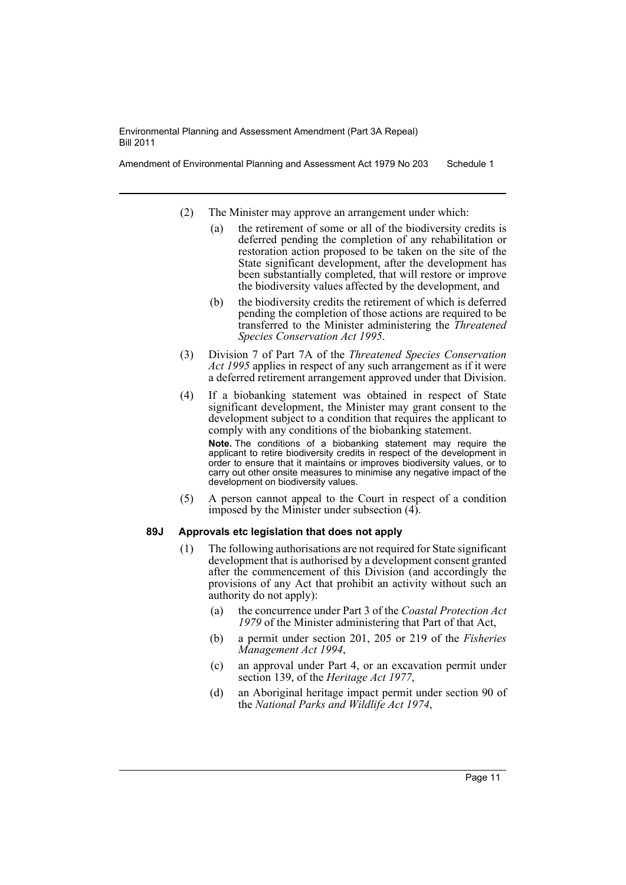(2) The Minister may approve an arrangement under which:

(a) the retirement of some or all of the biodiversity credits is deferred pending the completion of any rehabilitation or restoration action proposed to be taken on the site of the State significant development, after the development has been substantially completed, that will restore or improve the biodiversity values affected by the development, and

(b) the biodiversity credits the retirement of which is deferred pending the completion of those actions are required to be transferred to the Minister administering the *Threatened Species Conservation Act 1995*.

(3) Division 7 of Part 7A of the *Threatened Species Conservation Act 1995* applies in respect of any such arrangement as if it were a deferred retirement arrangement approved under that Division.

(4) If a biobanking statement was obtained in respect of State significant development, the Minister may grant consent to the development subject to a condition that requires the applicant to comply with any conditions of the biobanking statement.

**Note.** The conditions of a biobanking statement may require the applicant to retire biodiversity credits in respect of the development in order to ensure that it maintains or improves biodiversity values, or to carry out other onsite measures to minimise any negative impact of the development on biodiversity values.

(5) A person cannot appeal to the Court in respect of a condition imposed by the Minister under subsection (4).

**89J Approvals etc legislation that does not apply**

(1) The following authorisations are not required for State significant development that is authorised by a development consent granted after the commencement of this Division (and accordingly the provisions of any Act that prohibit an activity without such an authority do not apply):

(a) the concurrence under Part 3 of the *Coastal Protection Act 1979* of the Minister administering that Part of that Act,

(b) a permit under section 201, 205 or 219 of the *Fisheries Management Act 1994*,

(c) an approval under Part 4, or an excavation permit under section 139, of the *Heritage Act 1977*,

(d) an Aboriginal heritage impact permit under section 90 of the *National Parks and Wildlife Act 1974*,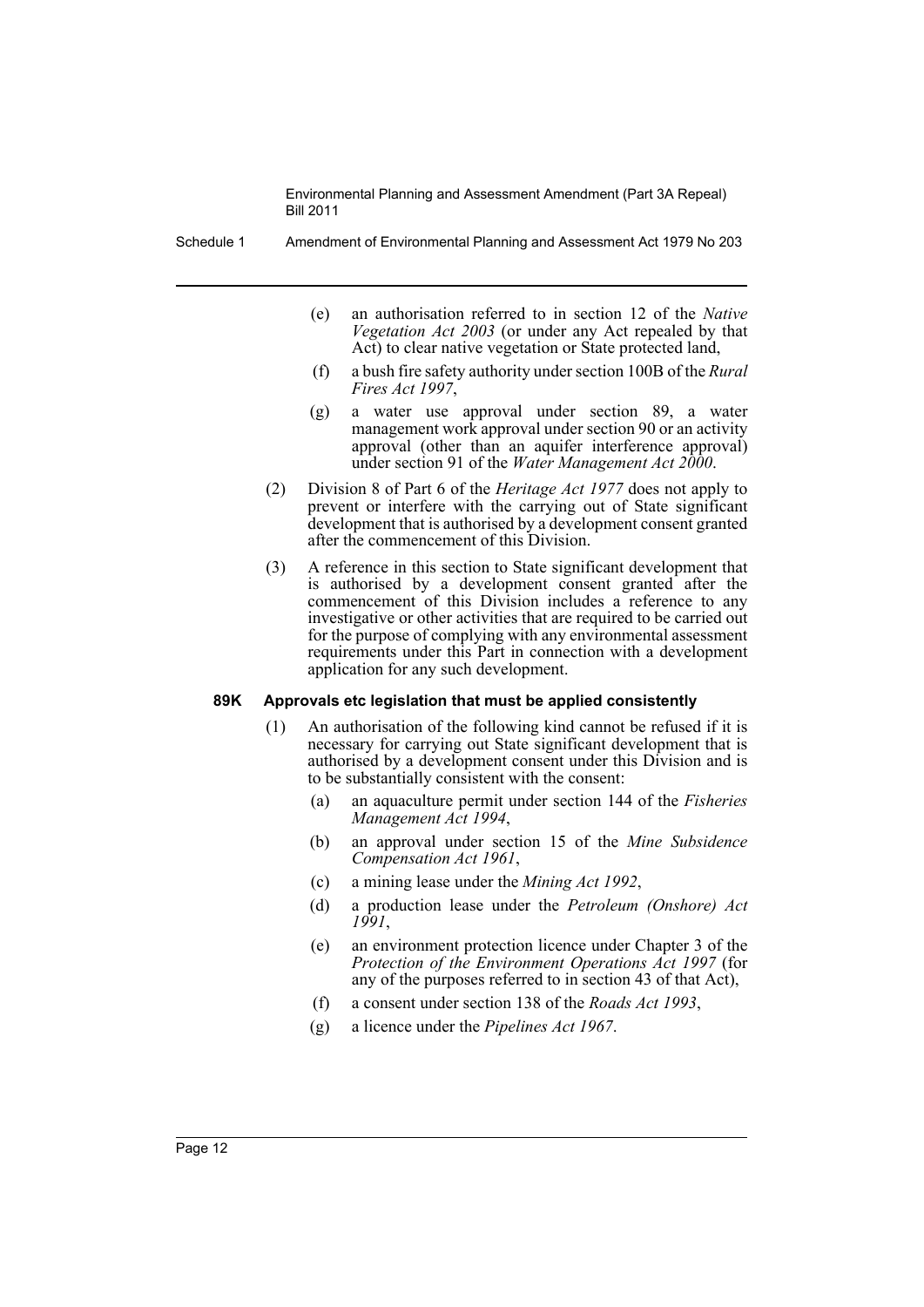(e) an authorisation referred to in section 12 of the *Native Vegetation Act 2003* (or under any Act repealed by that Act) to clear native vegetation or State protected land,

(f) a bush fire safety authority under section 100B of the *Rural Fires Act 1997*,

(g) a water use approval under section 89, a water management work approval under section 90 or an activity approval (other than an aquifer interference approval) under section 91 of the *Water Management Act 2000*.

(2) Division 8 of Part 6 of the *Heritage Act 1977* does not apply to prevent or interfere with the carrying out of State significant development that is authorised by a development consent granted after the commencement of this Division.

(3) A reference in this section to State significant development that is authorised by a development consent granted after the commencement of this Division includes a reference to any investigative or other activities that are required to be carried out for the purpose of complying with any environmental assessment requirements under this Part in connection with a development application for any such development.

### 89K Approvals etc legislation that must be applied consistently

(1) An authorisation of the following kind cannot be refused if it is necessary for carrying out State significant development that is authorised by a development consent under this Division and is to be substantially consistent with the consent:

(a) an aquaculture permit under section 144 of the *Fisheries Management Act 1994*,

(b) an approval under section 15 of the *Mine Subsidence Compensation Act 1961*,

(c) a mining lease under the *Mining Act 1992*,

(d) a production lease under the *Petroleum (Onshore) Act 1991*,

(e) an environment protection licence under Chapter 3 of the *Protection of the Environment Operations Act 1997* (for any of the purposes referred to in section 43 of that Act),

(f) a consent under section 138 of the *Roads Act 1993*,

(g) a licence under the *Pipelines Act 1967*.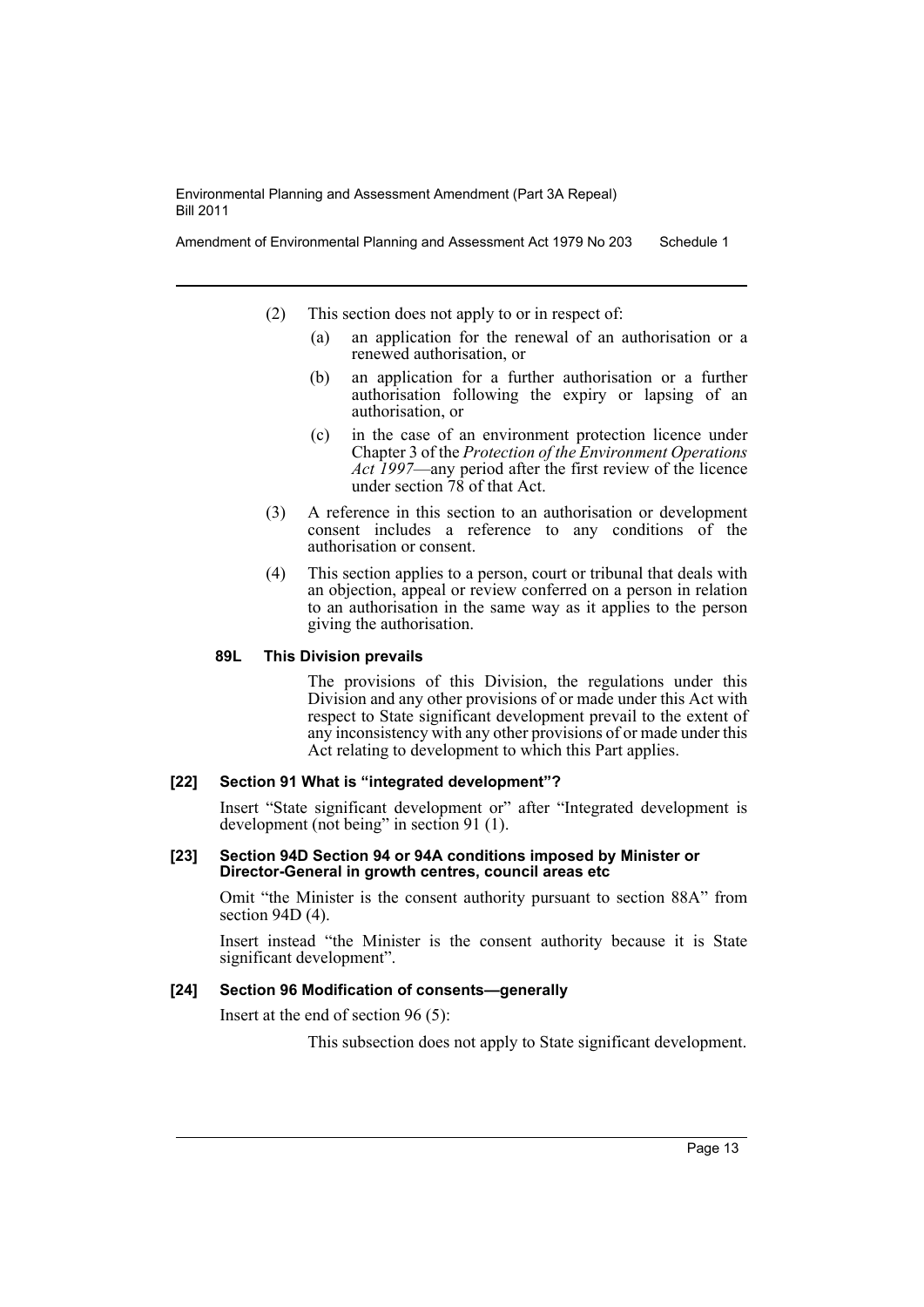(2) This section does not apply to or in respect of:

(a) an application for the renewal of an authorisation or a renewed authorisation, or

(b) an application for a further authorisation or a further authorisation following the expiry or lapsing of an authorisation, or

(c) in the case of an environment protection licence under Chapter 3 of the *Protection of the Environment Operations Act 1997*—any period after the first review of the licence under section 78 of that Act.

(3) A reference in this section to an authorisation or development consent includes a reference to any conditions of the authorisation or consent.

(4) This section applies to a person, court or tribunal that deals with an objection, appeal or review conferred on a person in relation to an authorisation in the same way as it applies to the person giving the authorisation.

**89L This Division prevails**

The provisions of this Division, the regulations under this Division and any other provisions of or made under this Act with respect to State significant development prevail to the extent of any inconsistency with any other provisions of or made under this Act relating to development to which this Part applies.

**[22] Section 91 What is "integrated development"?**

Insert "State significant development or" after "Integrated development is development (not being" in section 91 (1).

**[23] Section 94D Section 94 or 94A conditions imposed by Minister or Director-General in growth centres, council areas etc**

Omit "the Minister is the consent authority pursuant to section 88A" from section 94D (4).

Insert instead "the Minister is the consent authority because it is State significant development".

**[24] Section 96 Modification of consents—generally**

Insert at the end of section 96 (5):

This subsection does not apply to State significant development.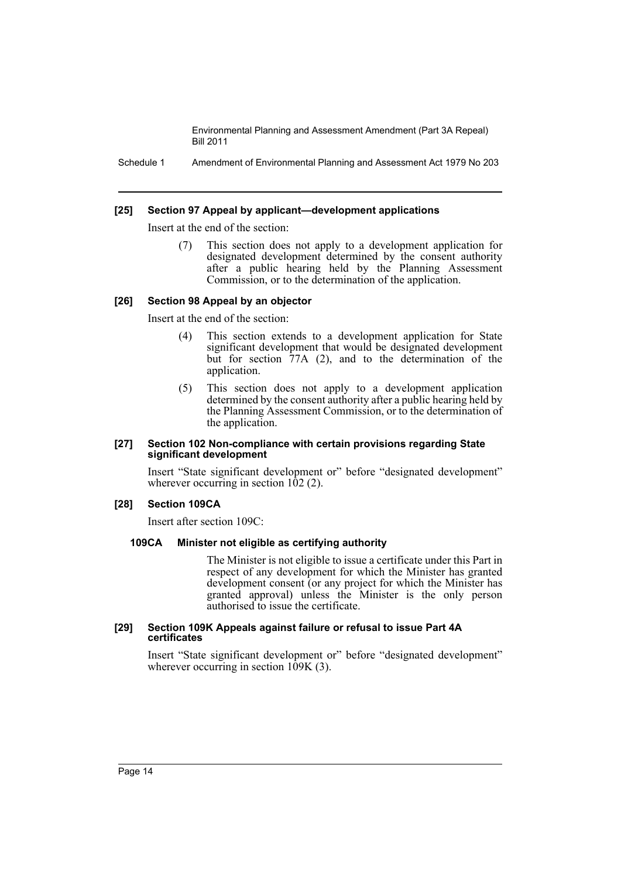#### [25] Section 97 Appeal by applicant—development applications

Insert at the end of the section:

> (7) This section does not apply to a development application for designated development determined by the consent authority after a public hearing held by the Planning Assessment Commission, or to the determination of the application.

#### [26] Section 98 Appeal by an objector

Insert at the end of the section:

> (4) This section extends to a development application for State significant development that would be designated development but for section 77A (2), and to the determination of the application.
>
> (5) This section does not apply to a development application determined by the consent authority after a public hearing held by the Planning Assessment Commission, or to the determination of the application.

#### [27] Section 102 Non-compliance with certain provisions regarding State significant development

Insert "State significant development or" before "designated development" wherever occurring in section 102 (2).

#### [28] Section 109CA

Insert after section 109C:

> **109CA Minister not eligible as certifying authority**
>
> The Minister is not eligible to issue a certificate under this Part in respect of any development for which the Minister has granted development consent (or any project for which the Minister has granted approval) unless the Minister is the only person authorised to issue the certificate.

#### [29] Section 109K Appeals against failure or refusal to issue Part 4A certificates

Insert "State significant development or" before "designated development" wherever occurring in section 109K (3).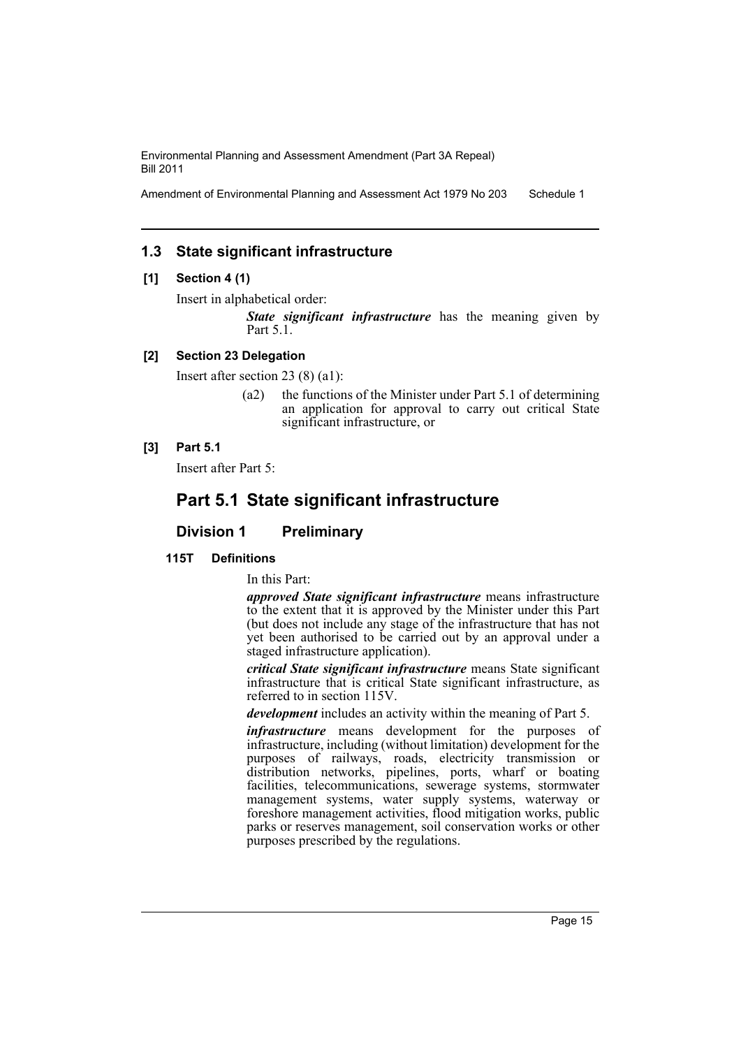## 1.3 State significant infrastructure

### [1] Section 4 (1)

Insert in alphabetical order:

> ***State significant infrastructure*** has the meaning given by Part 5.1.

### [2] Section 23 Delegation

Insert after section 23 (8) (a1):

> (a2) the functions of the Minister under Part 5.1 of determining an application for approval to carry out critical State significant infrastructure, or

### [3] Part 5.1

Insert after Part 5:

# Part 5.1 State significant infrastructure

## Division 1 Preliminary

### 115T Definitions

In this Part:

***approved State significant infrastructure*** means infrastructure to the extent that it is approved by the Minister under this Part (but does not include any stage of the infrastructure that has not yet been authorised to be carried out by an approval under a staged infrastructure application).

***critical State significant infrastructure*** means State significant infrastructure that is critical State significant infrastructure, as referred to in section 115V.

***development*** includes an activity within the meaning of Part 5.

***infrastructure*** means development for the purposes of infrastructure, including (without limitation) development for the purposes of railways, roads, electricity transmission or distribution networks, pipelines, ports, wharf or boating facilities, telecommunications, sewerage systems, stormwater management systems, water supply systems, waterway or foreshore management activities, flood mitigation works, public parks or reserves management, soil conservation works or other purposes prescribed by the regulations.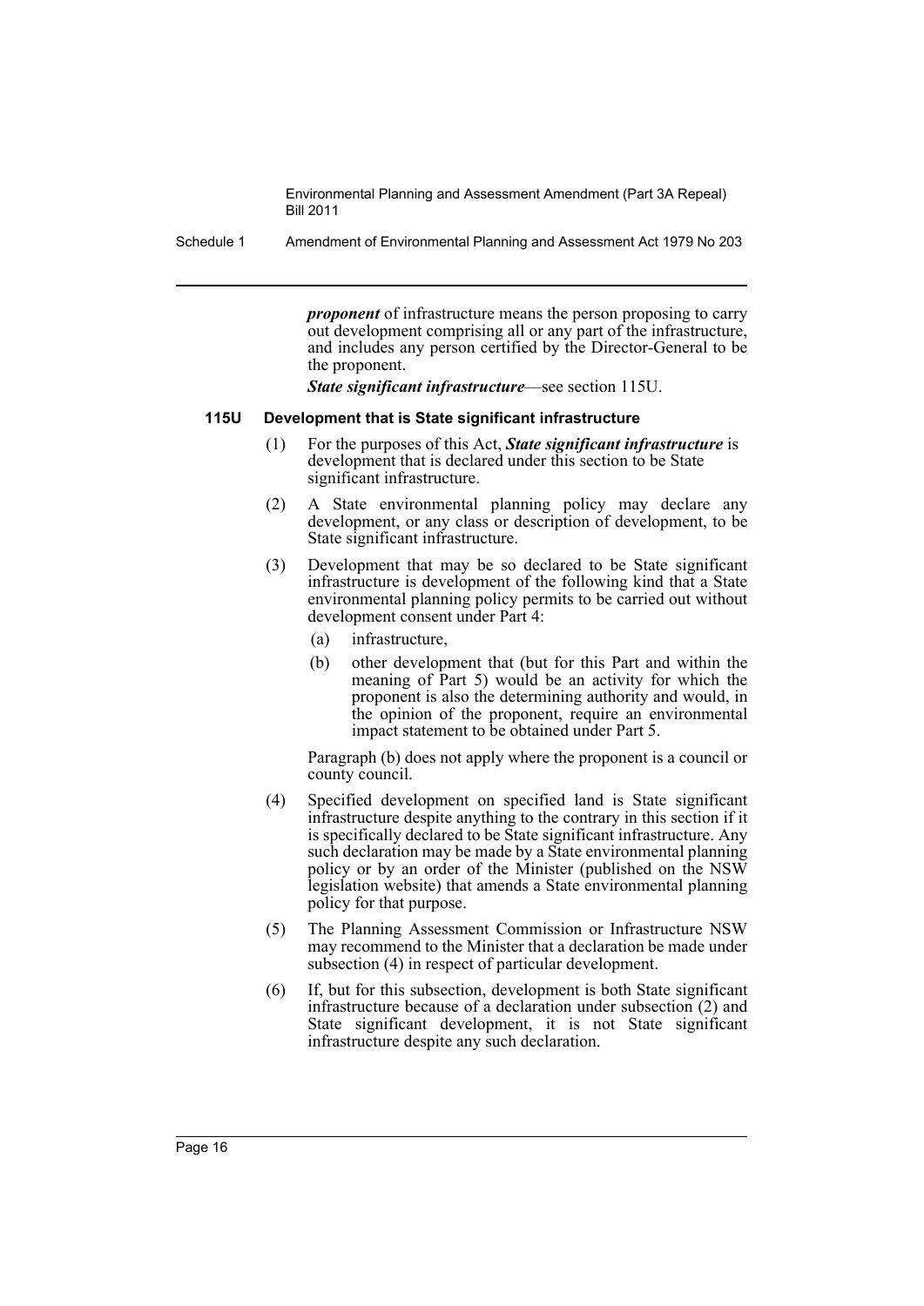***proponent*** of infrastructure means the person proposing to carry out development comprising all or any part of the infrastructure, and includes any person certified by the Director-General to be the proponent.

***State significant infrastructure***—see section 115U.

#### 115U Development that is State significant infrastructure

(1) For the purposes of this Act, ***State significant infrastructure*** is development that is declared under this section to be State significant infrastructure.

(2) A State environmental planning policy may declare any development, or any class or description of development, to be State significant infrastructure.

(3) Development that may be so declared to be State significant infrastructure is development of the following kind that a State environmental planning policy permits to be carried out without development consent under Part 4:

- (a) infrastructure,
- (b) other development that (but for this Part and within the meaning of Part 5) would be an activity for which the proponent is also the determining authority and would, in the opinion of the proponent, require an environmental impact statement to be obtained under Part 5.

Paragraph (b) does not apply where the proponent is a council or county council.

(4) Specified development on specified land is State significant infrastructure despite anything to the contrary in this section if it is specifically declared to be State significant infrastructure. Any such declaration may be made by a State environmental planning policy or by an order of the Minister (published on the NSW legislation website) that amends a State environmental planning policy for that purpose.

(5) The Planning Assessment Commission or Infrastructure NSW may recommend to the Minister that a declaration be made under subsection (4) in respect of particular development.

(6) If, but for this subsection, development is both State significant infrastructure because of a declaration under subsection (2) and State significant development, it is not State significant infrastructure despite any such declaration.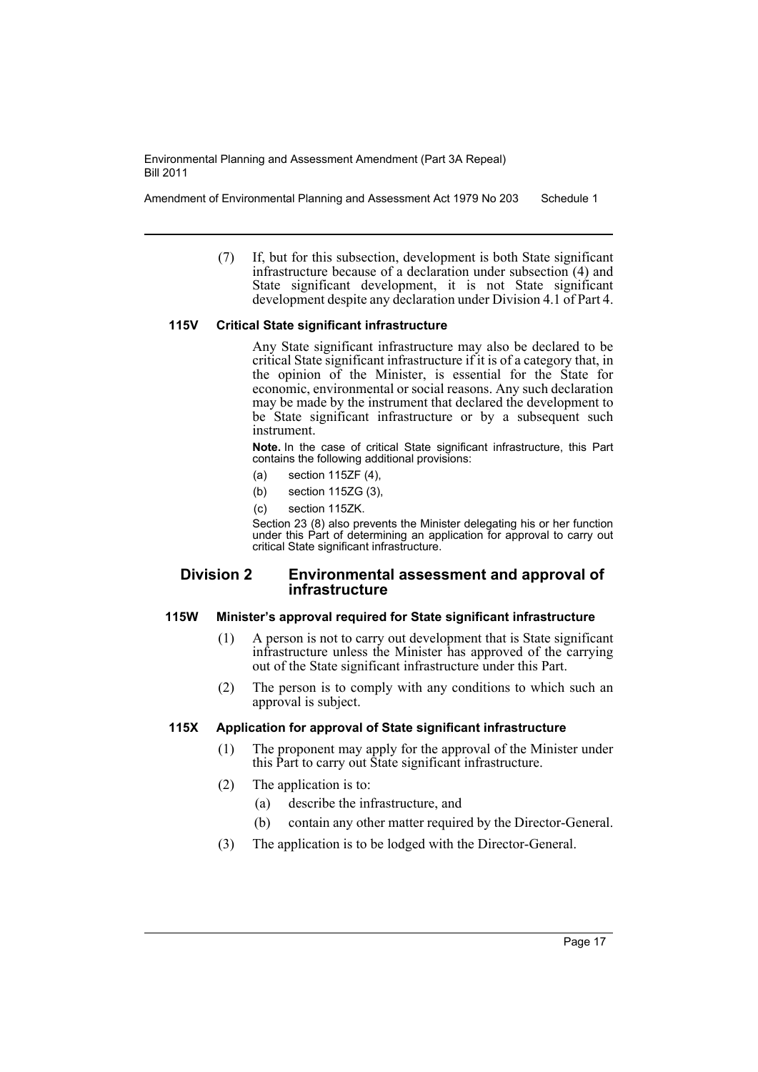(7) If, but for this subsection, development is both State significant infrastructure because of a declaration under subsection (4) and State significant development, it is not State significant development despite any declaration under Division 4.1 of Part 4.

#### 115V Critical State significant infrastructure

Any State significant infrastructure may also be declared to be critical State significant infrastructure if it is of a category that, in the opinion of the Minister, is essential for the State for economic, environmental or social reasons. Any such declaration may be made by the instrument that declared the development to be State significant infrastructure or by a subsequent such instrument.

**Note.** In the case of critical State significant infrastructure, this Part contains the following additional provisions:

- (a) section 115ZF (4),
- (b) section 115ZG (3),
- (c) section 115ZK.

Section 23 (8) also prevents the Minister delegating his or her function under this Part of determining an application for approval to carry out critical State significant infrastructure.

### Division 2 Environmental assessment and approval of infrastructure

#### 115W Minister's approval required for State significant infrastructure

(1) A person is not to carry out development that is State significant infrastructure unless the Minister has approved of the carrying out of the State significant infrastructure under this Part.

(2) The person is to comply with any conditions to which such an approval is subject.

#### 115X Application for approval of State significant infrastructure

(1) The proponent may apply for the approval of the Minister under this Part to carry out State significant infrastructure.

(2) The application is to:

- (a) describe the infrastructure, and
- (b) contain any other matter required by the Director-General.

(3) The application is to be lodged with the Director-General.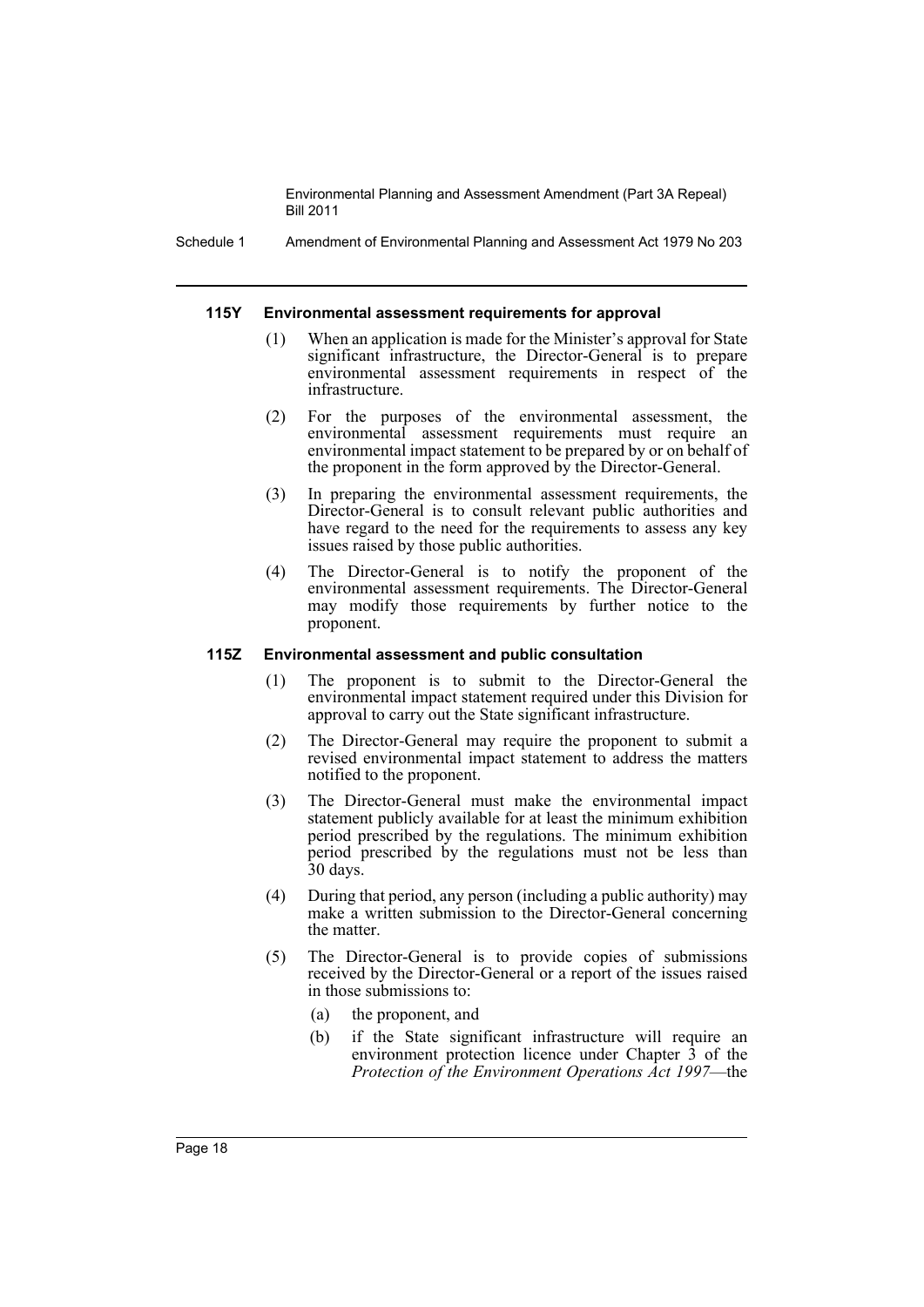#### 115Y Environmental assessment requirements for approval

(1) When an application is made for the Minister's approval for State significant infrastructure, the Director-General is to prepare environmental assessment requirements in respect of the infrastructure.

(2) For the purposes of the environmental assessment, the environmental assessment requirements must require an environmental impact statement to be prepared by or on behalf of the proponent in the form approved by the Director-General.

(3) In preparing the environmental assessment requirements, the Director-General is to consult relevant public authorities and have regard to the need for the requirements to assess any key issues raised by those public authorities.

(4) The Director-General is to notify the proponent of the environmental assessment requirements. The Director-General may modify those requirements by further notice to the proponent.

#### 115Z Environmental assessment and public consultation

(1) The proponent is to submit to the Director-General the environmental impact statement required under this Division for approval to carry out the State significant infrastructure.

(2) The Director-General may require the proponent to submit a revised environmental impact statement to address the matters notified to the proponent.

(3) The Director-General must make the environmental impact statement publicly available for at least the minimum exhibition period prescribed by the regulations. The minimum exhibition period prescribed by the regulations must not be less than 30 days.

(4) During that period, any person (including a public authority) may make a written submission to the Director-General concerning the matter.

(5) The Director-General is to provide copies of submissions received by the Director-General or a report of the issues raised in those submissions to:

- (a) the proponent, and
- (b) if the State significant infrastructure will require an environment protection licence under Chapter 3 of the *Protection of the Environment Operations Act 1997*—the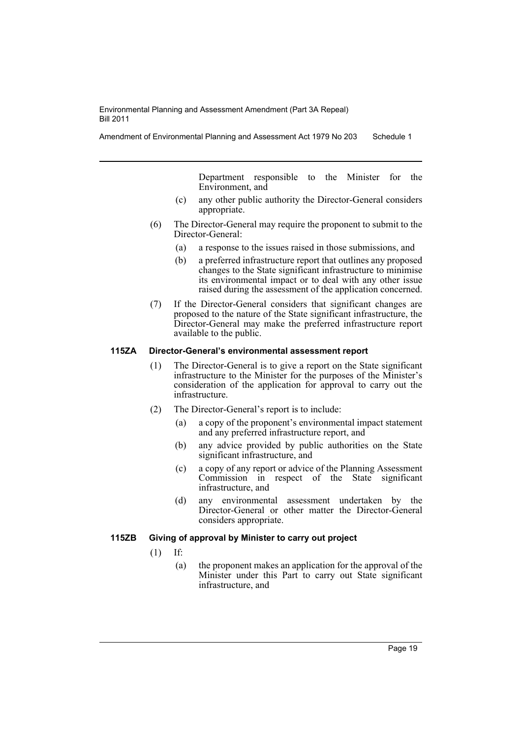Department responsible to the Minister for the Environment, and

(c) any other public authority the Director-General considers appropriate.

(6) The Director-General may require the proponent to submit to the Director-General:

(a) a response to the issues raised in those submissions, and

(b) a preferred infrastructure report that outlines any proposed changes to the State significant infrastructure to minimise its environmental impact or to deal with any other issue raised during the assessment of the application concerned.

(7) If the Director-General considers that significant changes are proposed to the nature of the State significant infrastructure, the Director-General may make the preferred infrastructure report available to the public.

#### 115ZA Director-General's environmental assessment report

(1) The Director-General is to give a report on the State significant infrastructure to the Minister for the purposes of the Minister's consideration of the application for approval to carry out the infrastructure.

(2) The Director-General's report is to include:

(a) a copy of the proponent's environmental impact statement and any preferred infrastructure report, and

(b) any advice provided by public authorities on the State significant infrastructure, and

(c) a copy of any report or advice of the Planning Assessment Commission in respect of the State significant infrastructure, and

(d) any environmental assessment undertaken by the Director-General or other matter the Director-General considers appropriate.

#### 115ZB Giving of approval by Minister to carry out project

(1) If:

(a) the proponent makes an application for the approval of the Minister under this Part to carry out State significant infrastructure, and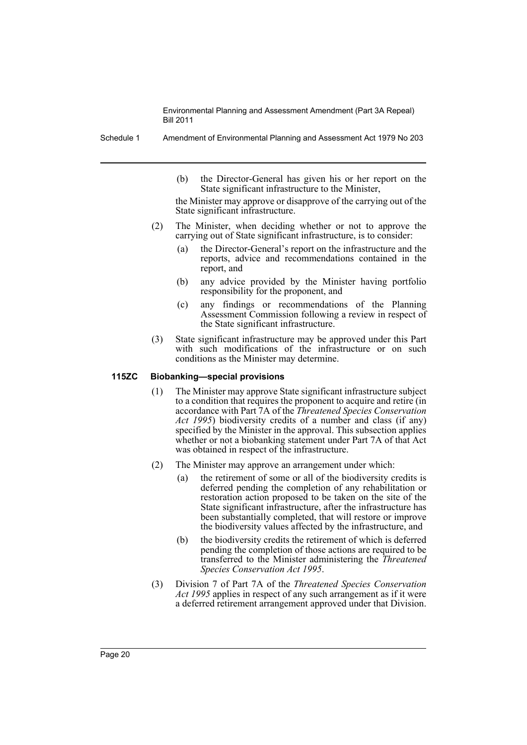(b) the Director-General has given his or her report on the State significant infrastructure to the Minister,

the Minister may approve or disapprove of the carrying out of the State significant infrastructure.

(2) The Minister, when deciding whether or not to approve the carrying out of State significant infrastructure, is to consider:

(a) the Director-General's report on the infrastructure and the reports, advice and recommendations contained in the report, and

(b) any advice provided by the Minister having portfolio responsibility for the proponent, and

(c) any findings or recommendations of the Planning Assessment Commission following a review in respect of the State significant infrastructure.

(3) State significant infrastructure may be approved under this Part with such modifications of the infrastructure or on such conditions as the Minister may determine.

**115ZC Biobanking—special provisions**

(1) The Minister may approve State significant infrastructure subject to a condition that requires the proponent to acquire and retire (in accordance with Part 7A of the *Threatened Species Conservation Act 1995*) biodiversity credits of a number and class (if any) specified by the Minister in the approval. This subsection applies whether or not a biobanking statement under Part 7A of that Act was obtained in respect of the infrastructure.

(2) The Minister may approve an arrangement under which:

(a) the retirement of some or all of the biodiversity credits is deferred pending the completion of any rehabilitation or restoration action proposed to be taken on the site of the State significant infrastructure, after the infrastructure has been substantially completed, that will restore or improve the biodiversity values affected by the infrastructure, and

(b) the biodiversity credits the retirement of which is deferred pending the completion of those actions are required to be transferred to the Minister administering the *Threatened Species Conservation Act 1995*.

(3) Division 7 of Part 7A of the *Threatened Species Conservation Act 1995* applies in respect of any such arrangement as if it were a deferred retirement arrangement approved under that Division.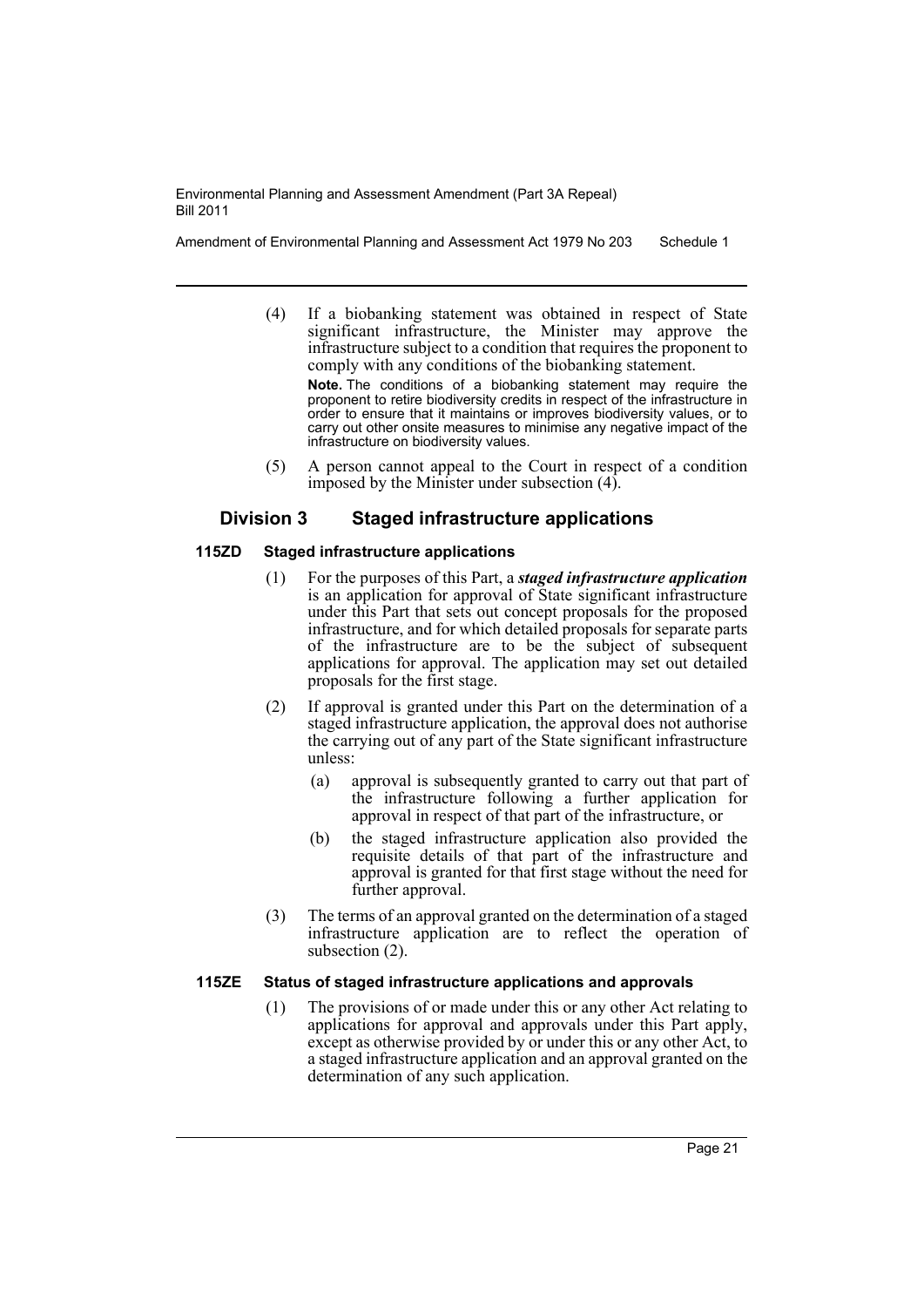(4) If a biobanking statement was obtained in respect of State significant infrastructure, the Minister may approve the infrastructure subject to a condition that requires the proponent to comply with any conditions of the biobanking statement.

**Note.** The conditions of a biobanking statement may require the proponent to retire biodiversity credits in respect of the infrastructure in order to ensure that it maintains or improves biodiversity values, or to carry out other onsite measures to minimise any negative impact of the infrastructure on biodiversity values.

(5) A person cannot appeal to the Court in respect of a condition imposed by the Minister under subsection (4).

## Division 3 Staged infrastructure applications

### 115ZD Staged infrastructure applications

(1) For the purposes of this Part, a ***staged infrastructure application*** is an application for approval of State significant infrastructure under this Part that sets out concept proposals for the proposed infrastructure, and for which detailed proposals for separate parts of the infrastructure are to be the subject of subsequent applications for approval. The application may set out detailed proposals for the first stage.

(2) If approval is granted under this Part on the determination of a staged infrastructure application, the approval does not authorise the carrying out of any part of the State significant infrastructure unless:

- (a) approval is subsequently granted to carry out that part of the infrastructure following a further application for approval in respect of that part of the infrastructure, or
- (b) the staged infrastructure application also provided the requisite details of that part of the infrastructure and approval is granted for that first stage without the need for further approval.

(3) The terms of an approval granted on the determination of a staged infrastructure application are to reflect the operation of subsection (2).

### 115ZE Status of staged infrastructure applications and approvals

(1) The provisions of or made under this or any other Act relating to applications for approval and approvals under this Part apply, except as otherwise provided by or under this or any other Act, to a staged infrastructure application and an approval granted on the determination of any such application.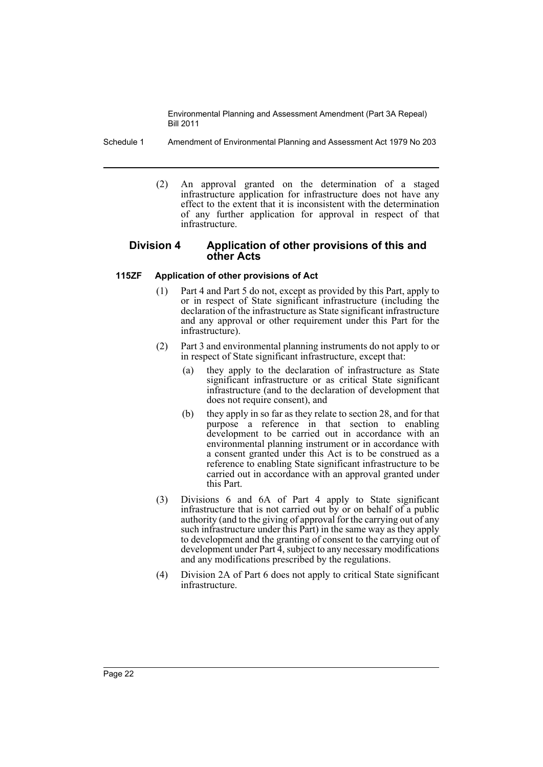(2) An approval granted on the determination of a staged infrastructure application for infrastructure does not have any effect to the extent that it is inconsistent with the determination of any further application for approval in respect of that infrastructure.

### Division 4 Application of other provisions of this and other Acts

#### 115ZF Application of other provisions of Act

(1) Part 4 and Part 5 do not, except as provided by this Part, apply to or in respect of State significant infrastructure (including the declaration of the infrastructure as State significant infrastructure and any approval or other requirement under this Part for the infrastructure).

(2) Part 3 and environmental planning instruments do not apply to or in respect of State significant infrastructure, except that:

- (a) they apply to the declaration of infrastructure as State significant infrastructure or as critical State significant infrastructure (and to the declaration of development that does not require consent), and
- (b) they apply in so far as they relate to section 28, and for that purpose a reference in that section to enabling development to be carried out in accordance with an environmental planning instrument or in accordance with a consent granted under this Act is to be construed as a reference to enabling State significant infrastructure to be carried out in accordance with an approval granted under this Part.

(3) Divisions 6 and 6A of Part 4 apply to State significant infrastructure that is not carried out by or on behalf of a public authority (and to the giving of approval for the carrying out of any such infrastructure under this Part) in the same way as they apply to development and the granting of consent to the carrying out of development under Part 4, subject to any necessary modifications and any modifications prescribed by the regulations.

(4) Division 2A of Part 6 does not apply to critical State significant infrastructure.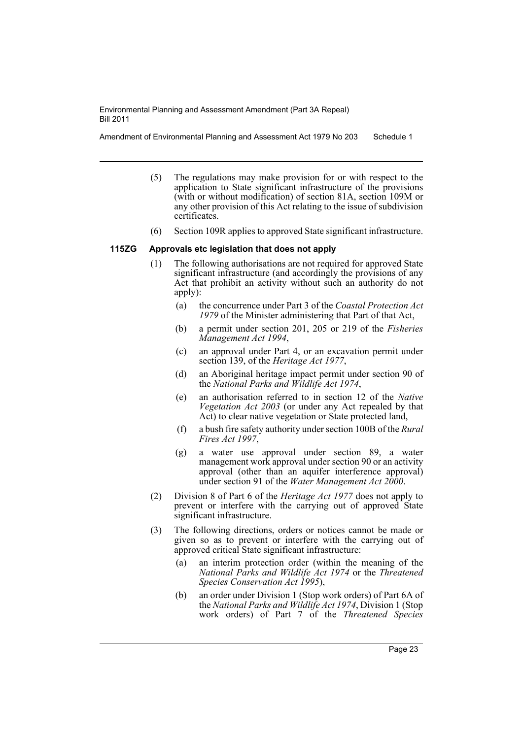(5) The regulations may make provision for or with respect to the application to State significant infrastructure of the provisions (with or without modification) of section 81A, section 109M or any other provision of this Act relating to the issue of subdivision certificates.

(6) Section 109R applies to approved State significant infrastructure.

**115ZG Approvals etc legislation that does not apply**

(1) The following authorisations are not required for approved State significant infrastructure (and accordingly the provisions of any Act that prohibit an activity without such an authority do not apply):

(a) the concurrence under Part 3 of the *Coastal Protection Act 1979* of the Minister administering that Part of that Act,

(b) a permit under section 201, 205 or 219 of the *Fisheries Management Act 1994*,

(c) an approval under Part 4, or an excavation permit under section 139, of the *Heritage Act 1977*,

(d) an Aboriginal heritage impact permit under section 90 of the *National Parks and Wildlife Act 1974*,

(e) an authorisation referred to in section 12 of the *Native Vegetation Act 2003* (or under any Act repealed by that Act) to clear native vegetation or State protected land,

(f) a bush fire safety authority under section 100B of the *Rural Fires Act 1997*,

(g) a water use approval under section 89, a water management work approval under section 90 or an activity approval (other than an aquifer interference approval) under section 91 of the *Water Management Act 2000*.

(2) Division 8 of Part 6 of the *Heritage Act 1977* does not apply to prevent or interfere with the carrying out of approved State significant infrastructure.

(3) The following directions, orders or notices cannot be made or given so as to prevent or interfere with the carrying out of approved critical State significant infrastructure:

(a) an interim protection order (within the meaning of the *National Parks and Wildlife Act 1974* or the *Threatened Species Conservation Act 1995*),

(b) an order under Division 1 (Stop work orders) of Part 6A of the *National Parks and Wildlife Act 1974*, Division 1 (Stop work orders) of Part 7 of the *Threatened Species*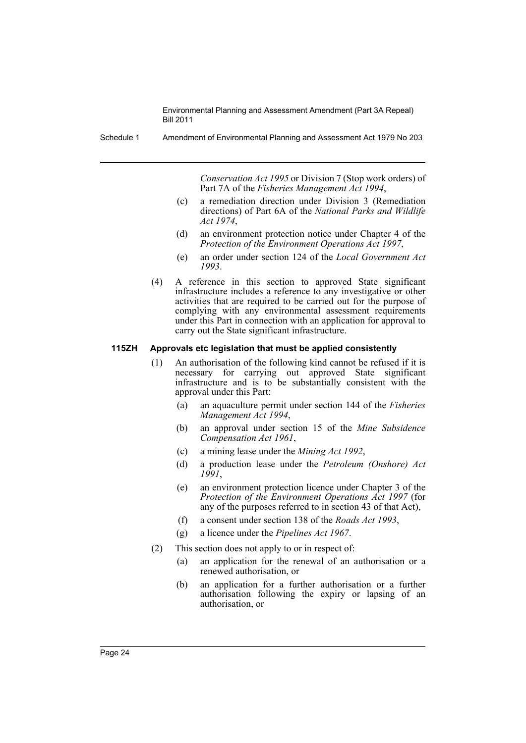*Conservation Act 1995* or Division 7 (Stop work orders) of Part 7A of the *Fisheries Management Act 1994*,

(c) a remediation direction under Division 3 (Remediation directions) of Part 6A of the *National Parks and Wildlife Act 1974*,

(d) an environment protection notice under Chapter 4 of the *Protection of the Environment Operations Act 1997*,

(e) an order under section 124 of the *Local Government Act 1993*.

(4) A reference in this section to approved State significant infrastructure includes a reference to any investigative or other activities that are required to be carried out for the purpose of complying with any environmental assessment requirements under this Part in connection with an application for approval to carry out the State significant infrastructure.

#### 115ZH Approvals etc legislation that must be applied consistently

(1) An authorisation of the following kind cannot be refused if it is necessary for carrying out approved State significant infrastructure and is to be substantially consistent with the approval under this Part:

(a) an aquaculture permit under section 144 of the *Fisheries Management Act 1994*,

(b) an approval under section 15 of the *Mine Subsidence Compensation Act 1961*,

(c) a mining lease under the *Mining Act 1992*,

(d) a production lease under the *Petroleum (Onshore) Act 1991*,

(e) an environment protection licence under Chapter 3 of the *Protection of the Environment Operations Act 1997* (for any of the purposes referred to in section 43 of that Act),

(f) a consent under section 138 of the *Roads Act 1993*,

(g) a licence under the *Pipelines Act 1967*.

(2) This section does not apply to or in respect of:

(a) an application for the renewal of an authorisation or a renewed authorisation, or

(b) an application for a further authorisation or a further authorisation following the expiry or lapsing of an authorisation, or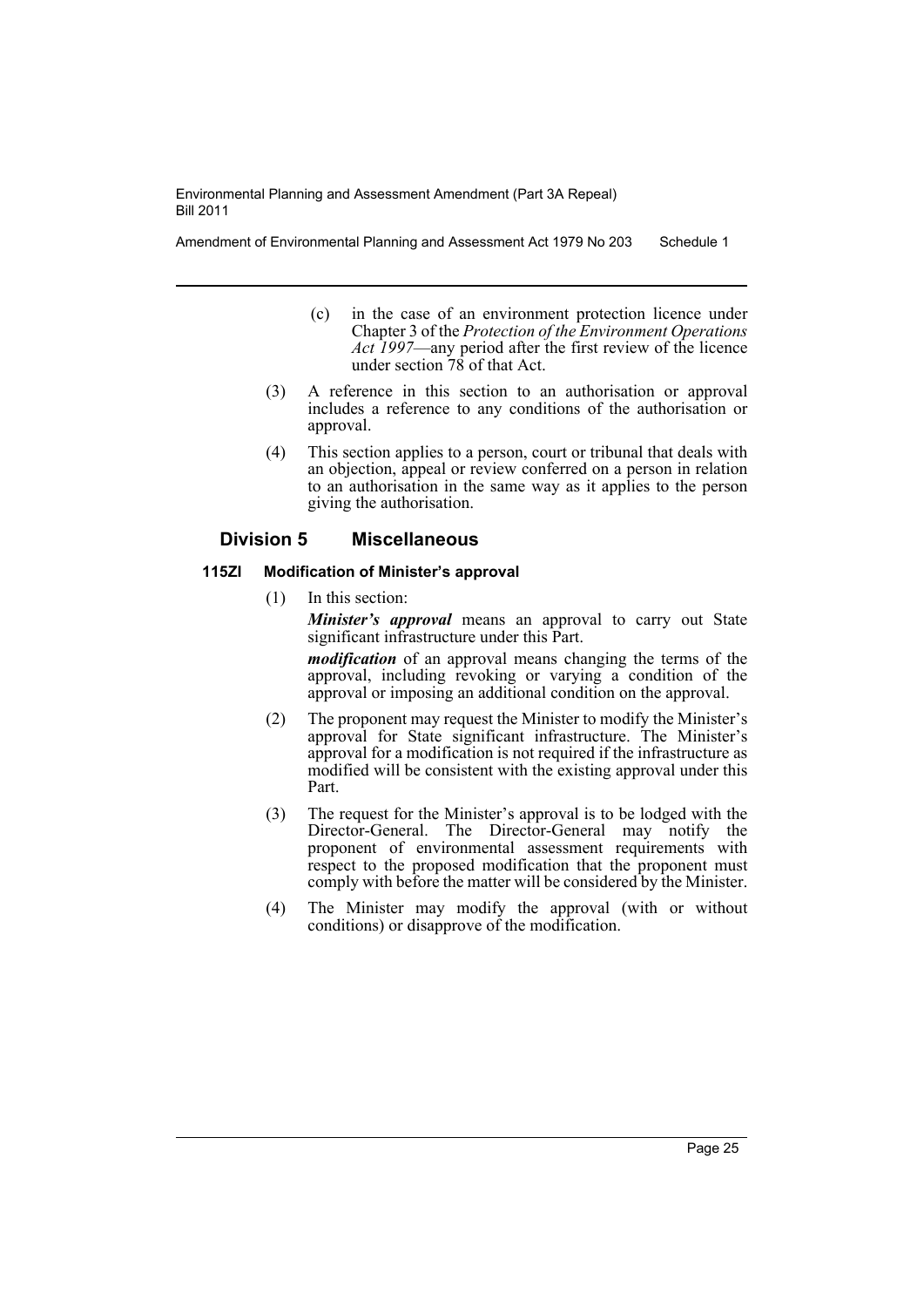(c) in the case of an environment protection licence under Chapter 3 of the *Protection of the Environment Operations Act 1997*—any period after the first review of the licence under section 78 of that Act.

(3) A reference in this section to an authorisation or approval includes a reference to any conditions of the authorisation or approval.

(4) This section applies to a person, court or tribunal that deals with an objection, appeal or review conferred on a person in relation to an authorisation in the same way as it applies to the person giving the authorisation.

## Division 5 Miscellaneous

### 115ZI Modification of Minister's approval

(1) In this section:

***Minister's approval*** means an approval to carry out State significant infrastructure under this Part.

***modification*** of an approval means changing the terms of the approval, including revoking or varying a condition of the approval or imposing an additional condition on the approval.

(2) The proponent may request the Minister to modify the Minister's approval for State significant infrastructure. The Minister's approval for a modification is not required if the infrastructure as modified will be consistent with the existing approval under this Part.

(3) The request for the Minister's approval is to be lodged with the Director-General. The Director-General may notify the proponent of environmental assessment requirements with respect to the proposed modification that the proponent must comply with before the matter will be considered by the Minister.

(4) The Minister may modify the approval (with or without conditions) or disapprove of the modification.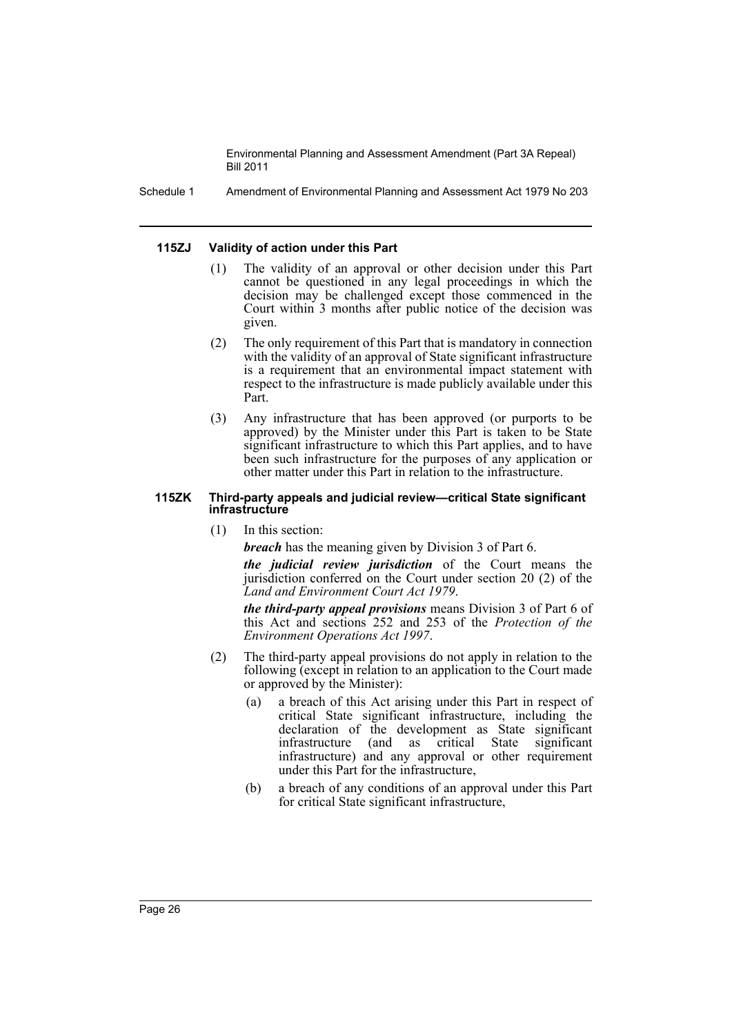#### 115ZJ Validity of action under this Part

(1) The validity of an approval or other decision under this Part cannot be questioned in any legal proceedings in which the decision may be challenged except those commenced in the Court within 3 months after public notice of the decision was given.

(2) The only requirement of this Part that is mandatory in connection with the validity of an approval of State significant infrastructure is a requirement that an environmental impact statement with respect to the infrastructure is made publicly available under this Part.

(3) Any infrastructure that has been approved (or purports to be approved) by the Minister under this Part is taken to be State significant infrastructure to which this Part applies, and to have been such infrastructure for the purposes of any application or other matter under this Part in relation to the infrastructure.

#### 115ZK Third-party appeals and judicial review—critical State significant infrastructure

(1) In this section:

***breach*** has the meaning given by Division 3 of Part 6.

***the judicial review jurisdiction*** of the Court means the jurisdiction conferred on the Court under section 20 (2) of the *Land and Environment Court Act 1979*.

***the third-party appeal provisions*** means Division 3 of Part 6 of this Act and sections 252 and 253 of the *Protection of the Environment Operations Act 1997*.

(2) The third-party appeal provisions do not apply in relation to the following (except in relation to an application to the Court made or approved by the Minister):

(a) a breach of this Act arising under this Part in respect of critical State significant infrastructure, including the declaration of the development as State significant infrastructure (and as critical State significant infrastructure) and any approval or other requirement under this Part for the infrastructure,

(b) a breach of any conditions of an approval under this Part for critical State significant infrastructure,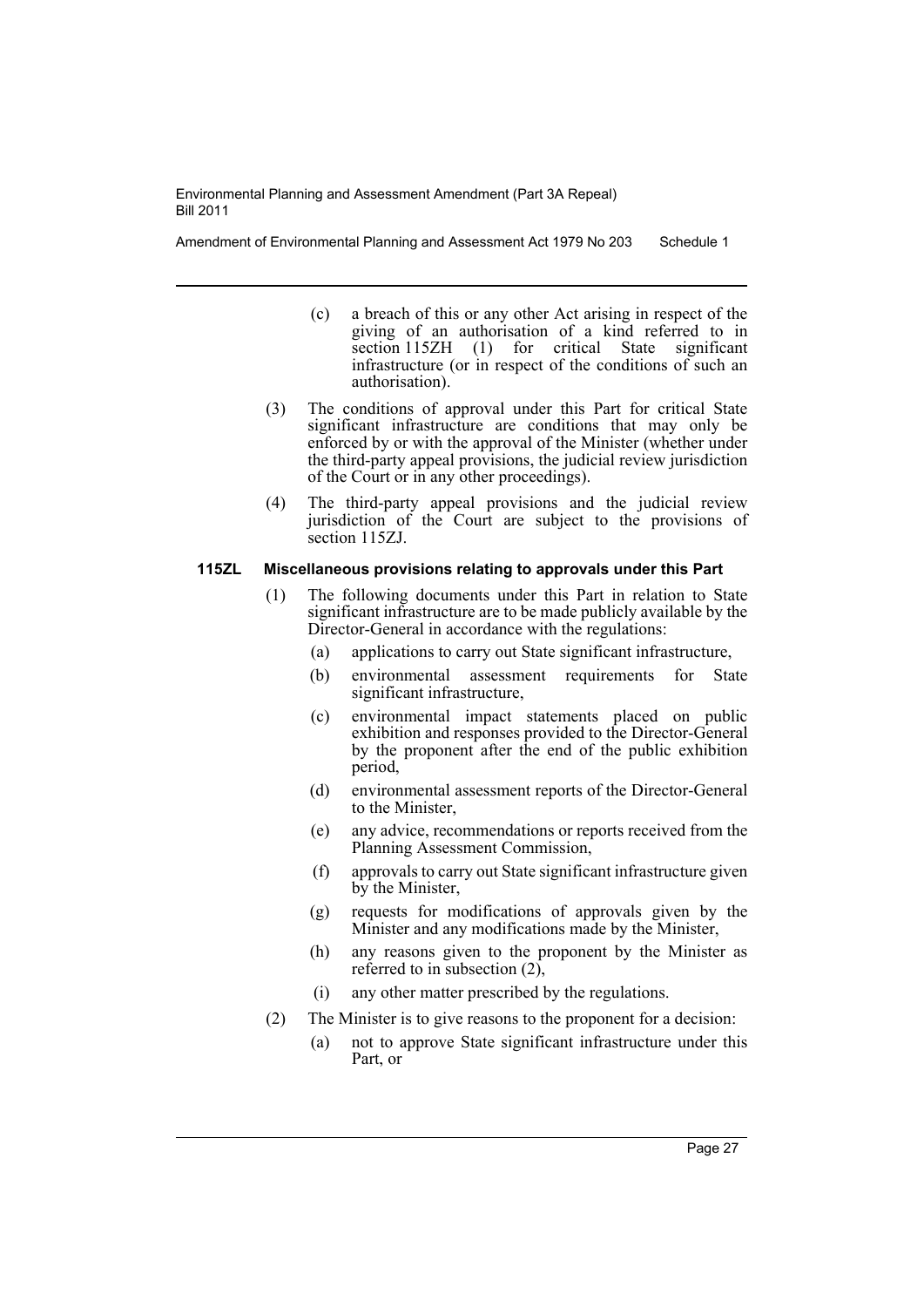(c) a breach of this or any other Act arising in respect of the giving of an authorisation of a kind referred to in section 115ZH (1) for critical State significant infrastructure (or in respect of the conditions of such an authorisation).

(3) The conditions of approval under this Part for critical State significant infrastructure are conditions that may only be enforced by or with the approval of the Minister (whether under the third-party appeal provisions, the judicial review jurisdiction of the Court or in any other proceedings).

(4) The third-party appeal provisions and the judicial review jurisdiction of the Court are subject to the provisions of section 115ZJ.

**115ZL Miscellaneous provisions relating to approvals under this Part**

(1) The following documents under this Part in relation to State significant infrastructure are to be made publicly available by the Director-General in accordance with the regulations:

(a) applications to carry out State significant infrastructure,

(b) environmental assessment requirements for State significant infrastructure,

(c) environmental impact statements placed on public exhibition and responses provided to the Director-General by the proponent after the end of the public exhibition period,

(d) environmental assessment reports of the Director-General to the Minister,

(e) any advice, recommendations or reports received from the Planning Assessment Commission,

(f) approvals to carry out State significant infrastructure given by the Minister,

(g) requests for modifications of approvals given by the Minister and any modifications made by the Minister,

(h) any reasons given to the proponent by the Minister as referred to in subsection (2),

(i) any other matter prescribed by the regulations.

(2) The Minister is to give reasons to the proponent for a decision:

(a) not to approve State significant infrastructure under this Part, or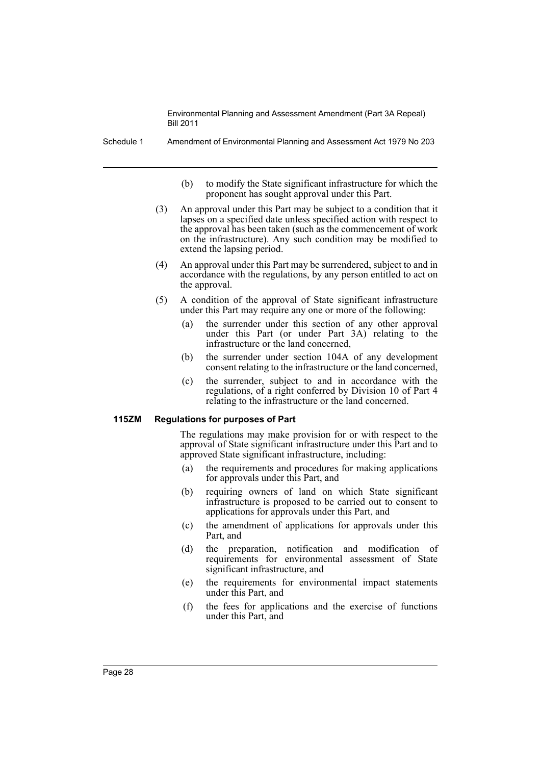(b) to modify the State significant infrastructure for which the proponent has sought approval under this Part.

(3) An approval under this Part may be subject to a condition that it lapses on a specified date unless specified action with respect to the approval has been taken (such as the commencement of work on the infrastructure). Any such condition may be modified to extend the lapsing period.

(4) An approval under this Part may be surrendered, subject to and in accordance with the regulations, by any person entitled to act on the approval.

(5) A condition of the approval of State significant infrastructure under this Part may require any one or more of the following:

(a) the surrender under this section of any other approval under this Part (or under Part 3A) relating to the infrastructure or the land concerned,

(b) the surrender under section 104A of any development consent relating to the infrastructure or the land concerned,

(c) the surrender, subject to and in accordance with the regulations, of a right conferred by Division 10 of Part 4 relating to the infrastructure or the land concerned.

**115ZM Regulations for purposes of Part**

The regulations may make provision for or with respect to the approval of State significant infrastructure under this Part and to approved State significant infrastructure, including:

(a) the requirements and procedures for making applications for approvals under this Part, and

(b) requiring owners of land on which State significant infrastructure is proposed to be carried out to consent to applications for approvals under this Part, and

(c) the amendment of applications for approvals under this Part, and

(d) the preparation, notification and modification of requirements for environmental assessment of State significant infrastructure, and

(e) the requirements for environmental impact statements under this Part, and

(f) the fees for applications and the exercise of functions under this Part, and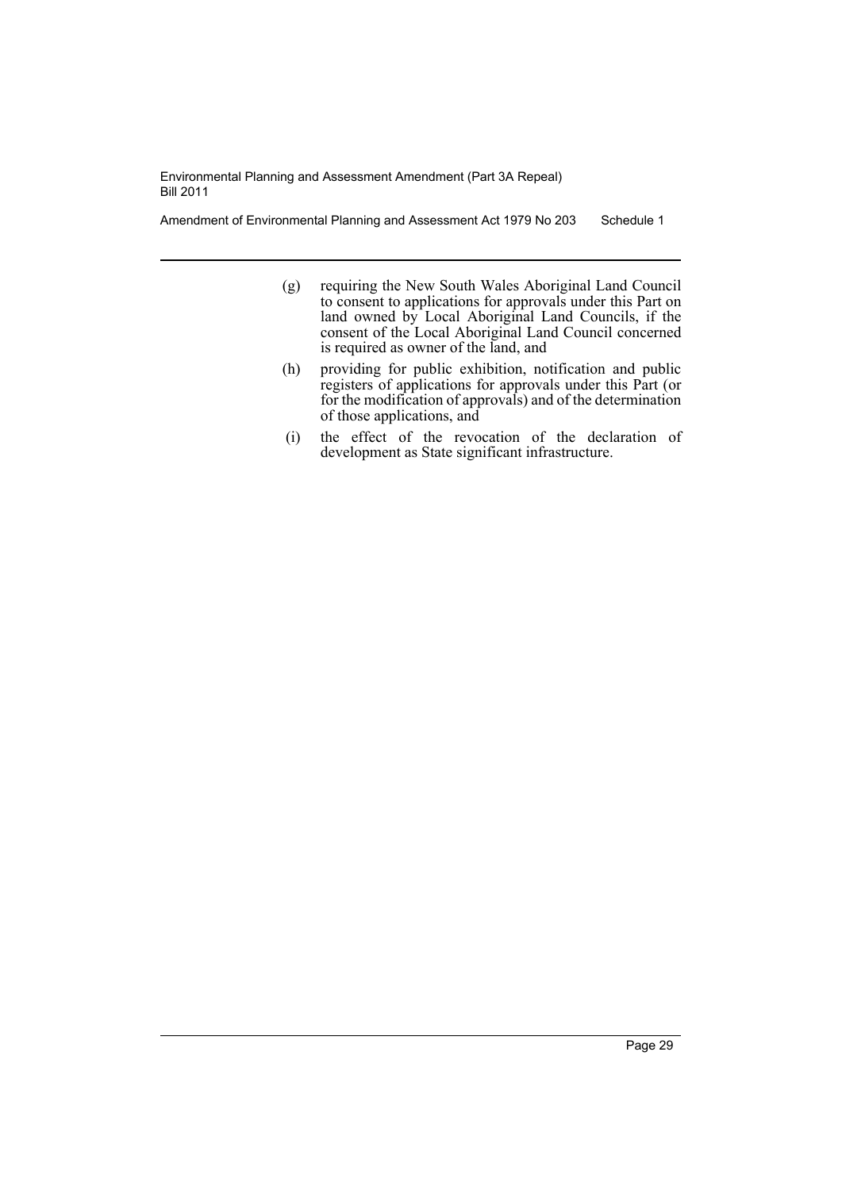(g) requiring the New South Wales Aboriginal Land Council to consent to applications for approvals under this Part on land owned by Local Aboriginal Land Councils, if the consent of the Local Aboriginal Land Council concerned is required as owner of the land, and

(h) providing for public exhibition, notification and public registers of applications for approvals under this Part (or for the modification of approvals) and of the determination of those applications, and

(i) the effect of the revocation of the declaration of development as State significant infrastructure.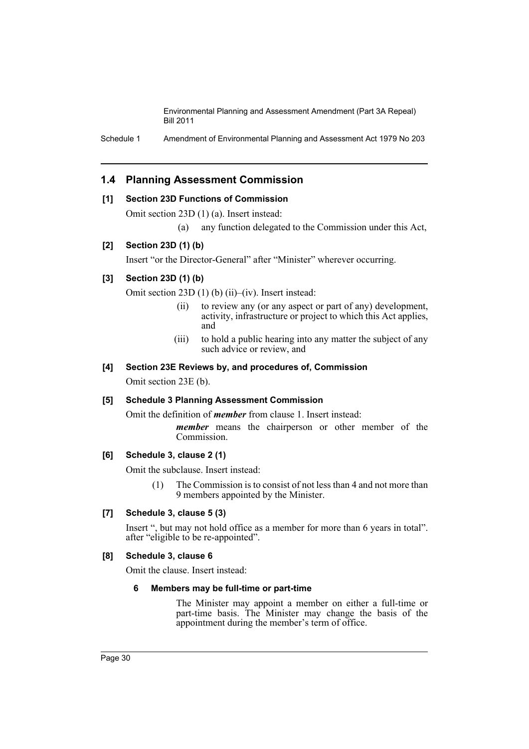## 1.4 Planning Assessment Commission

### [1] Section 23D Functions of Commission

Omit section 23D (1) (a). Insert instead:

> (a) any function delegated to the Commission under this Act,

### [2] Section 23D (1) (b)

Insert "or the Director-General" after "Minister" wherever occurring.

### [3] Section 23D (1) (b)

Omit section 23D (1) (b) (ii)–(iv). Insert instead:

> (ii) to review any (or any aspect or part of any) development, activity, infrastructure or project to which this Act applies, and
>
> (iii) to hold a public hearing into any matter the subject of any such advice or review, and

### [4] Section 23E Reviews by, and procedures of, Commission

Omit section 23E (b).

### [5] Schedule 3 Planning Assessment Commission

Omit the definition of ***member*** from clause 1. Insert instead:

> ***member*** means the chairperson or other member of the Commission.

### [6] Schedule 3, clause 2 (1)

Omit the subclause. Insert instead:

> (1) The Commission is to consist of not less than 4 and not more than 9 members appointed by the Minister.

### [7] Schedule 3, clause 5 (3)

Insert ", but may not hold office as a member for more than 6 years in total". after "eligible to be re-appointed".

### [8] Schedule 3, clause 6

Omit the clause. Insert instead:

> **6 Members may be full-time or part-time**
>
> The Minister may appoint a member on either a full-time or part-time basis. The Minister may change the basis of the appointment during the member's term of office.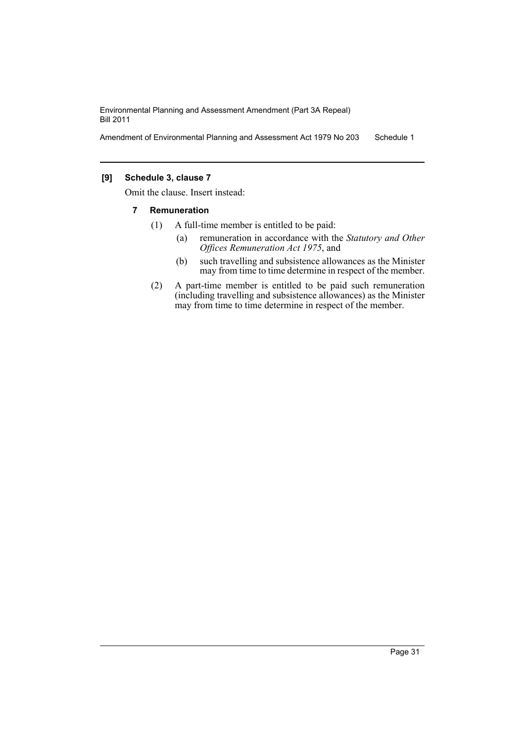### [9] Schedule 3, clause 7

Omit the clause. Insert instead:

#### 7 Remuneration

(1) A full-time member is entitled to be paid:

- (a) remuneration in accordance with the *Statutory and Other Offices Remuneration Act 1975*, and
- (b) such travelling and subsistence allowances as the Minister may from time to time determine in respect of the member.

(2) A part-time member is entitled to be paid such remuneration (including travelling and subsistence allowances) as the Minister may from time to time determine in respect of the member.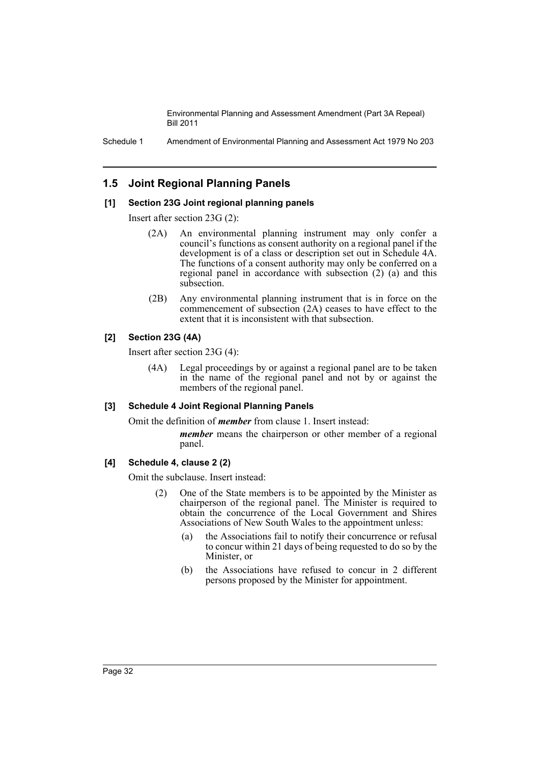## 1.5 Joint Regional Planning Panels

### [1] Section 23G Joint regional planning panels

Insert after section 23G (2):

> (2A) An environmental planning instrument may only confer a council's functions as consent authority on a regional panel if the development is of a class or description set out in Schedule 4A. The functions of a consent authority may only be conferred on a regional panel in accordance with subsection (2) (a) and this subsection.
>
> (2B) Any environmental planning instrument that is in force on the commencement of subsection (2A) ceases to have effect to the extent that it is inconsistent with that subsection.

### [2] Section 23G (4A)

Insert after section 23G (4):

> (4A) Legal proceedings by or against a regional panel are to be taken in the name of the regional panel and not by or against the members of the regional panel.

### [3] Schedule 4 Joint Regional Planning Panels

Omit the definition of ***member*** from clause 1. Insert instead:

> ***member*** means the chairperson or other member of a regional panel.

### [4] Schedule 4, clause 2 (2)

Omit the subclause. Insert instead:

> (2) One of the State members is to be appointed by the Minister as chairperson of the regional panel. The Minister is required to obtain the concurrence of the Local Government and Shires Associations of New South Wales to the appointment unless:
>
> (a) the Associations fail to notify their concurrence or refusal to concur within 21 days of being requested to do so by the Minister, or
>
> (b) the Associations have refused to concur in 2 different persons proposed by the Minister for appointment.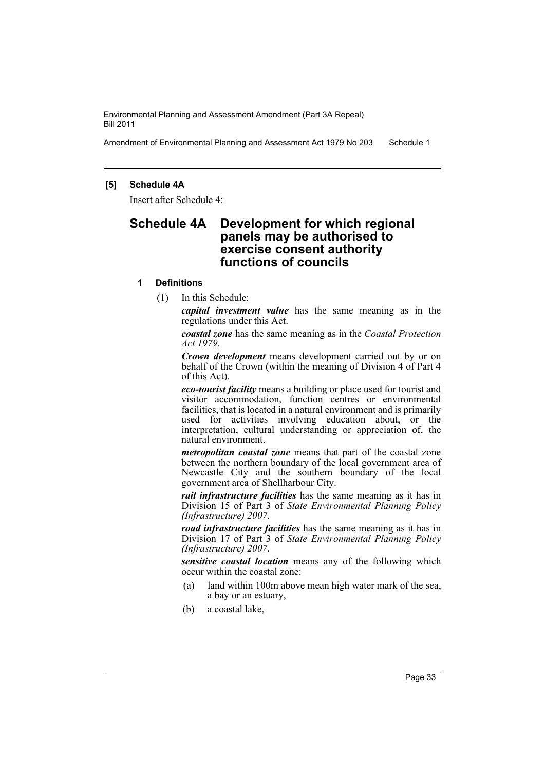**[5] Schedule 4A**

Insert after Schedule 4:

# Schedule 4A Development for which regional panels may be authorised to exercise consent authority functions of councils

### 1 Definitions

(1) In this Schedule:

***capital investment value*** has the same meaning as in the regulations under this Act.

***coastal zone*** has the same meaning as in the *Coastal Protection Act 1979*.

***Crown development*** means development carried out by or on behalf of the Crown (within the meaning of Division 4 of Part 4 of this Act).

***eco-tourist facility*** means a building or place used for tourist and visitor accommodation, function centres or environmental facilities, that is located in a natural environment and is primarily used for activities involving education about, or the interpretation, cultural understanding or appreciation of, the natural environment.

***metropolitan coastal zone*** means that part of the coastal zone between the northern boundary of the local government area of Newcastle City and the southern boundary of the local government area of Shellharbour City.

***rail infrastructure facilities*** has the same meaning as it has in Division 15 of Part 3 of *State Environmental Planning Policy (Infrastructure) 2007*.

***road infrastructure facilities*** has the same meaning as it has in Division 17 of Part 3 of *State Environmental Planning Policy (Infrastructure) 2007*.

***sensitive coastal location*** means any of the following which occur within the coastal zone:

(a) land within 100m above mean high water mark of the sea, a bay or an estuary,

(b) a coastal lake,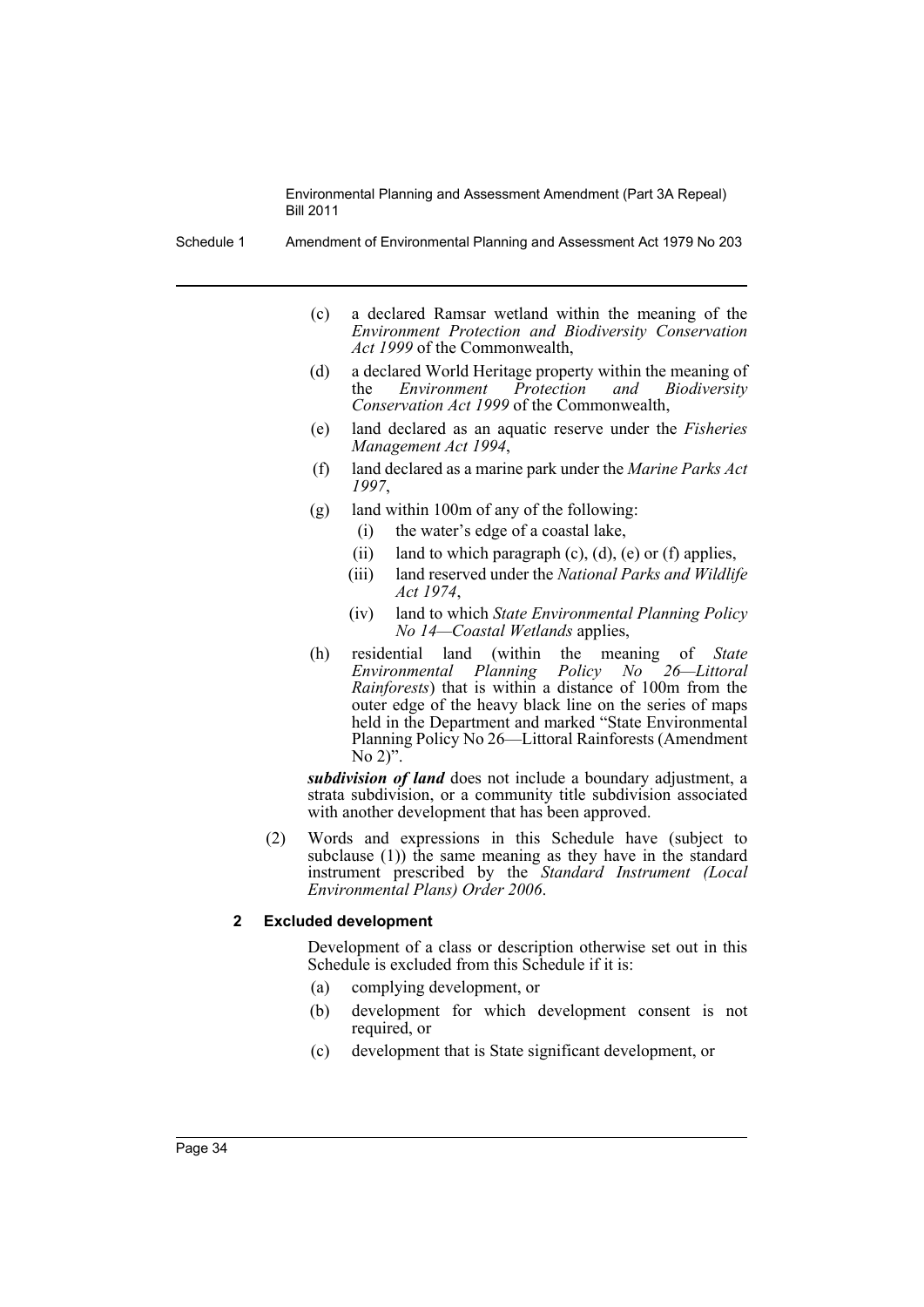(c) a declared Ramsar wetland within the meaning of the *Environment Protection and Biodiversity Conservation Act 1999* of the Commonwealth,

(d) a declared World Heritage property within the meaning of the *Environment Protection and Biodiversity Conservation Act 1999* of the Commonwealth,

(e) land declared as an aquatic reserve under the *Fisheries Management Act 1994*,

(f) land declared as a marine park under the *Marine Parks Act 1997*,

(g) land within 100m of any of the following:

- (i) the water's edge of a coastal lake,
- (ii) land to which paragraph (c), (d), (e) or (f) applies,
- (iii) land reserved under the *National Parks and Wildlife Act 1974*,
- (iv) land to which *State Environmental Planning Policy No 14—Coastal Wetlands* applies,

(h) residential land (within the meaning of *State Environmental Planning Policy No 26—Littoral Rainforests*) that is within a distance of 100m from the outer edge of the heavy black line on the series of maps held in the Department and marked "State Environmental Planning Policy No 26—Littoral Rainforests (Amendment No 2)".

***subdivision of land*** does not include a boundary adjustment, a strata subdivision, or a community title subdivision associated with another development that has been approved.

(2) Words and expressions in this Schedule have (subject to subclause (1)) the same meaning as they have in the standard instrument prescribed by the *Standard Instrument (Local Environmental Plans) Order 2006*.

#### 2 Excluded development

Development of a class or description otherwise set out in this Schedule is excluded from this Schedule if it is:

(a) complying development, or

(b) development for which development consent is not required, or

(c) development that is State significant development, or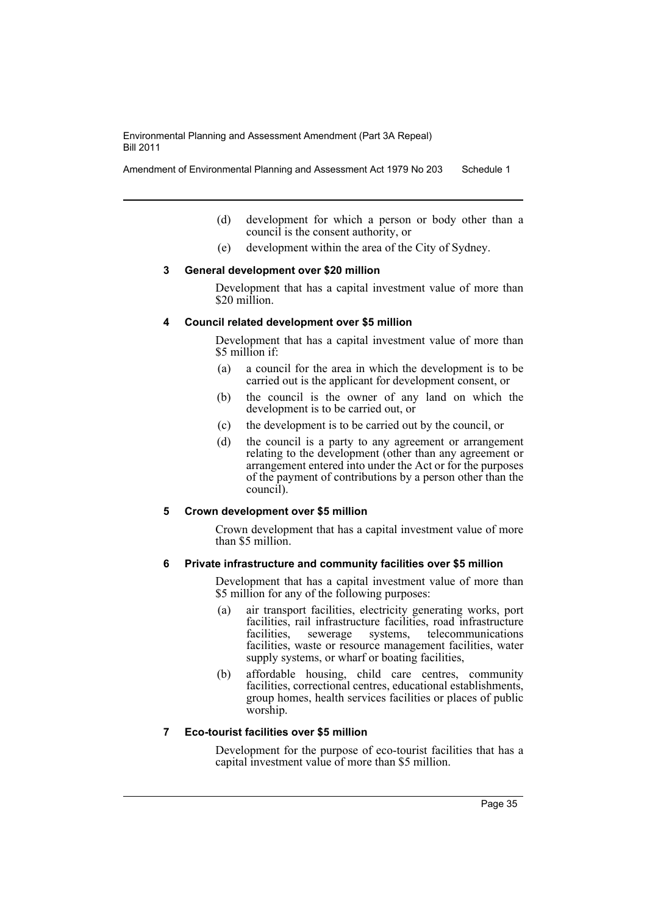(d) development for which a person or body other than a council is the consent authority, or

(e) development within the area of the City of Sydney.

### 3 General development over $20 million

Development that has a capital investment value of more than $20 million.

### 4 Council related development over $5 million

Development that has a capital investment value of more than $5 million if:

(a) a council for the area in which the development is to be carried out is the applicant for development consent, or

(b) the council is the owner of any land on which the development is to be carried out, or

(c) the development is to be carried out by the council, or

(d) the council is a party to any agreement or arrangement relating to the development (other than any agreement or arrangement entered into under the Act or for the purposes of the payment of contributions by a person other than the council).

### 5 Crown development over $5 million

Crown development that has a capital investment value of more than $5 million.

### 6 Private infrastructure and community facilities over $5 million

Development that has a capital investment value of more than $5 million for any of the following purposes:

(a) air transport facilities, electricity generating works, port facilities, rail infrastructure facilities, road infrastructure facilities, sewerage systems, telecommunications facilities, waste or resource management facilities, water supply systems, or wharf or boating facilities,

(b) affordable housing, child care centres, community facilities, correctional centres, educational establishments, group homes, health services facilities or places of public worship.

### 7 Eco-tourist facilities over $5 million

Development for the purpose of eco-tourist facilities that has a capital investment value of more than $5 million.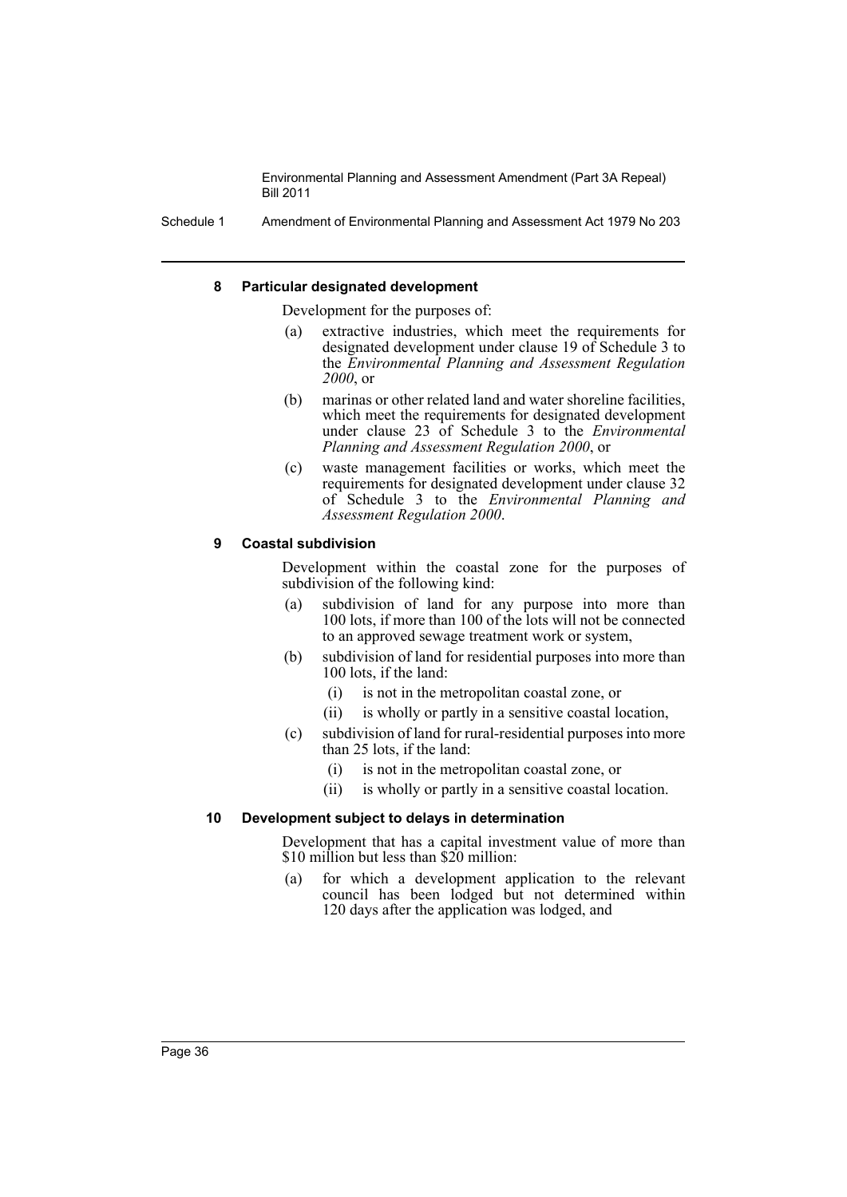#### 8 Particular designated development

Development for the purposes of:

(a) extractive industries, which meet the requirements for designated development under clause 19 of Schedule 3 to the *Environmental Planning and Assessment Regulation 2000*, or

(b) marinas or other related land and water shoreline facilities, which meet the requirements for designated development under clause 23 of Schedule 3 to the *Environmental Planning and Assessment Regulation 2000*, or

(c) waste management facilities or works, which meet the requirements for designated development under clause 32 of Schedule 3 to the *Environmental Planning and Assessment Regulation 2000*.

#### 9 Coastal subdivision

Development within the coastal zone for the purposes of subdivision of the following kind:

(a) subdivision of land for any purpose into more than 100 lots, if more than 100 of the lots will not be connected to an approved sewage treatment work or system,

(b) subdivision of land for residential purposes into more than 100 lots, if the land:

  (i) is not in the metropolitan coastal zone, or

  (ii) is wholly or partly in a sensitive coastal location,

(c) subdivision of land for rural-residential purposes into more than 25 lots, if the land:

  (i) is not in the metropolitan coastal zone, or

  (ii) is wholly or partly in a sensitive coastal location.

#### 10 Development subject to delays in determination

Development that has a capital investment value of more than $10 million but less than $20 million:

(a) for which a development application to the relevant council has been lodged but not determined within 120 days after the application was lodged, and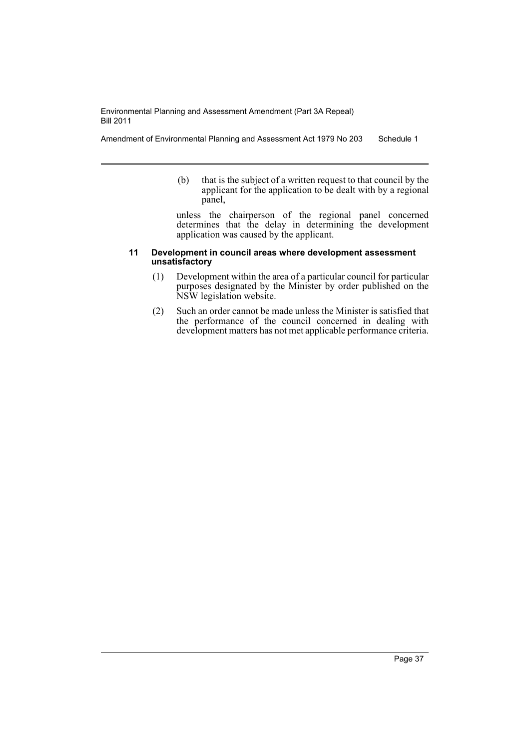(b) that is the subject of a written request to that council by the applicant for the application to be dealt with by a regional panel,

unless the chairperson of the regional panel concerned determines that the delay in determining the development application was caused by the applicant.

### 11 Development in council areas where development assessment unsatisfactory

(1) Development within the area of a particular council for particular purposes designated by the Minister by order published on the NSW legislation website.

(2) Such an order cannot be made unless the Minister is satisfied that the performance of the council concerned in dealing with development matters has not met applicable performance criteria.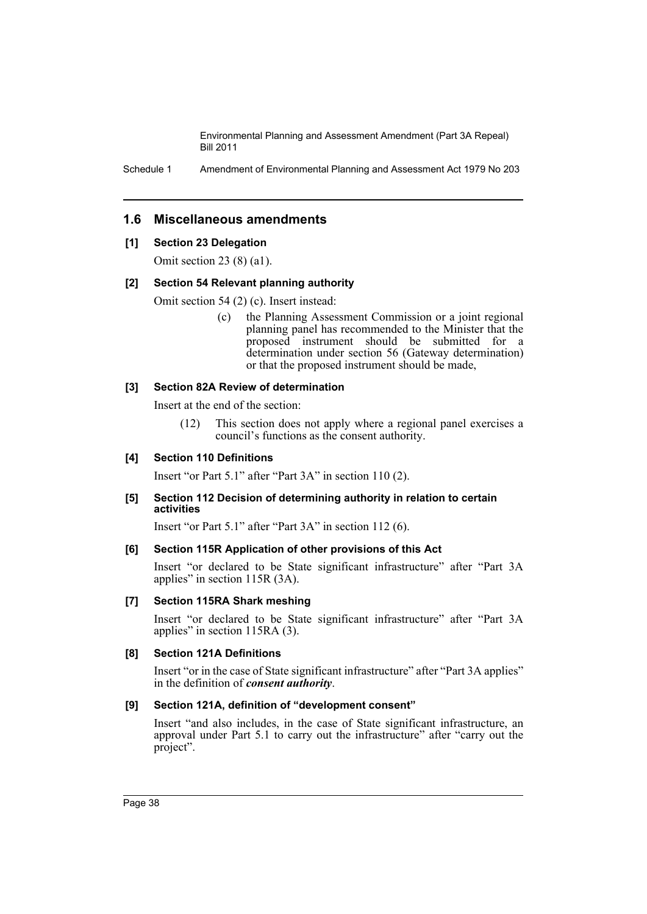## 1.6 Miscellaneous amendments

### [1] Section 23 Delegation

Omit section 23 (8) (a1).

### [2] Section 54 Relevant planning authority

Omit section 54 (2) (c). Insert instead:

> (c) the Planning Assessment Commission or a joint regional planning panel has recommended to the Minister that the proposed instrument should be submitted for a determination under section 56 (Gateway determination) or that the proposed instrument should be made,

### [3] Section 82A Review of determination

Insert at the end of the section:

> (12) This section does not apply where a regional panel exercises a council's functions as the consent authority.

### [4] Section 110 Definitions

Insert "or Part 5.1" after "Part 3A" in section 110 (2).

### [5] Section 112 Decision of determining authority in relation to certain activities

Insert "or Part 5.1" after "Part 3A" in section 112 (6).

### [6] Section 115R Application of other provisions of this Act

Insert "or declared to be State significant infrastructure" after "Part 3A applies" in section 115R (3A).

### [7] Section 115RA Shark meshing

Insert "or declared to be State significant infrastructure" after "Part 3A applies" in section 115RA (3).

### [8] Section 121A Definitions

Insert "or in the case of State significant infrastructure" after "Part 3A applies" in the definition of ***consent authority***.

### [9] Section 121A, definition of "development consent"

Insert "and also includes, in the case of State significant infrastructure, an approval under Part 5.1 to carry out the infrastructure" after "carry out the project".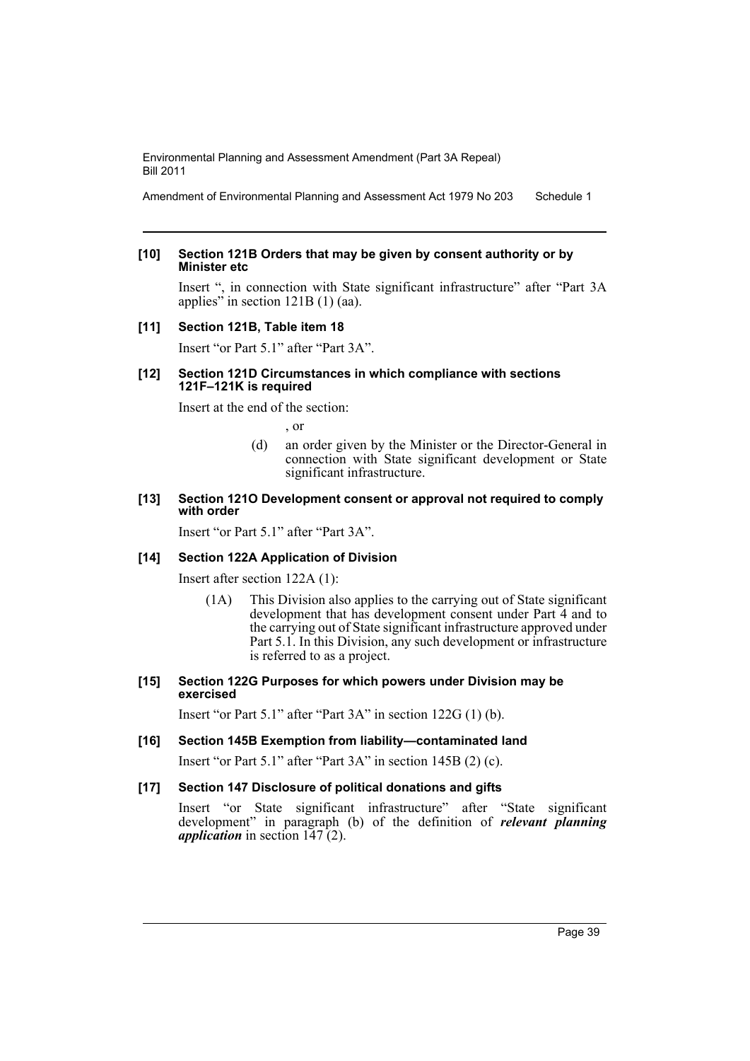**[10] Section 121B Orders that may be given by consent authority or by Minister etc**

Insert ", in connection with State significant infrastructure" after "Part 3A applies" in section 121B (1) (aa).

**[11] Section 121B, Table item 18**

Insert "or Part 5.1" after "Part 3A".

**[12] Section 121D Circumstances in which compliance with sections 121F–121K is required**

Insert at the end of the section:

, or

(d) an order given by the Minister or the Director-General in connection with State significant development or State significant infrastructure.

**[13] Section 121O Development consent or approval not required to comply with order**

Insert "or Part 5.1" after "Part 3A".

**[14] Section 122A Application of Division**

Insert after section 122A (1):

(1A) This Division also applies to the carrying out of State significant development that has development consent under Part 4 and to the carrying out of State significant infrastructure approved under Part 5.1. In this Division, any such development or infrastructure is referred to as a project.

**[15] Section 122G Purposes for which powers under Division may be exercised**

Insert "or Part 5.1" after "Part 3A" in section 122G (1) (b).

**[16] Section 145B Exemption from liability—contaminated land**

Insert "or Part 5.1" after "Part 3A" in section 145B (2) (c).

**[17] Section 147 Disclosure of political donations and gifts**

Insert "or State significant infrastructure" after "State significant development" in paragraph (b) of the definition of ***relevant planning application*** in section 147 (2).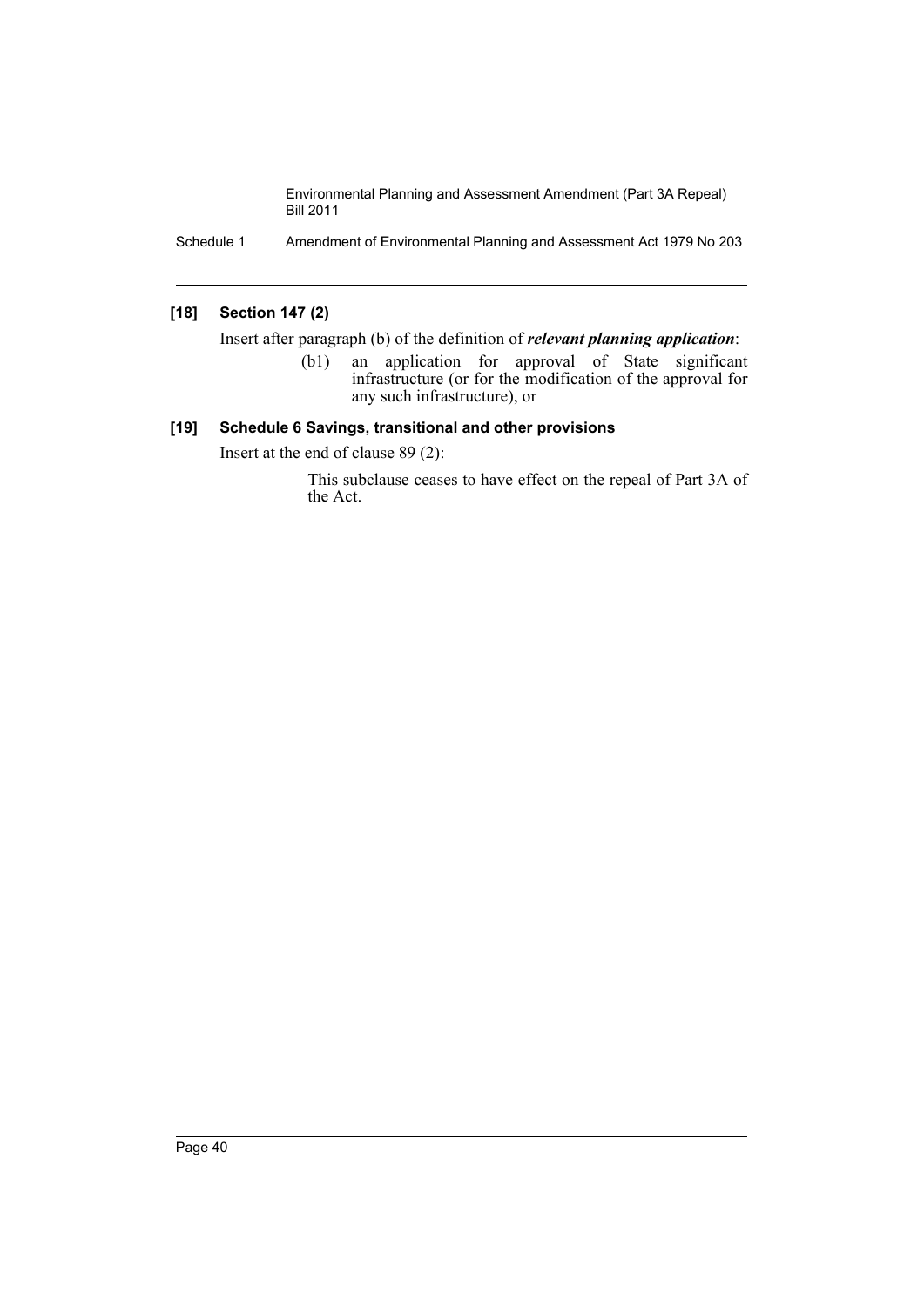### [18] Section 147 (2)

Insert after paragraph (b) of the definition of ***relevant planning application***:

(b1) an application for approval of State significant infrastructure (or for the modification of the approval for any such infrastructure), or

### [19] Schedule 6 Savings, transitional and other provisions

Insert at the end of clause 89 (2):

This subclause ceases to have effect on the repeal of Part 3A of the Act.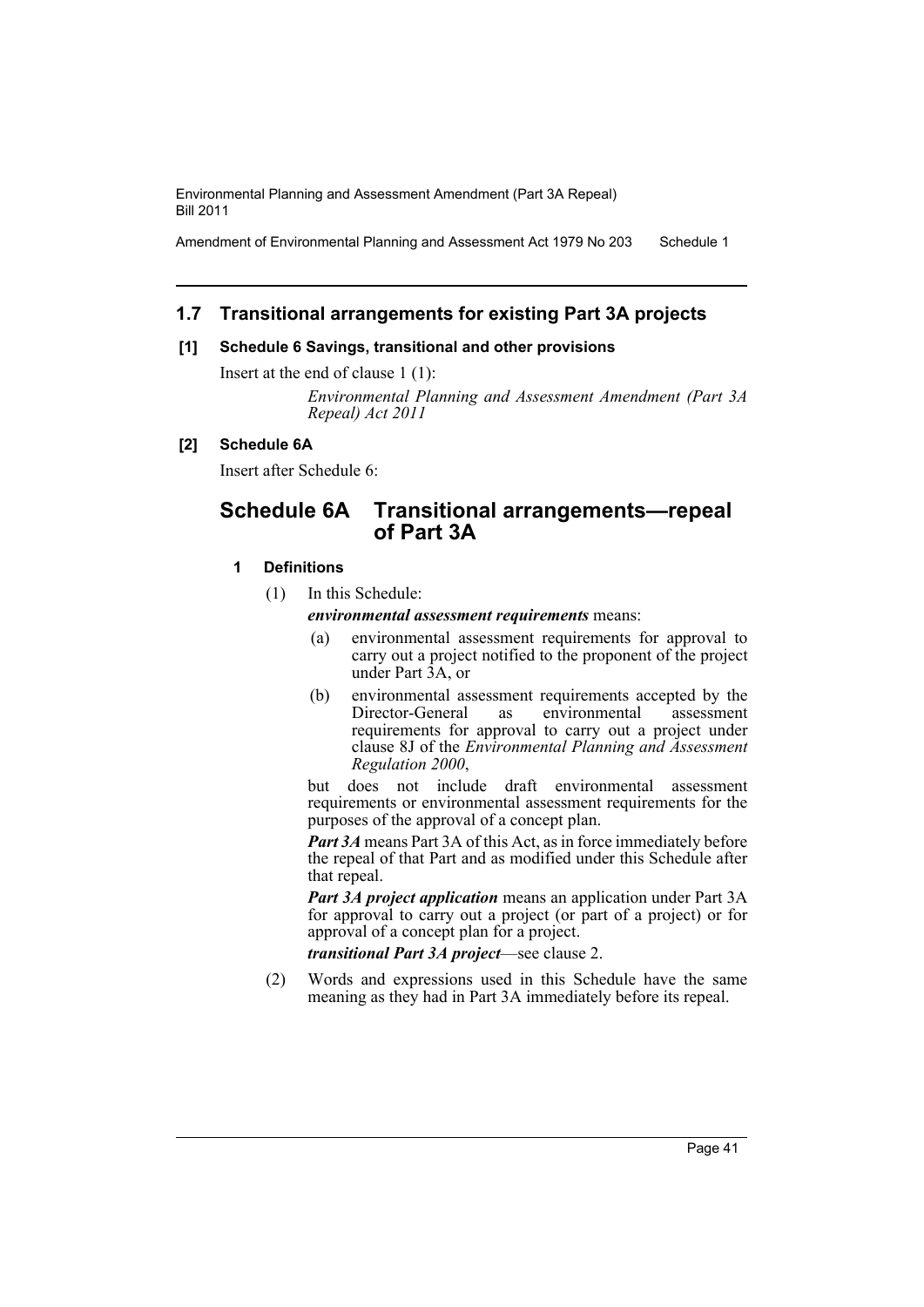## 1.7 Transitional arrangements for existing Part 3A projects

**[1] Schedule 6 Savings, transitional and other provisions**

Insert at the end of clause 1 (1):

*Environmental Planning and Assessment Amendment (Part 3A Repeal) Act 2011*

**[2] Schedule 6A**

Insert after Schedule 6:

# Schedule 6A Transitional arrangements—repeal of Part 3A

### 1 Definitions

(1) In this Schedule:

***environmental assessment requirements*** means:

- (a) environmental assessment requirements for approval to carry out a project notified to the proponent of the project under Part 3A, or
- (b) environmental assessment requirements accepted by the Director-General as environmental assessment requirements for approval to carry out a project under clause 8J of the *Environmental Planning and Assessment Regulation 2000*,

but does not include draft environmental assessment requirements or environmental assessment requirements for the purposes of the approval of a concept plan.

***Part 3A*** means Part 3A of this Act, as in force immediately before the repeal of that Part and as modified under this Schedule after that repeal.

***Part 3A project application*** means an application under Part 3A for approval to carry out a project (or part of a project) or for approval of a concept plan for a project.

***transitional Part 3A project***—see clause 2.

(2) Words and expressions used in this Schedule have the same meaning as they had in Part 3A immediately before its repeal.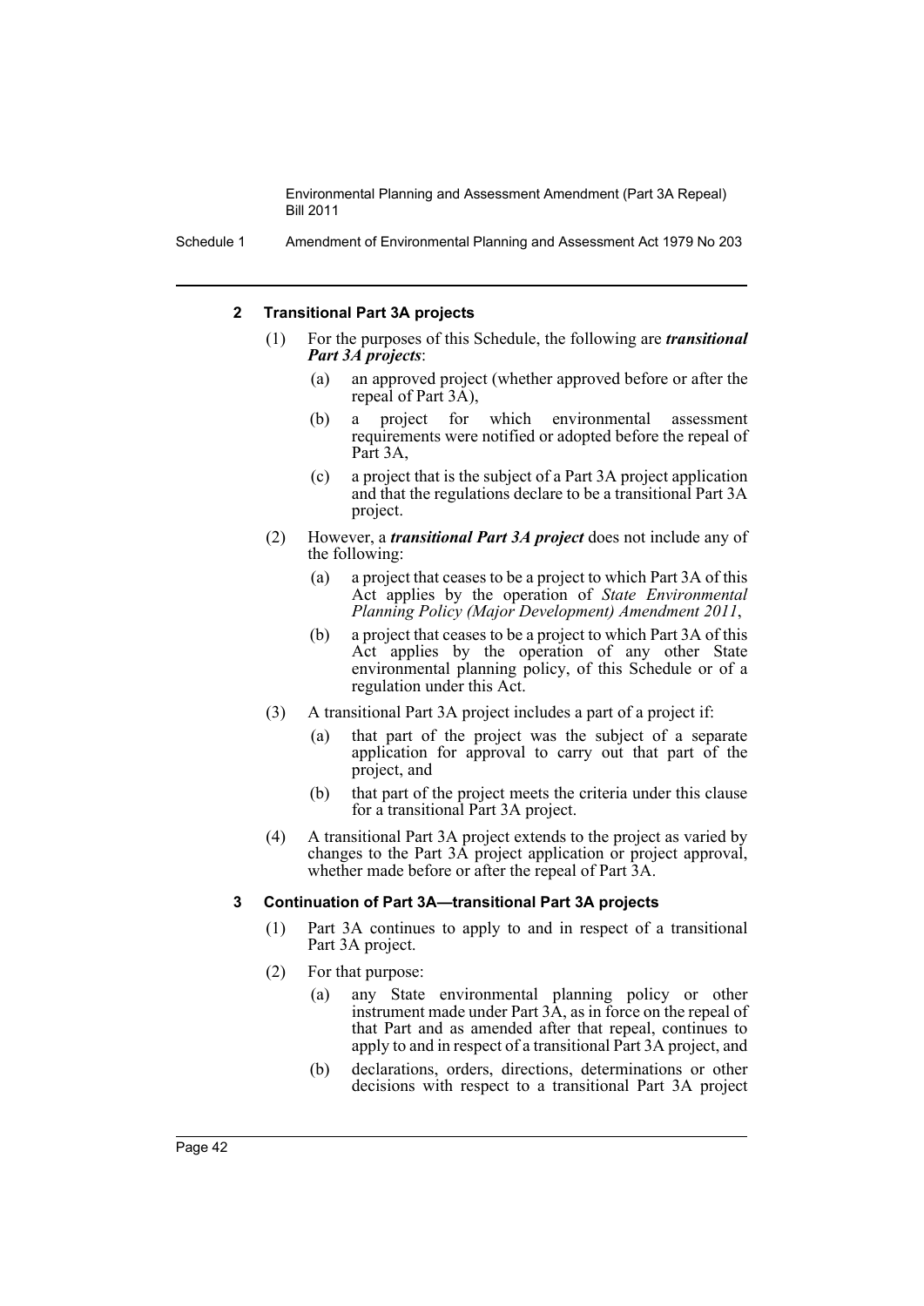### 2 Transitional Part 3A projects

(1) For the purposes of this Schedule, the following are ***transitional Part 3A projects***:

- (a) an approved project (whether approved before or after the repeal of Part 3A),
- (b) a project for which environmental assessment requirements were notified or adopted before the repeal of Part 3A,
- (c) a project that is the subject of a Part 3A project application and that the regulations declare to be a transitional Part 3A project.

(2) However, a ***transitional Part 3A project*** does not include any of the following:

- (a) a project that ceases to be a project to which Part 3A of this Act applies by the operation of *State Environmental Planning Policy (Major Development) Amendment 2011*,
- (b) a project that ceases to be a project to which Part 3A of this Act applies by the operation of any other State environmental planning policy, of this Schedule or of a regulation under this Act.

(3) A transitional Part 3A project includes a part of a project if:

- (a) that part of the project was the subject of a separate application for approval to carry out that part of the project, and
- (b) that part of the project meets the criteria under this clause for a transitional Part 3A project.

(4) A transitional Part 3A project extends to the project as varied by changes to the Part 3A project application or project approval, whether made before or after the repeal of Part 3A.

### 3 Continuation of Part 3A—transitional Part 3A projects

(1) Part 3A continues to apply to and in respect of a transitional Part 3A project.

(2) For that purpose:

- (a) any State environmental planning policy or other instrument made under Part 3A, as in force on the repeal of that Part and as amended after that repeal, continues to apply to and in respect of a transitional Part 3A project, and
- (b) declarations, orders, directions, determinations or other decisions with respect to a transitional Part 3A project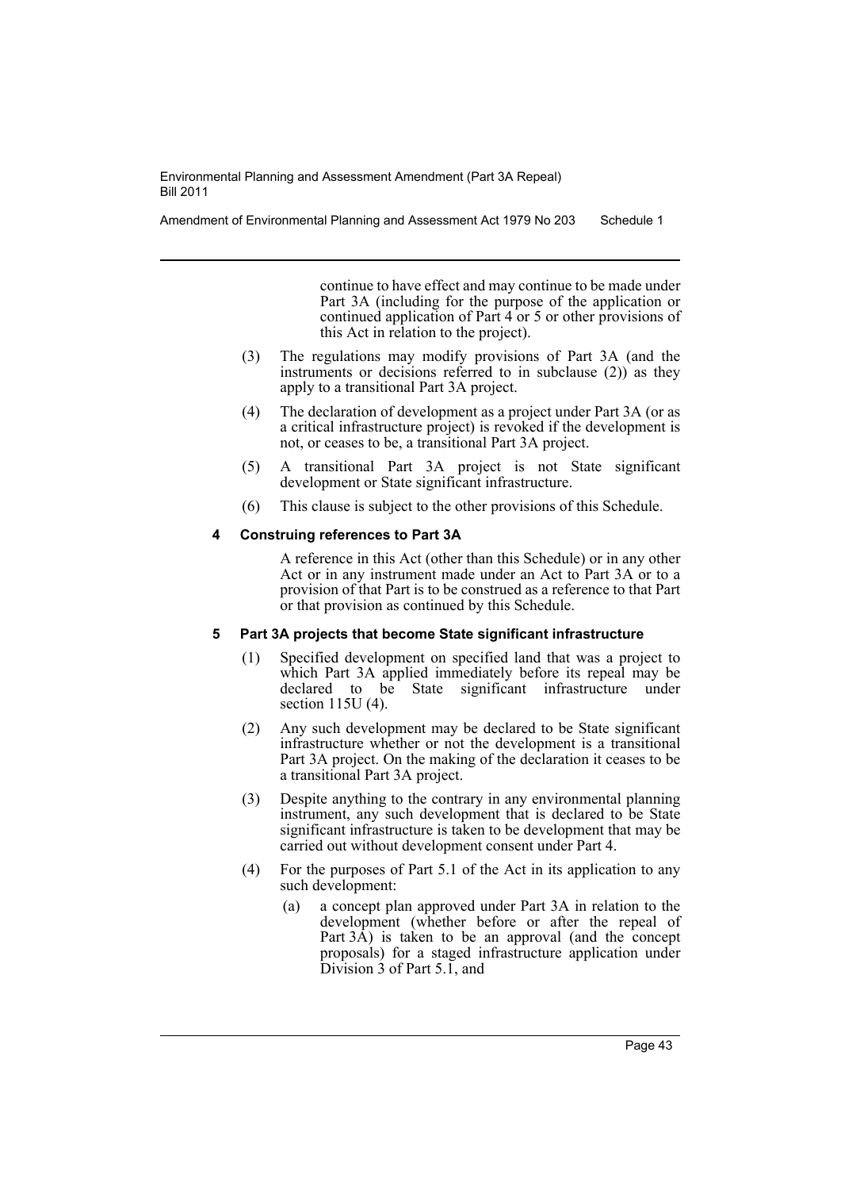continue to have effect and may continue to be made under Part 3A (including for the purpose of the application or continued application of Part 4 or 5 or other provisions of this Act in relation to the project).

(3) The regulations may modify provisions of Part 3A (and the instruments or decisions referred to in subclause (2)) as they apply to a transitional Part 3A project.

(4) The declaration of development as a project under Part 3A (or as a critical infrastructure project) is revoked if the development is not, or ceases to be, a transitional Part 3A project.

(5) A transitional Part 3A project is not State significant development or State significant infrastructure.

(6) This clause is subject to the other provisions of this Schedule.

**4 Construing references to Part 3A**

A reference in this Act (other than this Schedule) or in any other Act or in any instrument made under an Act to Part 3A or to a provision of that Part is to be construed as a reference to that Part or that provision as continued by this Schedule.

**5 Part 3A projects that become State significant infrastructure**

(1) Specified development on specified land that was a project to which Part 3A applied immediately before its repeal may be declared to be State significant infrastructure under section 115U (4).

(2) Any such development may be declared to be State significant infrastructure whether or not the development is a transitional Part 3A project. On the making of the declaration it ceases to be a transitional Part 3A project.

(3) Despite anything to the contrary in any environmental planning instrument, any such development that is declared to be State significant infrastructure is taken to be development that may be carried out without development consent under Part 4.

(4) For the purposes of Part 5.1 of the Act in its application to any such development:

(a) a concept plan approved under Part 3A in relation to the development (whether before or after the repeal of Part 3A) is taken to be an approval (and the concept proposals) for a staged infrastructure application under Division 3 of Part 5.1, and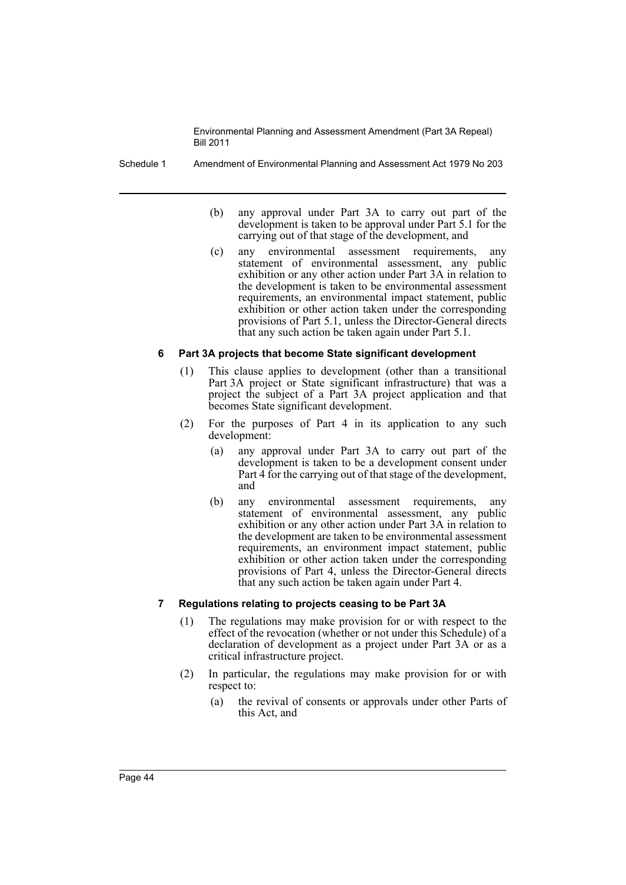(b) any approval under Part 3A to carry out part of the development is taken to be approval under Part 5.1 for the carrying out of that stage of the development, and

(c) any environmental assessment requirements, any statement of environmental assessment, any public exhibition or any other action under Part 3A in relation to the development is taken to be environmental assessment requirements, an environmental impact statement, public exhibition or other action taken under the corresponding provisions of Part 5.1, unless the Director-General directs that any such action be taken again under Part 5.1.

#### 6 Part 3A projects that become State significant development

(1) This clause applies to development (other than a transitional Part 3A project or State significant infrastructure) that was a project the subject of a Part 3A project application and that becomes State significant development.

(2) For the purposes of Part 4 in its application to any such development:

(a) any approval under Part 3A to carry out part of the development is taken to be a development consent under Part 4 for the carrying out of that stage of the development, and

(b) any environmental assessment requirements, any statement of environmental assessment, any public exhibition or any other action under Part 3A in relation to the development are taken to be environmental assessment requirements, an environment impact statement, public exhibition or other action taken under the corresponding provisions of Part 4, unless the Director-General directs that any such action be taken again under Part 4.

#### 7 Regulations relating to projects ceasing to be Part 3A

(1) The regulations may make provision for or with respect to the effect of the revocation (whether or not under this Schedule) of a declaration of development as a project under Part 3A or as a critical infrastructure project.

(2) In particular, the regulations may make provision for or with respect to:

(a) the revival of consents or approvals under other Parts of this Act, and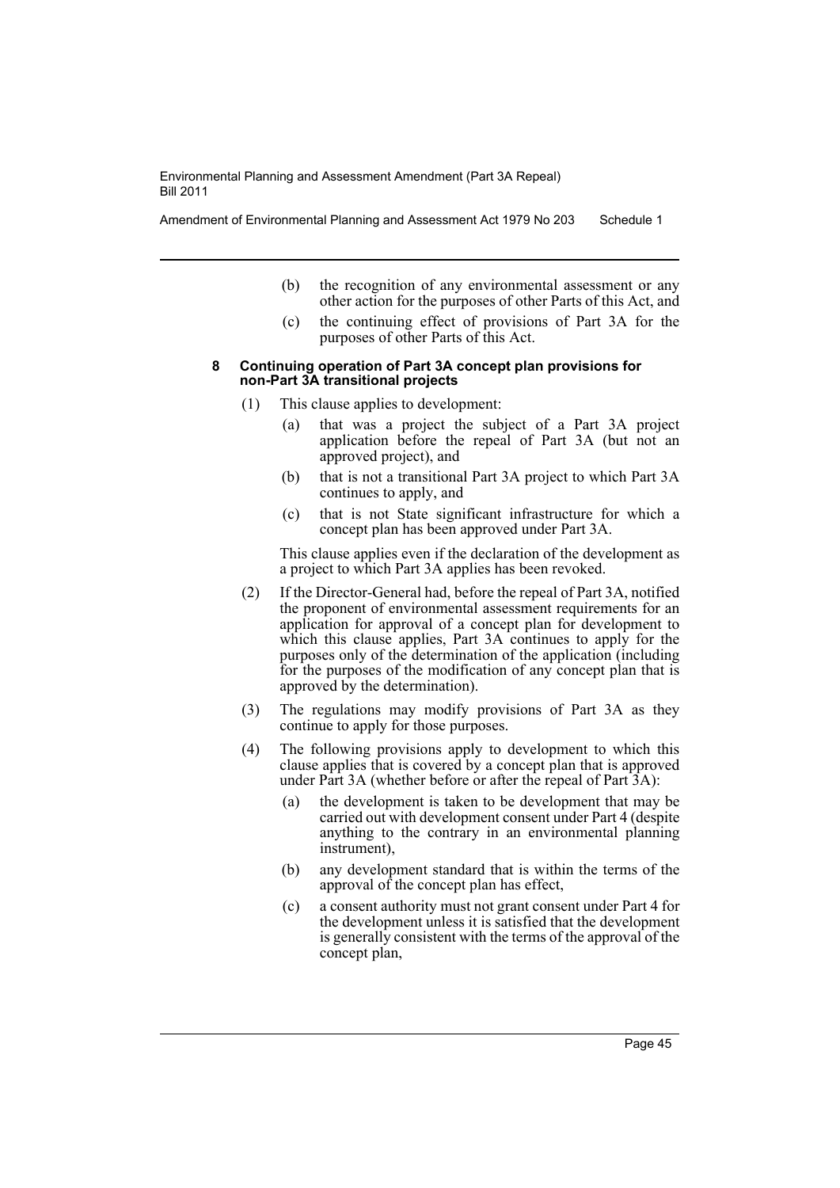(b) the recognition of any environmental assessment or any other action for the purposes of other Parts of this Act, and

(c) the continuing effect of provisions of Part 3A for the purposes of other Parts of this Act.

### 8 Continuing operation of Part 3A concept plan provisions for non-Part 3A transitional projects

(1) This clause applies to development:

(a) that was a project the subject of a Part 3A project application before the repeal of Part 3A (but not an approved project), and

(b) that is not a transitional Part 3A project to which Part 3A continues to apply, and

(c) that is not State significant infrastructure for which a concept plan has been approved under Part 3A.

This clause applies even if the declaration of the development as a project to which Part 3A applies has been revoked.

(2) If the Director-General had, before the repeal of Part 3A, notified the proponent of environmental assessment requirements for an application for approval of a concept plan for development to which this clause applies, Part 3A continues to apply for the purposes only of the determination of the application (including for the purposes of the modification of any concept plan that is approved by the determination).

(3) The regulations may modify provisions of Part 3A as they continue to apply for those purposes.

(4) The following provisions apply to development to which this clause applies that is covered by a concept plan that is approved under Part 3A (whether before or after the repeal of Part 3A):

(a) the development is taken to be development that may be carried out with development consent under Part 4 (despite anything to the contrary in an environmental planning instrument),

(b) any development standard that is within the terms of the approval of the concept plan has effect,

(c) a consent authority must not grant consent under Part 4 for the development unless it is satisfied that the development is generally consistent with the terms of the approval of the concept plan,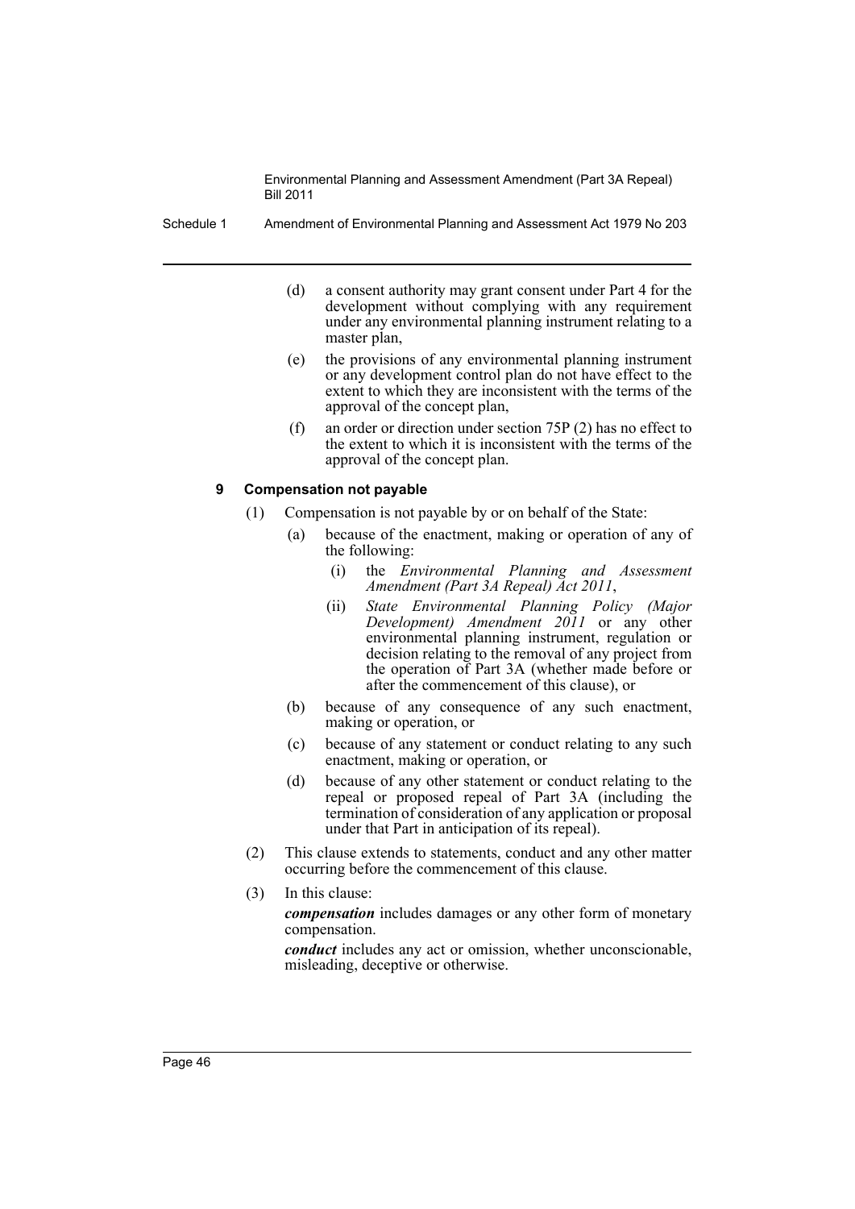(d) a consent authority may grant consent under Part 4 for the development without complying with any requirement under any environmental planning instrument relating to a master plan,

(e) the provisions of any environmental planning instrument or any development control plan do not have effect to the extent to which they are inconsistent with the terms of the approval of the concept plan,

(f) an order or direction under section 75P (2) has no effect to the extent to which it is inconsistent with the terms of the approval of the concept plan.

### 9 Compensation not payable

(1) Compensation is not payable by or on behalf of the State:

(a) because of the enactment, making or operation of any of the following:

(i) the *Environmental Planning and Assessment Amendment (Part 3A Repeal) Act 2011*,

(ii) *State Environmental Planning Policy (Major Development) Amendment 2011* or any other environmental planning instrument, regulation or decision relating to the removal of any project from the operation of Part 3A (whether made before or after the commencement of this clause), or

(b) because of any consequence of any such enactment, making or operation, or

(c) because of any statement or conduct relating to any such enactment, making or operation, or

(d) because of any other statement or conduct relating to the repeal or proposed repeal of Part 3A (including the termination of consideration of any application or proposal under that Part in anticipation of its repeal).

(2) This clause extends to statements, conduct and any other matter occurring before the commencement of this clause.

(3) In this clause:

***compensation*** includes damages or any other form of monetary compensation.

***conduct*** includes any act or omission, whether unconscionable, misleading, deceptive or otherwise.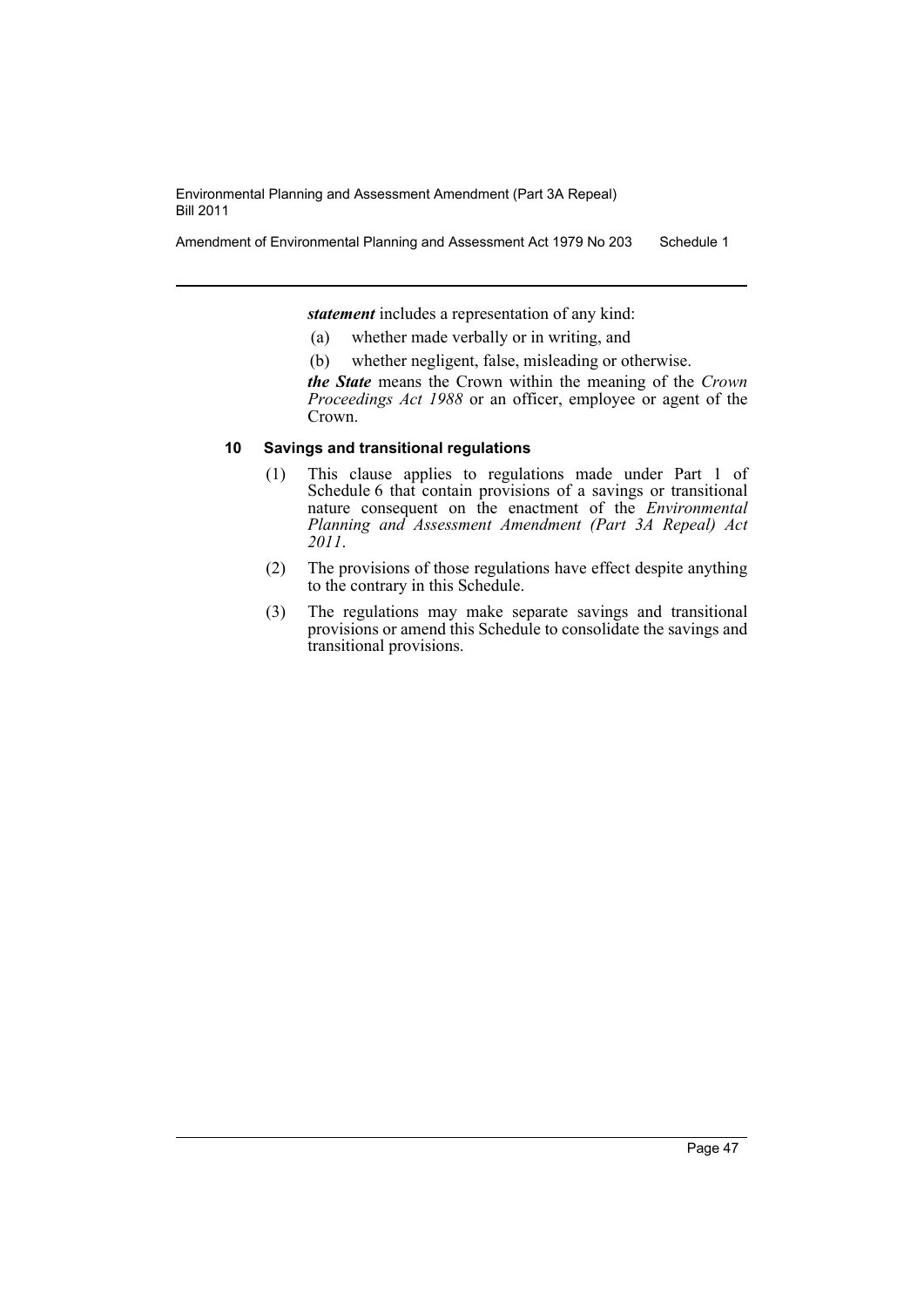***statement*** includes a representation of any kind:

(a) whether made verbally or in writing, and

(b) whether negligent, false, misleading or otherwise.

***the State*** means the Crown within the meaning of the *Crown Proceedings Act 1988* or an officer, employee or agent of the Crown.

#### 10 Savings and transitional regulations

(1) This clause applies to regulations made under Part 1 of Schedule 6 that contain provisions of a savings or transitional nature consequent on the enactment of the *Environmental Planning and Assessment Amendment (Part 3A Repeal) Act 2011*.

(2) The provisions of those regulations have effect despite anything to the contrary in this Schedule.

(3) The regulations may make separate savings and transitional provisions or amend this Schedule to consolidate the savings and transitional provisions.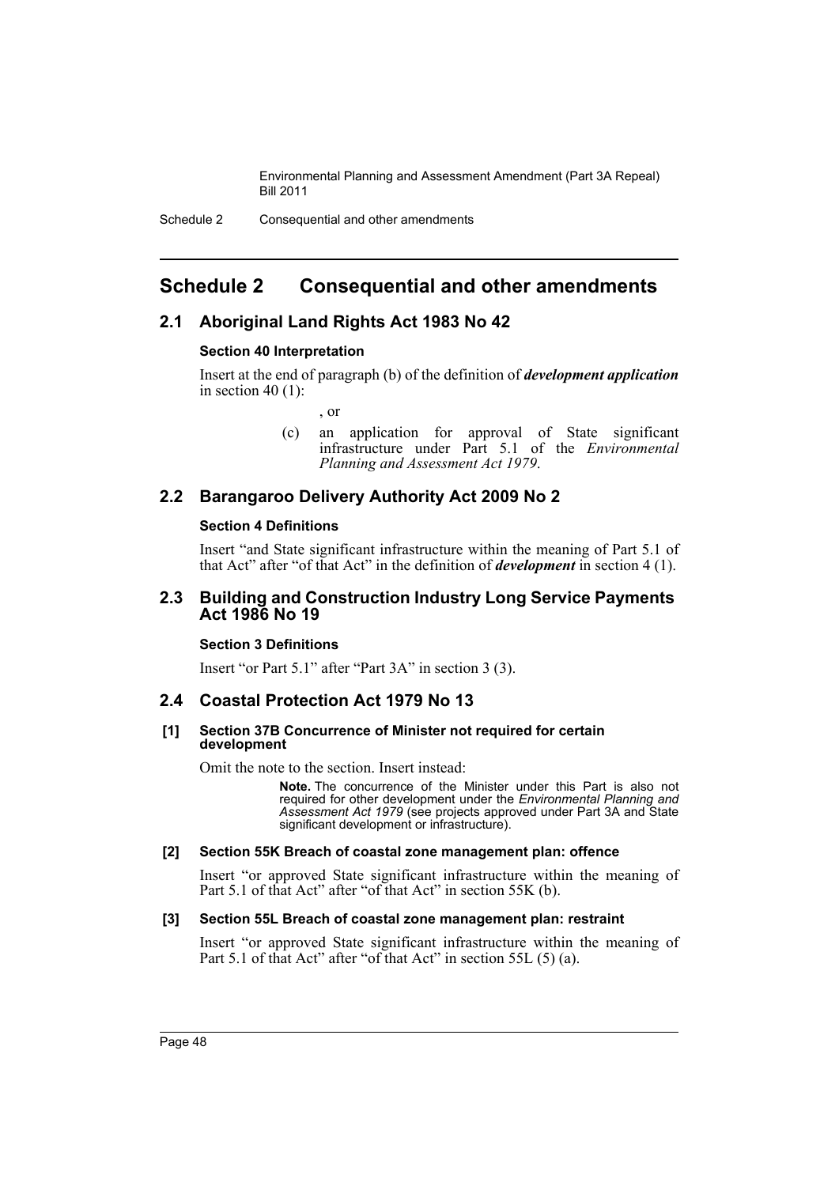# Schedule 2 Consequential and other amendments

## 2.1 Aboriginal Land Rights Act 1983 No 42

### Section 40 Interpretation

Insert at the end of paragraph (b) of the definition of ***development application*** in section 40 (1):

, or

(c) an application for approval of State significant infrastructure under Part 5.1 of the *Environmental Planning and Assessment Act 1979*.

## 2.2 Barangaroo Delivery Authority Act 2009 No 2

### Section 4 Definitions

Insert "and State significant infrastructure within the meaning of Part 5.1 of that Act" after "of that Act" in the definition of ***development*** in section 4 (1).

## 2.3 Building and Construction Industry Long Service Payments Act 1986 No 19

### Section 3 Definitions

Insert "or Part 5.1" after "Part 3A" in section 3 (3).

## 2.4 Coastal Protection Act 1979 No 13

### [1] Section 37B Concurrence of Minister not required for certain development

Omit the note to the section. Insert instead:

> **Note.** The concurrence of the Minister under this Part is also not required for other development under the *Environmental Planning and Assessment Act 1979* (see projects approved under Part 3A and State significant development or infrastructure).

### [2] Section 55K Breach of coastal zone management plan: offence

Insert "or approved State significant infrastructure within the meaning of Part 5.1 of that Act" after "of that Act" in section 55K (b).

### [3] Section 55L Breach of coastal zone management plan: restraint

Insert "or approved State significant infrastructure within the meaning of Part 5.1 of that Act" after "of that Act" in section 55L (5) (a).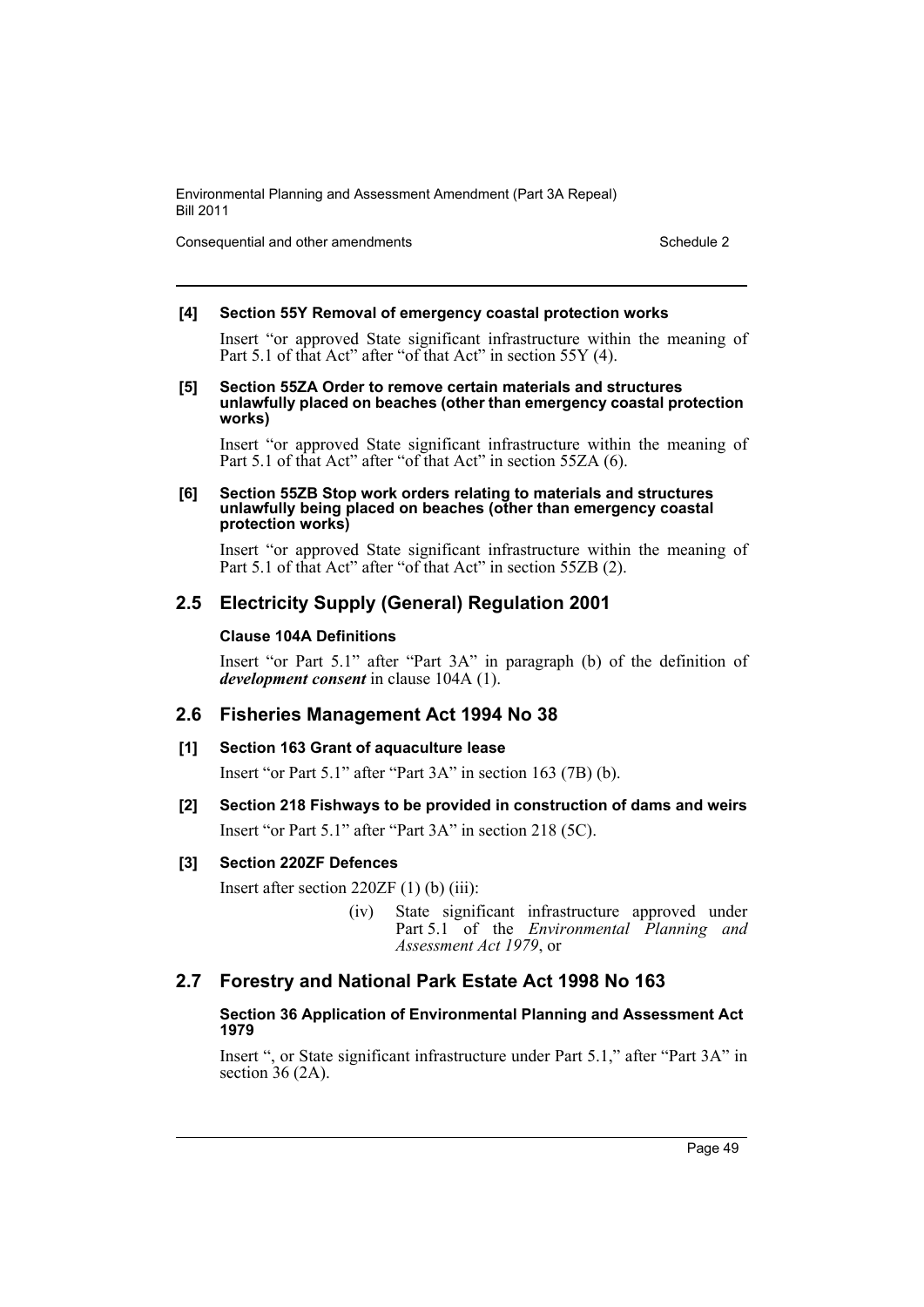**[4] Section 55Y Removal of emergency coastal protection works**

Insert "or approved State significant infrastructure within the meaning of Part 5.1 of that Act" after "of that Act" in section 55Y (4).

**[5] Section 55ZA Order to remove certain materials and structures unlawfully placed on beaches (other than emergency coastal protection works)**

Insert "or approved State significant infrastructure within the meaning of Part 5.1 of that Act" after "of that Act" in section 55ZA (6).

**[6] Section 55ZB Stop work orders relating to materials and structures unlawfully being placed on beaches (other than emergency coastal protection works)**

Insert "or approved State significant infrastructure within the meaning of Part 5.1 of that Act" after "of that Act" in section 55ZB (2).

## 2.5 Electricity Supply (General) Regulation 2001

**Clause 104A Definitions**

Insert "or Part 5.1" after "Part 3A" in paragraph (b) of the definition of ***development consent*** in clause 104A (1).

## 2.6 Fisheries Management Act 1994 No 38

**[1] Section 163 Grant of aquaculture lease**

Insert "or Part 5.1" after "Part 3A" in section 163 (7B) (b).

**[2] Section 218 Fishways to be provided in construction of dams and weirs**

Insert "or Part 5.1" after "Part 3A" in section 218 (5C).

**[3] Section 220ZF Defences**

Insert after section 220ZF (1) (b) (iii):

> (iv) State significant infrastructure approved under Part 5.1 of the *Environmental Planning and Assessment Act 1979*, or

## 2.7 Forestry and National Park Estate Act 1998 No 163

**Section 36 Application of Environmental Planning and Assessment Act 1979**

Insert ", or State significant infrastructure under Part 5.1," after "Part 3A" in section 36 (2A).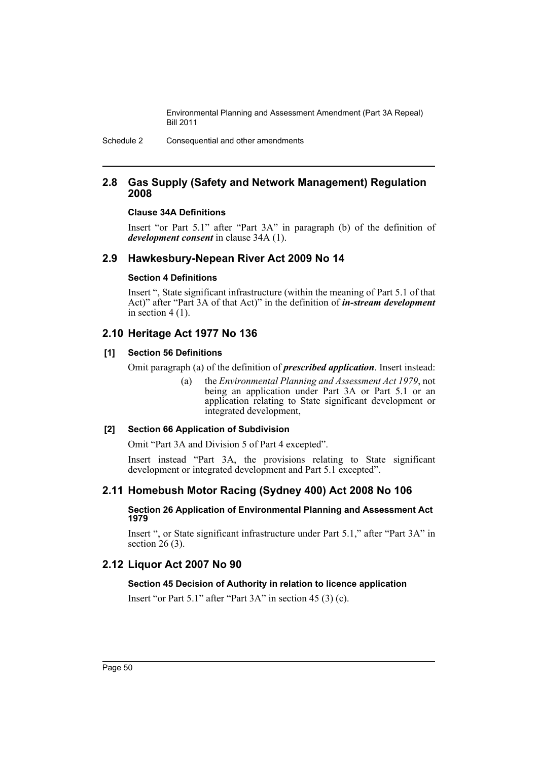## 2.8 Gas Supply (Safety and Network Management) Regulation 2008

### Clause 34A Definitions

Insert "or Part 5.1" after "Part 3A" in paragraph (b) of the definition of ***development consent*** in clause 34A (1).

## 2.9 Hawkesbury-Nepean River Act 2009 No 14

### Section 4 Definitions

Insert ", State significant infrastructure (within the meaning of Part 5.1 of that Act)" after "Part 3A of that Act)" in the definition of ***in-stream development*** in section 4 (1).

## 2.10 Heritage Act 1977 No 136

### [1] Section 56 Definitions

Omit paragraph (a) of the definition of ***prescribed application***. Insert instead:

> (a) the *Environmental Planning and Assessment Act 1979*, not being an application under Part 3A or Part 5.1 or an application relating to State significant development or integrated development,

### [2] Section 66 Application of Subdivision

Omit "Part 3A and Division 5 of Part 4 excepted".

Insert instead "Part 3A, the provisions relating to State significant development or integrated development and Part 5.1 excepted".

## 2.11 Homebush Motor Racing (Sydney 400) Act 2008 No 106

### Section 26 Application of Environmental Planning and Assessment Act 1979

Insert ", or State significant infrastructure under Part 5.1," after "Part 3A" in section 26 (3).

## 2.12 Liquor Act 2007 No 90

### Section 45 Decision of Authority in relation to licence application

Insert "or Part 5.1" after "Part 3A" in section 45 (3) (c).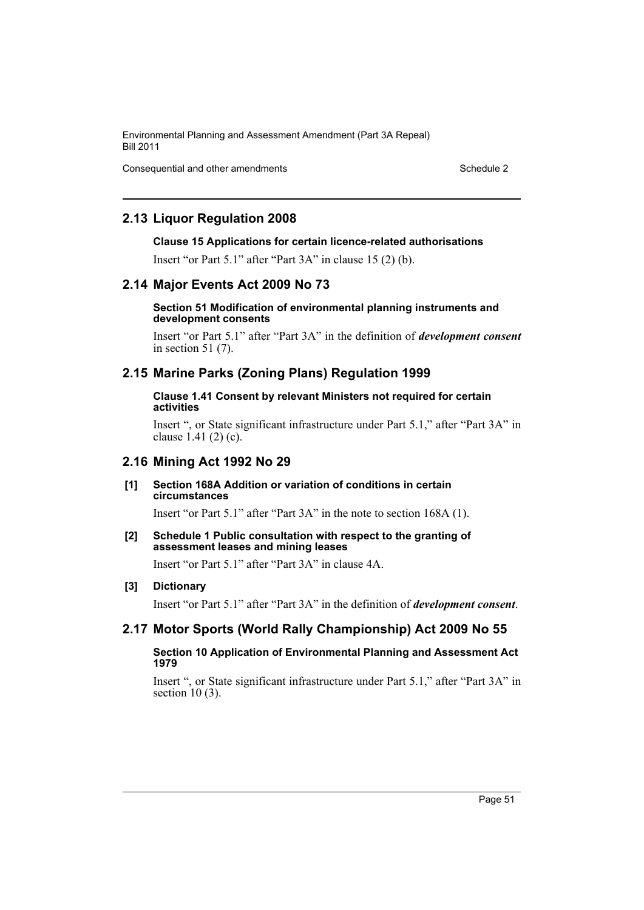## 2.13 Liquor Regulation 2008

**Clause 15 Applications for certain licence-related authorisations**

Insert "or Part 5.1" after "Part 3A" in clause 15 (2) (b).

## 2.14 Major Events Act 2009 No 73

**Section 51 Modification of environmental planning instruments and development consents**

Insert "or Part 5.1" after "Part 3A" in the definition of ***development consent*** in section 51 (7).

## 2.15 Marine Parks (Zoning Plans) Regulation 1999

**Clause 1.41 Consent by relevant Ministers not required for certain activities**

Insert ", or State significant infrastructure under Part 5.1," after "Part 3A" in clause 1.41 (2) (c).

## 2.16 Mining Act 1992 No 29

**[1] Section 168A Addition or variation of conditions in certain circumstances**

Insert "or Part 5.1" after "Part 3A" in the note to section 168A (1).

**[2] Schedule 1 Public consultation with respect to the granting of assessment leases and mining leases**

Insert "or Part 5.1" after "Part 3A" in clause 4A.

**[3] Dictionary**

Insert "or Part 5.1" after "Part 3A" in the definition of ***development consent***.

## 2.17 Motor Sports (World Rally Championship) Act 2009 No 55

**Section 10 Application of Environmental Planning and Assessment Act 1979**

Insert ", or State significant infrastructure under Part 5.1," after "Part 3A" in section 10 (3).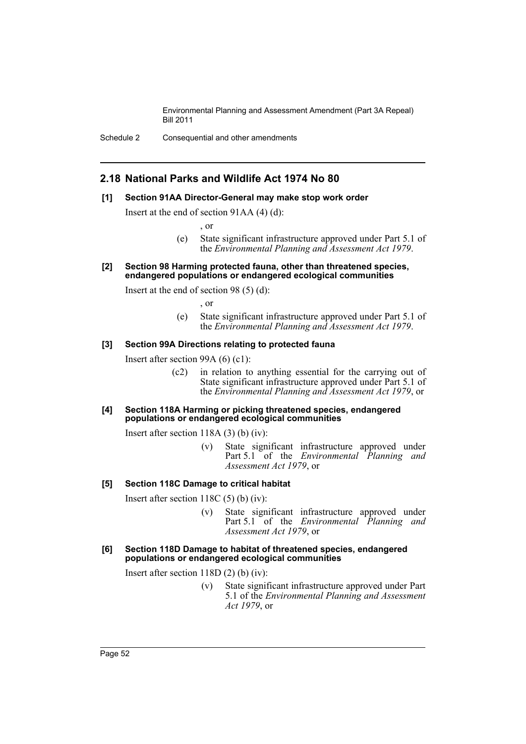## 2.18 National Parks and Wildlife Act 1974 No 80

**[1] Section 91AA Director-General may make stop work order**

Insert at the end of section 91AA (4) (d):

, or

(e) State significant infrastructure approved under Part 5.1 of the *Environmental Planning and Assessment Act 1979*.

**[2] Section 98 Harming protected fauna, other than threatened species, endangered populations or endangered ecological communities**

Insert at the end of section 98 (5) (d):

, or

(e) State significant infrastructure approved under Part 5.1 of the *Environmental Planning and Assessment Act 1979*.

**[3] Section 99A Directions relating to protected fauna**

Insert after section 99A (6) (c1):

(c2) in relation to anything essential for the carrying out of State significant infrastructure approved under Part 5.1 of the *Environmental Planning and Assessment Act 1979*, or

**[4] Section 118A Harming or picking threatened species, endangered populations or endangered ecological communities**

Insert after section 118A (3) (b) (iv):

(v) State significant infrastructure approved under Part 5.1 of the *Environmental Planning and Assessment Act 1979*, or

**[5] Section 118C Damage to critical habitat**

Insert after section 118C (5) (b) (iv):

(v) State significant infrastructure approved under Part 5.1 of the *Environmental Planning and Assessment Act 1979*, or

**[6] Section 118D Damage to habitat of threatened species, endangered populations or endangered ecological communities**

Insert after section 118D (2) (b) (iv):

(v) State significant infrastructure approved under Part 5.1 of the *Environmental Planning and Assessment Act 1979*, or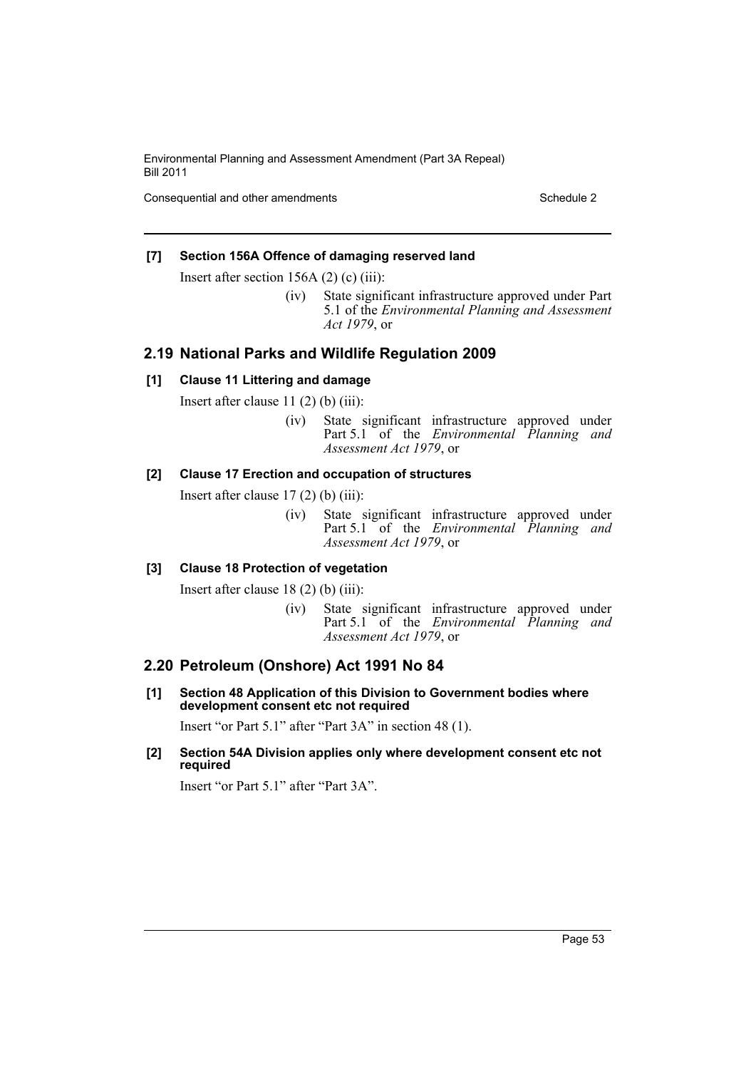#### [7] Section 156A Offence of damaging reserved land

Insert after section 156A (2) (c) (iii):

> (iv) State significant infrastructure approved under Part 5.1 of the *Environmental Planning and Assessment Act 1979*, or

## 2.19 National Parks and Wildlife Regulation 2009

#### [1] Clause 11 Littering and damage

Insert after clause 11 (2) (b) (iii):

> (iv) State significant infrastructure approved under Part 5.1 of the *Environmental Planning and Assessment Act 1979*, or

#### [2] Clause 17 Erection and occupation of structures

Insert after clause 17 (2) (b) (iii):

> (iv) State significant infrastructure approved under Part 5.1 of the *Environmental Planning and Assessment Act 1979*, or

#### [3] Clause 18 Protection of vegetation

Insert after clause 18 (2) (b) (iii):

> (iv) State significant infrastructure approved under Part 5.1 of the *Environmental Planning and Assessment Act 1979*, or

## 2.20 Petroleum (Onshore) Act 1991 No 84

#### [1] Section 48 Application of this Division to Government bodies where development consent etc not required

Insert "or Part 5.1" after "Part 3A" in section 48 (1).

#### [2] Section 54A Division applies only where development consent etc not required

Insert "or Part 5.1" after "Part 3A".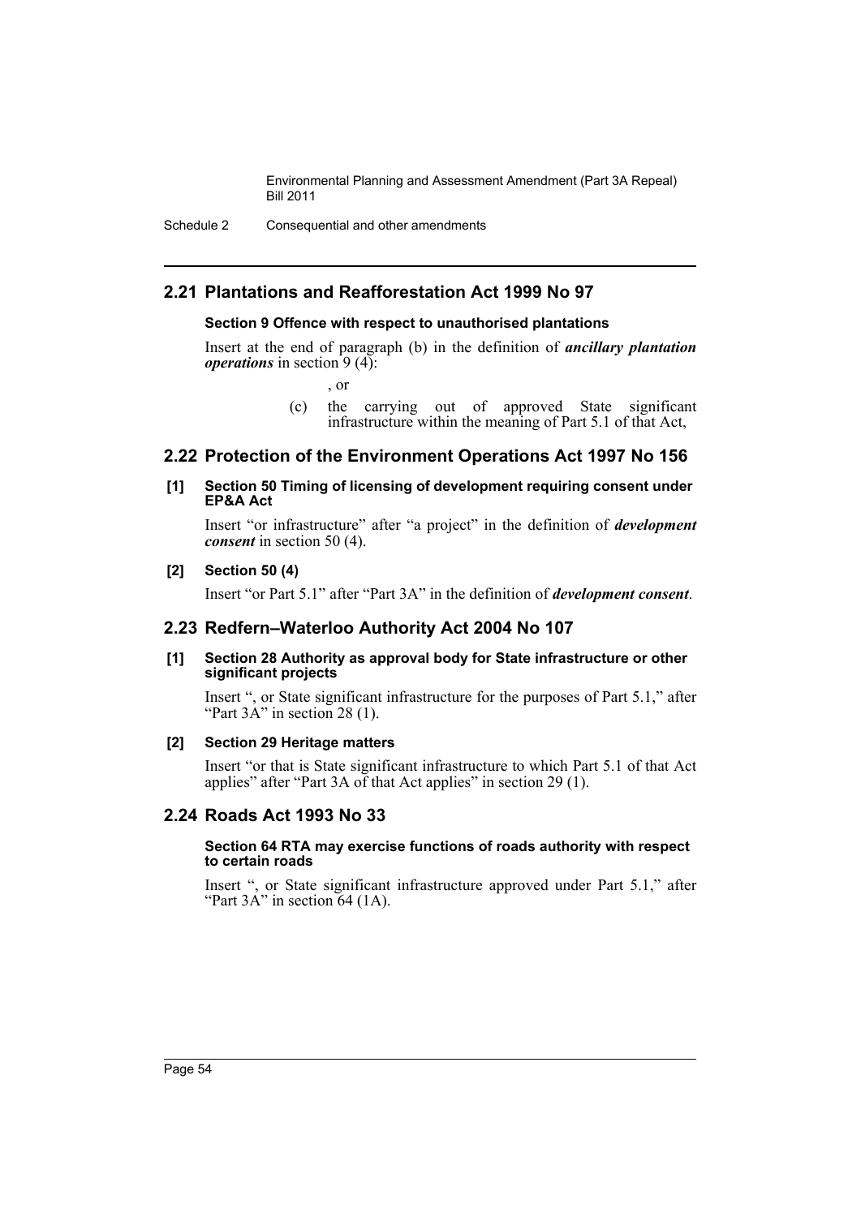## 2.21 Plantations and Reafforestation Act 1999 No 97

### Section 9 Offence with respect to unauthorised plantations

Insert at the end of paragraph (b) in the definition of ***ancillary plantation operations*** in section 9 (4):

, or

(c) the carrying out of approved State significant infrastructure within the meaning of Part 5.1 of that Act,

## 2.22 Protection of the Environment Operations Act 1997 No 156

### [1] Section 50 Timing of licensing of development requiring consent under EP&A Act

Insert "or infrastructure" after "a project" in the definition of ***development consent*** in section 50 (4).

### [2] Section 50 (4)

Insert "or Part 5.1" after "Part 3A" in the definition of ***development consent***.

## 2.23 Redfern–Waterloo Authority Act 2004 No 107

### [1] Section 28 Authority as approval body for State infrastructure or other significant projects

Insert ", or State significant infrastructure for the purposes of Part 5.1," after "Part 3A" in section 28 (1).

### [2] Section 29 Heritage matters

Insert "or that is State significant infrastructure to which Part 5.1 of that Act applies" after "Part 3A of that Act applies" in section 29 (1).

## 2.24 Roads Act 1993 No 33

### Section 64 RTA may exercise functions of roads authority with respect to certain roads

Insert ", or State significant infrastructure approved under Part 5.1," after "Part 3A" in section 64 (1A).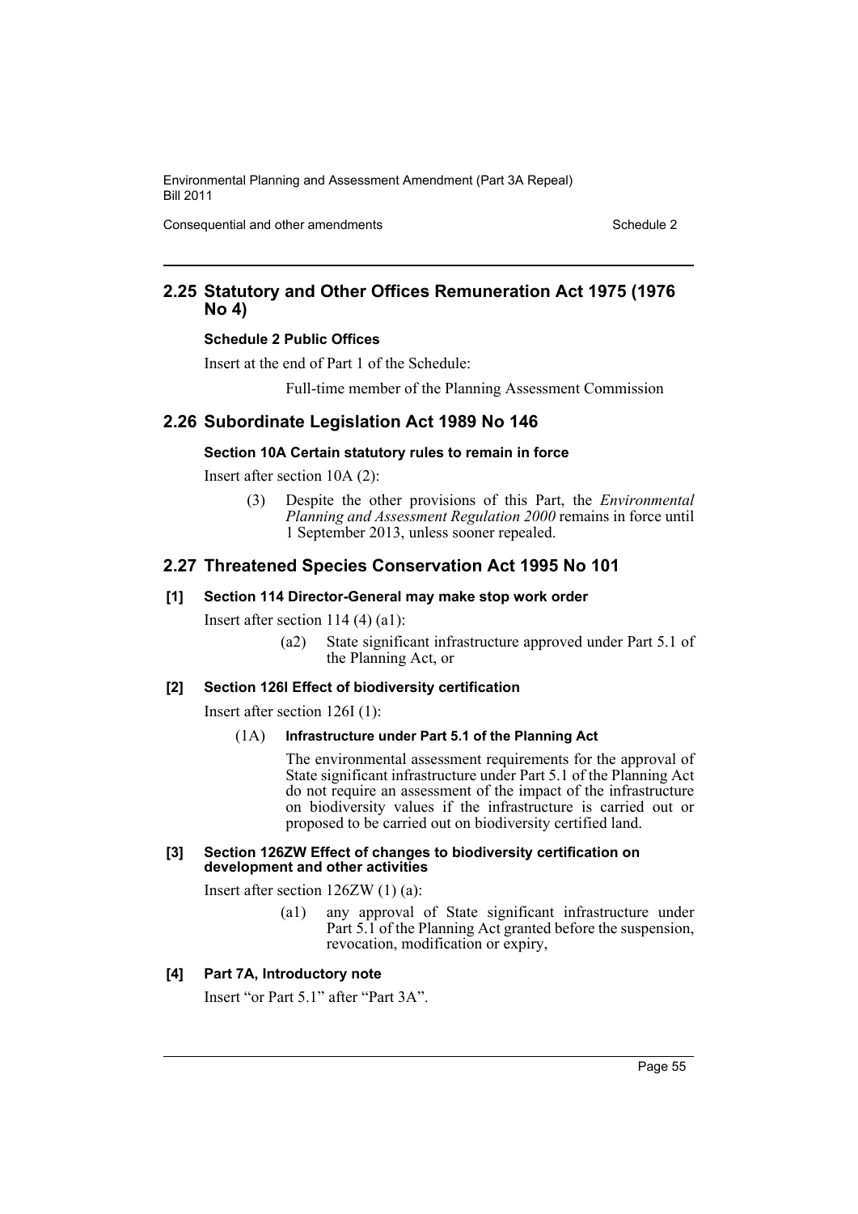## 2.25 Statutory and Other Offices Remuneration Act 1975 (1976 No 4)

### Schedule 2 Public Offices

Insert at the end of Part 1 of the Schedule:

Full-time member of the Planning Assessment Commission

## 2.26 Subordinate Legislation Act 1989 No 146

### Section 10A Certain statutory rules to remain in force

Insert after section 10A (2):

(3) Despite the other provisions of this Part, the *Environmental Planning and Assessment Regulation 2000* remains in force until 1 September 2013, unless sooner repealed.

## 2.27 Threatened Species Conservation Act 1995 No 101

### [1] Section 114 Director-General may make stop work order

Insert after section 114 (4) (a1):

(a2) State significant infrastructure approved under Part 5.1 of the Planning Act, or

### [2] Section 126I Effect of biodiversity certification

Insert after section 126I (1):

(1A) **Infrastructure under Part 5.1 of the Planning Act**

The environmental assessment requirements for the approval of State significant infrastructure under Part 5.1 of the Planning Act do not require an assessment of the impact of the infrastructure on biodiversity values if the infrastructure is carried out or proposed to be carried out on biodiversity certified land.

### [3] Section 126ZW Effect of changes to biodiversity certification on development and other activities

Insert after section 126ZW (1) (a):

(a1) any approval of State significant infrastructure under Part 5.1 of the Planning Act granted before the suspension, revocation, modification or expiry,

### [4] Part 7A, Introductory note

Insert "or Part 5.1" after "Part 3A".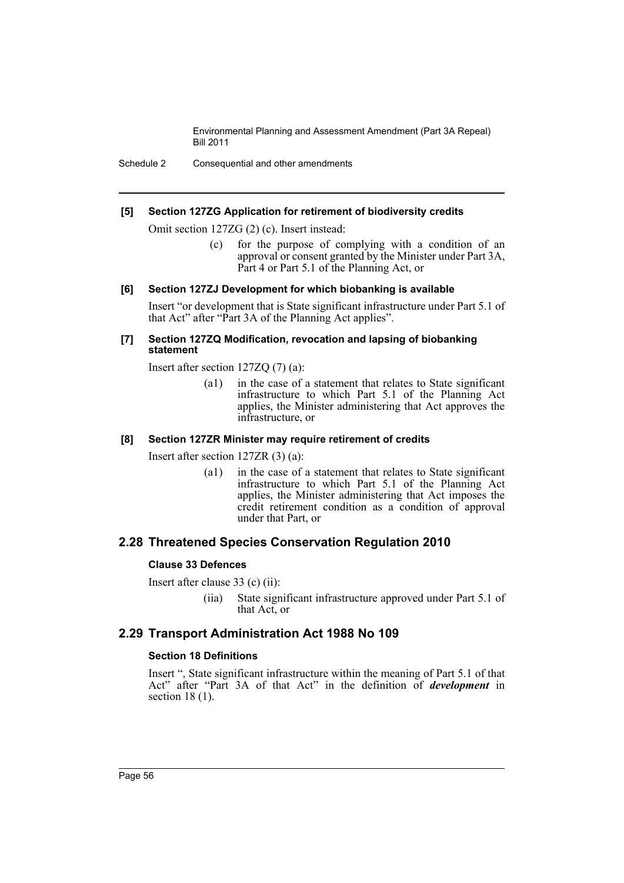**[5] Section 127ZG Application for retirement of biodiversity credits**

Omit section 127ZG (2) (c). Insert instead:

> (c) for the purpose of complying with a condition of an approval or consent granted by the Minister under Part 3A, Part 4 or Part 5.1 of the Planning Act, or

**[6] Section 127ZJ Development for which biobanking is available**

Insert "or development that is State significant infrastructure under Part 5.1 of that Act" after "Part 3A of the Planning Act applies".

**[7] Section 127ZQ Modification, revocation and lapsing of biobanking statement**

Insert after section 127ZQ (7) (a):

> (a1) in the case of a statement that relates to State significant infrastructure to which Part 5.1 of the Planning Act applies, the Minister administering that Act approves the infrastructure, or

**[8] Section 127ZR Minister may require retirement of credits**

Insert after section 127ZR (3) (a):

> (a1) in the case of a statement that relates to State significant infrastructure to which Part 5.1 of the Planning Act applies, the Minister administering that Act imposes the credit retirement condition as a condition of approval under that Part, or

## 2.28 Threatened Species Conservation Regulation 2010

**Clause 33 Defences**

Insert after clause 33 (c) (ii):

> (iia) State significant infrastructure approved under Part 5.1 of that Act, or

## 2.29 Transport Administration Act 1988 No 109

**Section 18 Definitions**

Insert ", State significant infrastructure within the meaning of Part 5.1 of that Act" after "Part 3A of that Act" in the definition of ***development*** in section 18 (1).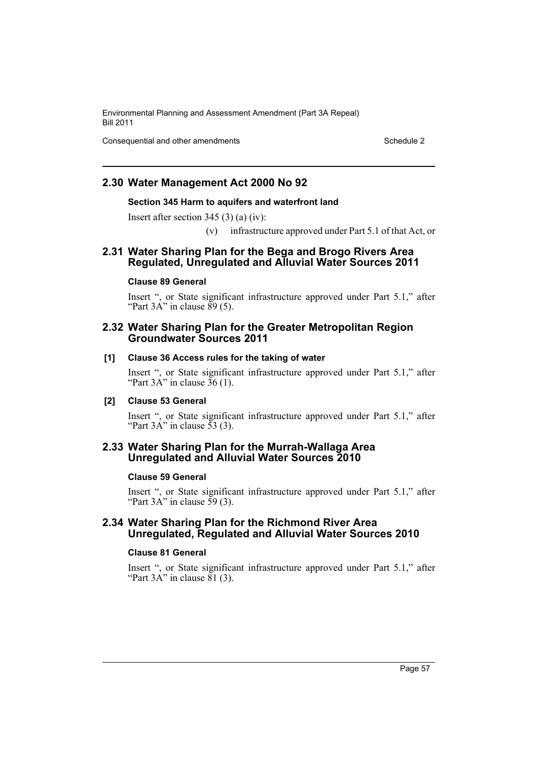## 2.30 Water Management Act 2000 No 92

### Section 345 Harm to aquifers and waterfront land

Insert after section 345 (3) (a) (iv):

(v) infrastructure approved under Part 5.1 of that Act, or

## 2.31 Water Sharing Plan for the Bega and Brogo Rivers Area Regulated, Unregulated and Alluvial Water Sources 2011

### Clause 89 General

Insert ", or State significant infrastructure approved under Part 5.1," after "Part 3A" in clause 89 (5).

## 2.32 Water Sharing Plan for the Greater Metropolitan Region Groundwater Sources 2011

### [1] Clause 36 Access rules for the taking of water

Insert ", or State significant infrastructure approved under Part 5.1," after "Part 3A" in clause 36 (1).

### [2] Clause 53 General

Insert ", or State significant infrastructure approved under Part 5.1," after "Part 3A" in clause 53 (3).

## 2.33 Water Sharing Plan for the Murrah-Wallaga Area Unregulated and Alluvial Water Sources 2010

### Clause 59 General

Insert ", or State significant infrastructure approved under Part 5.1," after "Part 3A" in clause 59 (3).

## 2.34 Water Sharing Plan for the Richmond River Area Unregulated, Regulated and Alluvial Water Sources 2010

### Clause 81 General

Insert ", or State significant infrastructure approved under Part 5.1," after "Part 3A" in clause 81 (3).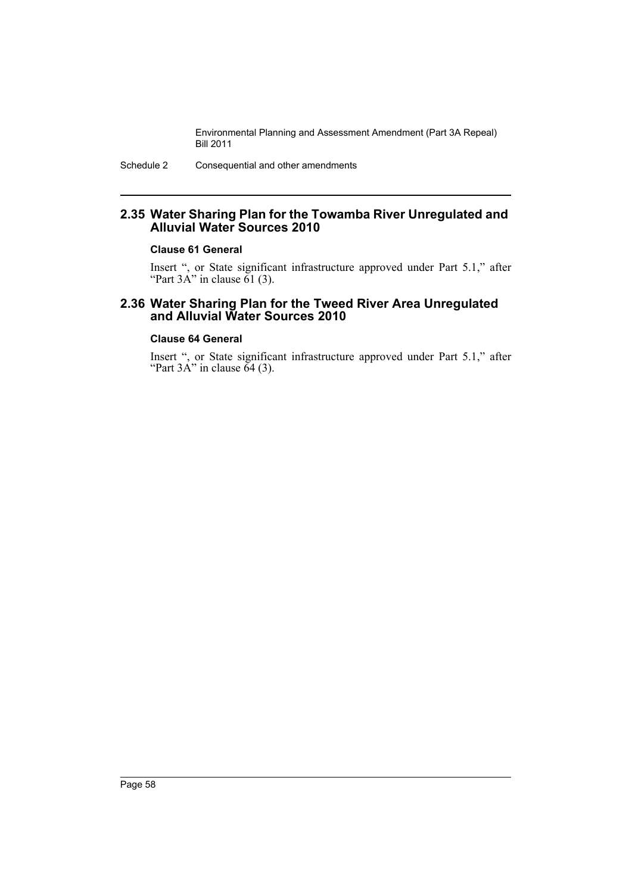## 2.35 Water Sharing Plan for the Towamba River Unregulated and Alluvial Water Sources 2010

### Clause 61 General

Insert ", or State significant infrastructure approved under Part 5.1," after "Part 3A" in clause 61 (3).

## 2.36 Water Sharing Plan for the Tweed River Area Unregulated and Alluvial Water Sources 2010

### Clause 64 General

Insert ", or State significant infrastructure approved under Part 5.1," after "Part 3A" in clause 64 (3).